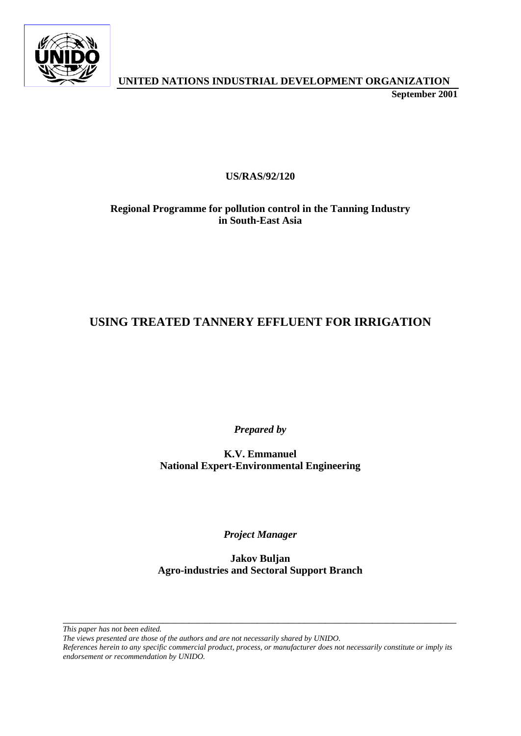**UNITED NATIONS INDUSTRIAL DEVELOPMENT ORGANIZATION**

**September 2001**

**US/RAS/92/120**

**Regional Programme for pollution control in the Tanning Industry in South-East Asia**

# USING TREATED TANNERY EFFLUENT FOR IRRIGATION

*Prepared by*

**K.V. Emmanuel**
**National Expert-Environmental Engineering**

*Project Manager*

**Jakov Buljan**
**Agro-industries and Sectoral Support Branch**

---

*This paper has not been edited.*
*The views presented are those of the authors and are not necessarily shared by UNIDO.*
*References herein to any specific commercial product, process, or manufacturer does not necessarily constitute or imply its endorsement or recommendation by UNIDO.*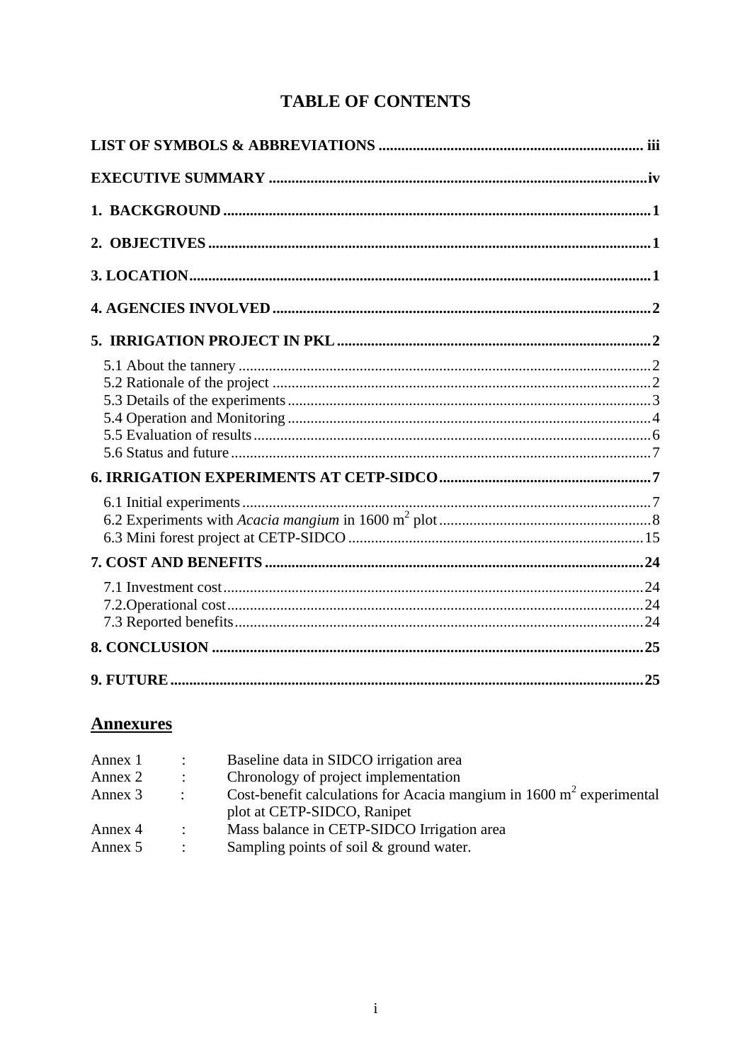# TABLE OF CONTENTS

**LIST OF SYMBOLS & ABBREVIATIONS** ..... iii

**EXECUTIVE SUMMARY** ..... iv

**1. BACKGROUND** ..... 1

**2. OBJECTIVES** ..... 1

**3. LOCATION** ..... 1

**4. AGENCIES INVOLVED** ..... 2

**5. IRRIGATION PROJECT IN PKL** ..... 2

- 5.1 About the tannery ..... 2
- 5.2 Rationale of the project ..... 2
- 5.3 Details of the experiments ..... 3
- 5.4 Operation and Monitoring ..... 4
- 5.5 Evaluation of results ..... 6
- 5.6 Status and future ..... 7

**6. IRRIGATION EXPERIMENTS AT CETP-SIDCO** ..... 7

- 6.1 Initial experiments ..... 7
- 6.2 Experiments with *Acacia mangium* in 1600 $m^2$ plot ..... 8
- 6.3 Mini forest project at CETP-SIDCO ..... 15

**7. COST AND BENEFITS** ..... 24

- 7.1 Investment cost ..... 24
- 7.2.Operational cost ..... 24
- 7.3 Reported benefits ..... 24

**8. CONCLUSION** ..... 25

**9. FUTURE** ..... 25

## Annexures

| | | |
|---|---|---|
| Annex 1 | : | Baseline data in SIDCO irrigation area |
| Annex 2 | : | Chronology of project implementation |
| Annex 3 | : | Cost-benefit calculations for Acacia mangium in 1600 $m^2$ experimental plot at CETP-SIDCO, Ranipet |
| Annex 4 | : | Mass balance in CETP-SIDCO Irrigation area |
| Annex 5 | : | Sampling points of soil & ground water. |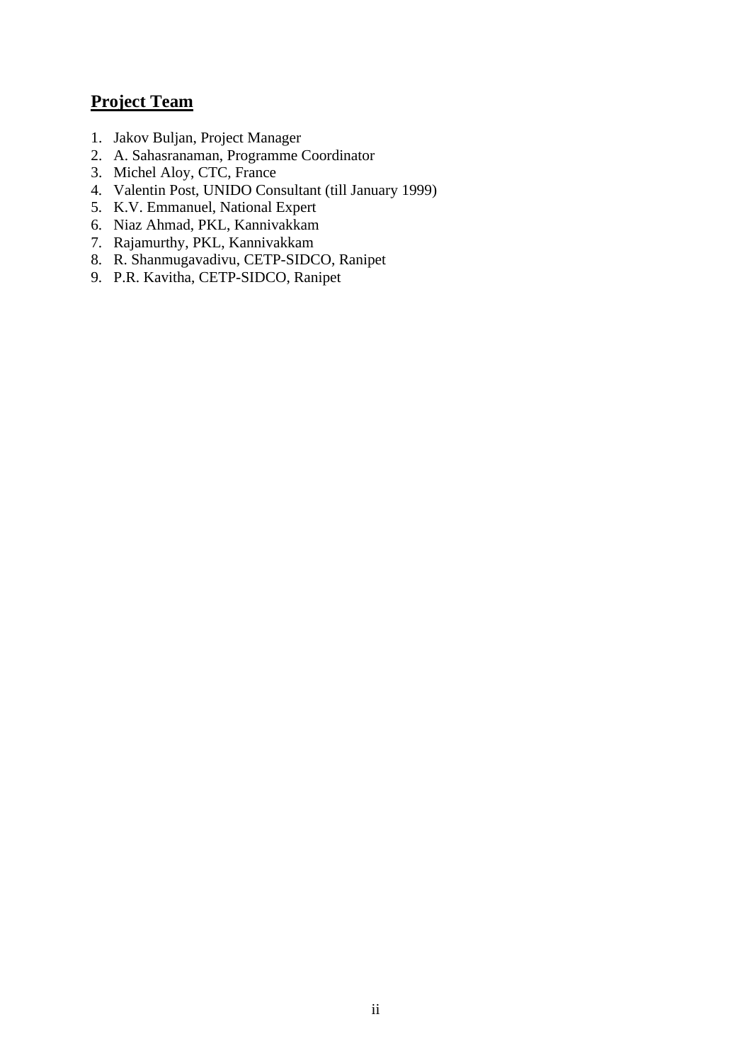## Project Team

1. Jakov Buljan, Project Manager
2. A. Sahasranaman, Programme Coordinator
3. Michel Aloy, CTC, France
4. Valentin Post, UNIDO Consultant (till January 1999)
5. K.V. Emmanuel, National Expert
6. Niaz Ahmad, PKL, Kannivakkam
7. Rajamurthy, PKL, Kannivakkam
8. R. Shanmugavadivu, CETP-SIDCO, Ranipet
9. P.R. Kavitha, CETP-SIDCO, Ranipet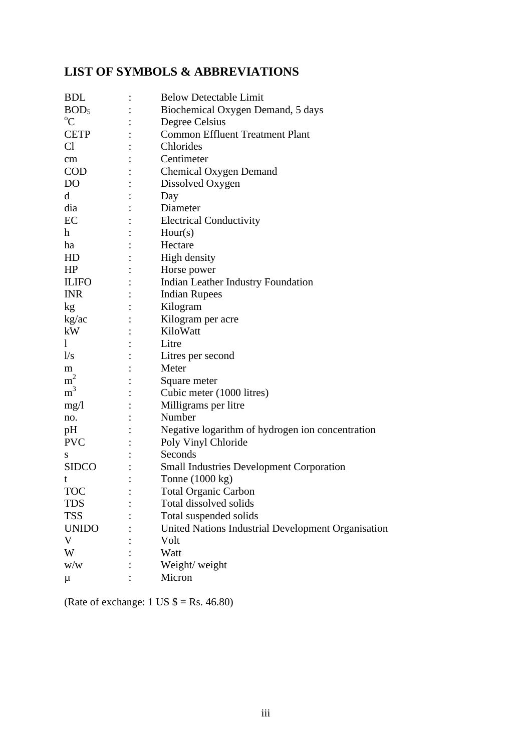# LIST OF SYMBOLS & ABBREVIATIONS

| | | |
|---|---|---|
| BDL | : | Below Detectable Limit |
| $BOD_5$ | : | Biochemical Oxygen Demand, 5 days |
| $^oC$ | : | Degree Celsius |
| CETP | : | Common Effluent Treatment Plant |
| Cl | : | Chlorides |
| cm | : | Centimeter |
| COD | : | Chemical Oxygen Demand |
| DO | : | Dissolved Oxygen |
| d | : | Day |
| dia | : | Diameter |
| EC | : | Electrical Conductivity |
| h | : | Hour(s) |
| ha | : | Hectare |
| HD | : | High density |
| HP | : | Horse power |
| ILIFO | : | Indian Leather Industry Foundation |
| INR | : | Indian Rupees |
| kg | : | Kilogram |
| kg/ac | : | Kilogram per acre |
| kW | : | KiloWatt |
| l | : | Litre |
| l/s | : | Litres per second |
| m | : | Meter |
| $m^2$ | : | Square meter |
| $m^3$ | : | Cubic meter (1000 litres) |
| mg/l | : | Milligrams per litre |
| no. | : | Number |
| pH | : | Negative logarithm of hydrogen ion concentration |
| PVC | : | Poly Vinyl Chloride |
| s | : | Seconds |
| SIDCO | : | Small Industries Development Corporation |
| t | : | Tonne (1000 kg) |
| TOC | : | Total Organic Carbon |
| TDS | : | Total dissolved solids |
| TSS | : | Total suspended solids |
| UNIDO | : | United Nations Industrial Development Organisation |
| V | : | Volt |
| W | : | Watt |
| w/w | : | Weight/ weight |
| µ | : | Micron |

(Rate of exchange: 1 US $ = Rs. 46.80)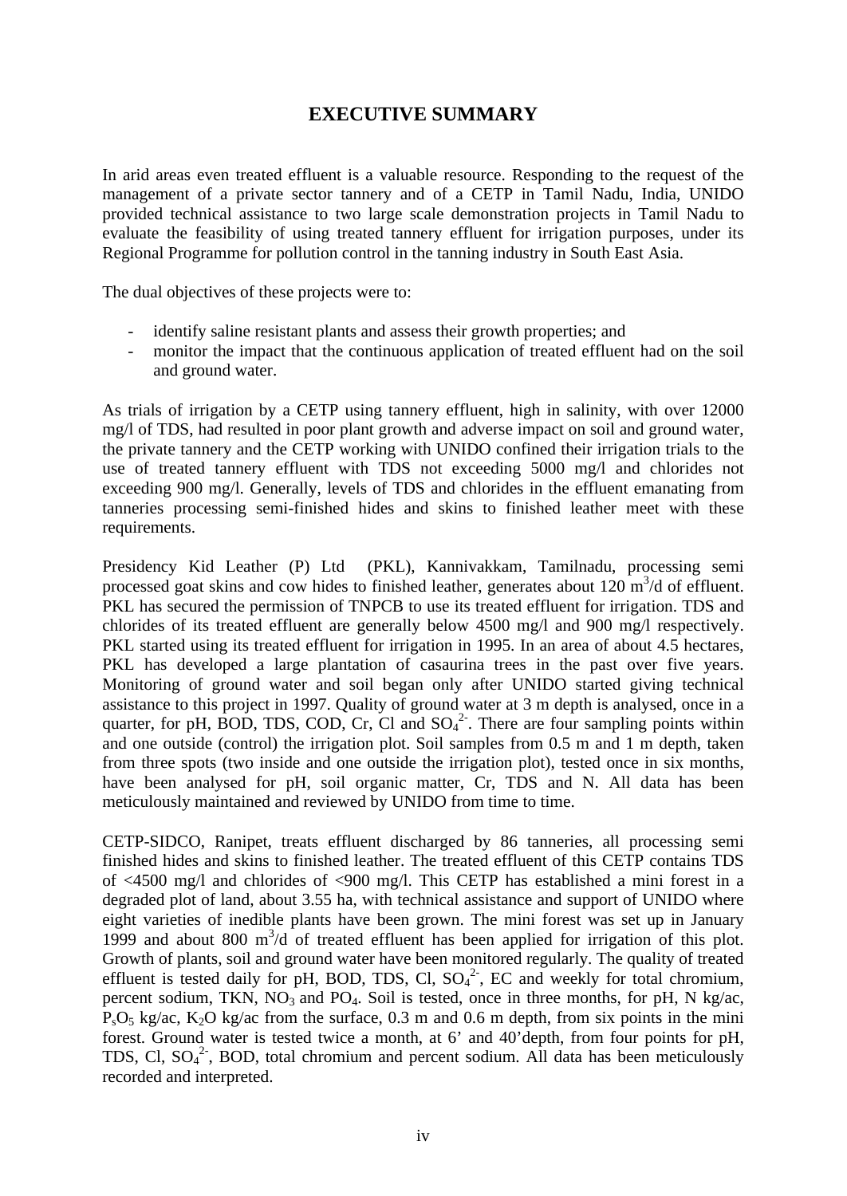# EXECUTIVE SUMMARY

In arid areas even treated effluent is a valuable resource. Responding to the request of the management of a private sector tannery and of a CETP in Tamil Nadu, India, UNIDO provided technical assistance to two large scale demonstration projects in Tamil Nadu to evaluate the feasibility of using treated tannery effluent for irrigation purposes, under its Regional Programme for pollution control in the tanning industry in South East Asia.

The dual objectives of these projects were to:

- identify saline resistant plants and assess their growth properties; and
- monitor the impact that the continuous application of treated effluent had on the soil and ground water.

As trials of irrigation by a CETP using tannery effluent, high in salinity, with over 12000 mg/l of TDS, had resulted in poor plant growth and adverse impact on soil and ground water, the private tannery and the CETP working with UNIDO confined their irrigation trials to the use of treated tannery effluent with TDS not exceeding 5000 mg/l and chlorides not exceeding 900 mg/l. Generally, levels of TDS and chlorides in the effluent emanating from tanneries processing semi-finished hides and skins to finished leather meet with these requirements.

Presidency Kid Leather (P) Ltd (PKL), Kannivakkam, Tamilnadu, processing semi processed goat skins and cow hides to finished leather, generates about 120 $m^3$/d of effluent. PKL has secured the permission of TNPCB to use its treated effluent for irrigation. TDS and chlorides of its treated effluent are generally below 4500 mg/l and 900 mg/l respectively. PKL started using its treated effluent for irrigation in 1995. In an area of about 4.5 hectares, PKL has developed a large plantation of casaurina trees in the past over five years. Monitoring of ground water and soil began only after UNIDO started giving technical assistance to this project in 1997. Quality of ground water at 3 m depth is analysed, once in a quarter, for pH, BOD, TDS, COD, Cr, Cl and $SO_4^{2-}$. There are four sampling points within and one outside (control) the irrigation plot. Soil samples from 0.5 m and 1 m depth, taken from three spots (two inside and one outside the irrigation plot), tested once in six months, have been analysed for pH, soil organic matter, Cr, TDS and N. All data has been meticulously maintained and reviewed by UNIDO from time to time.

CETP-SIDCO, Ranipet, treats effluent discharged by 86 tanneries, all processing semi finished hides and skins to finished leather. The treated effluent of this CETP contains TDS of <4500 mg/l and chlorides of <900 mg/l. This CETP has established a mini forest in a degraded plot of land, about 3.55 ha, with technical assistance and support of UNIDO where eight varieties of inedible plants have been grown. The mini forest was set up in January 1999 and about 800 $m^3$/d of treated effluent has been applied for irrigation of this plot. Growth of plants, soil and ground water have been monitored regularly. The quality of treated effluent is tested daily for pH, BOD, TDS, Cl, $SO_4^{2-}$, EC and weekly for total chromium, percent sodium, TKN, $NO_3$ and $PO_4$. Soil is tested, once in three months, for pH, N kg/ac, $P_sO_5$ kg/ac, $K_2O$ kg/ac from the surface, 0.3 m and 0.6 m depth, from six points in the mini forest. Ground water is tested twice a month, at 6' and 40' depth, from four points for pH, TDS, Cl, $SO_4^{2-}$, BOD, total chromium and percent sodium. All data has been meticulously recorded and interpreted.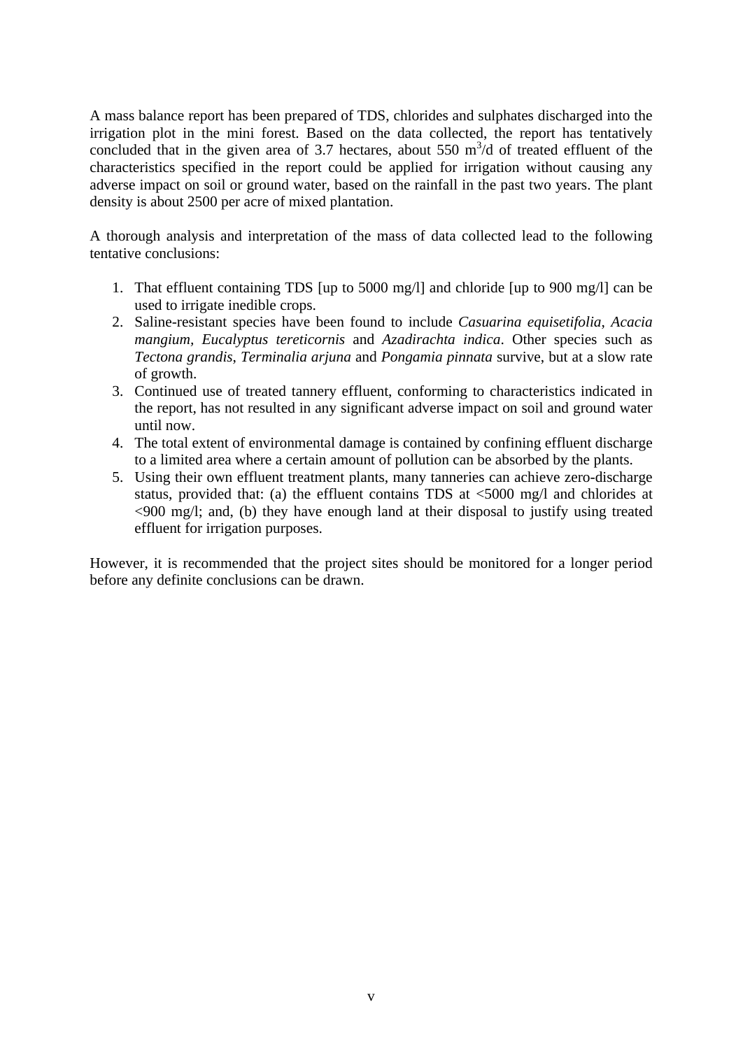A mass balance report has been prepared of TDS, chlorides and sulphates discharged into the irrigation plot in the mini forest. Based on the data collected, the report has tentatively concluded that in the given area of 3.7 hectares, about 550 $m^3$/d of treated effluent of the characteristics specified in the report could be applied for irrigation without causing any adverse impact on soil or ground water, based on the rainfall in the past two years. The plant density is about 2500 per acre of mixed plantation.

A thorough analysis and interpretation of the mass of data collected lead to the following tentative conclusions:

1. That effluent containing TDS [up to 5000 mg/l] and chloride [up to 900 mg/l] can be used to irrigate inedible crops.
2. Saline-resistant species have been found to include *Casuarina equisetifolia*, *Acacia mangium, Eucalyptus tereticornis* and *Azadirachta indica*. Other species such as *Tectona grandis*, *Terminalia arjuna* and *Pongamia pinnata* survive, but at a slow rate of growth.
3. Continued use of treated tannery effluent, conforming to characteristics indicated in the report, has not resulted in any significant adverse impact on soil and ground water until now.
4. The total extent of environmental damage is contained by confining effluent discharge to a limited area where a certain amount of pollution can be absorbed by the plants.
5. Using their own effluent treatment plants, many tanneries can achieve zero-discharge status, provided that: (a) the effluent contains TDS at <5000 mg/l and chlorides at <900 mg/l; and, (b) they have enough land at their disposal to justify using treated effluent for irrigation purposes.

However, it is recommended that the project sites should be monitored for a longer period before any definite conclusions can be drawn.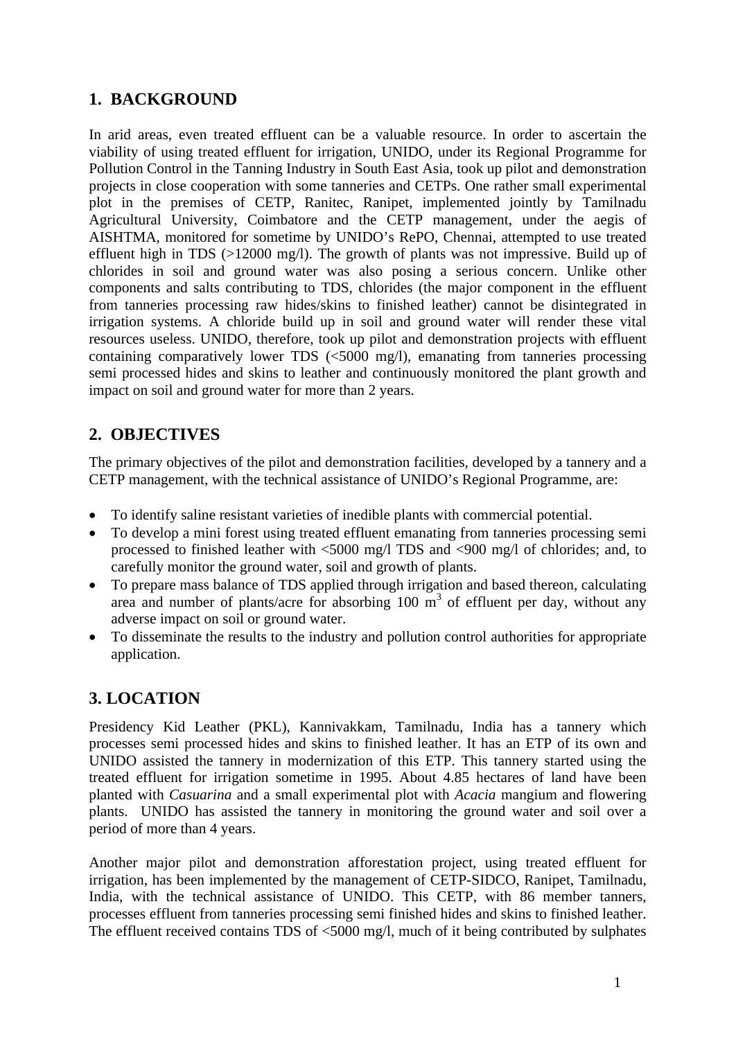## 1. BACKGROUND

In arid areas, even treated effluent can be a valuable resource. In order to ascertain the viability of using treated effluent for irrigation, UNIDO, under its Regional Programme for Pollution Control in the Tanning Industry in South East Asia, took up pilot and demonstration projects in close cooperation with some tanneries and CETPs. One rather small experimental plot in the premises of CETP, Ranitec, Ranipet, implemented jointly by Tamilnadu Agricultural University, Coimbatore and the CETP management, under the aegis of AISHTMA, monitored for sometime by UNIDO's RePO, Chennai, attempted to use treated effluent high in TDS (>12000 mg/l). The growth of plants was not impressive. Build up of chlorides in soil and ground water was also posing a serious concern. Unlike other components and salts contributing to TDS, chlorides (the major component in the effluent from tanneries processing raw hides/skins to finished leather) cannot be disintegrated in irrigation systems. A chloride build up in soil and ground water will render these vital resources useless. UNIDO, therefore, took up pilot and demonstration projects with effluent containing comparatively lower TDS (<5000 mg/l), emanating from tanneries processing semi processed hides and skins to leather and continuously monitored the plant growth and impact on soil and ground water for more than 2 years.

## 2. OBJECTIVES

The primary objectives of the pilot and demonstration facilities, developed by a tannery and a CETP management, with the technical assistance of UNIDO's Regional Programme, are:

- To identify saline resistant varieties of inedible plants with commercial potential.
- To develop a mini forest using treated effluent emanating from tanneries processing semi processed to finished leather with <5000 mg/l TDS and <900 mg/l of chlorides; and, to carefully monitor the ground water, soil and growth of plants.
- To prepare mass balance of TDS applied through irrigation and based thereon, calculating area and number of plants/acre for absorbing 100 $m^3$ of effluent per day, without any adverse impact on soil or ground water.
- To disseminate the results to the industry and pollution control authorities for appropriate application.

## 3. LOCATION

Presidency Kid Leather (PKL), Kannivakkam, Tamilnadu, India has a tannery which processes semi processed hides and skins to finished leather. It has an ETP of its own and UNIDO assisted the tannery in modernization of this ETP. This tannery started using the treated effluent for irrigation sometime in 1995. About 4.85 hectares of land have been planted with *Casuarina* and a small experimental plot with *Acacia* mangium and flowering plants. UNIDO has assisted the tannery in monitoring the ground water and soil over a period of more than 4 years.

Another major pilot and demonstration afforestation project, using treated effluent for irrigation, has been implemented by the management of CETP-SIDCO, Ranipet, Tamilnadu, India, with the technical assistance of UNIDO. This CETP, with 86 member tanners, processes effluent from tanneries processing semi finished hides and skins to finished leather. The effluent received contains TDS of <5000 mg/l, much of it being contributed by sulphates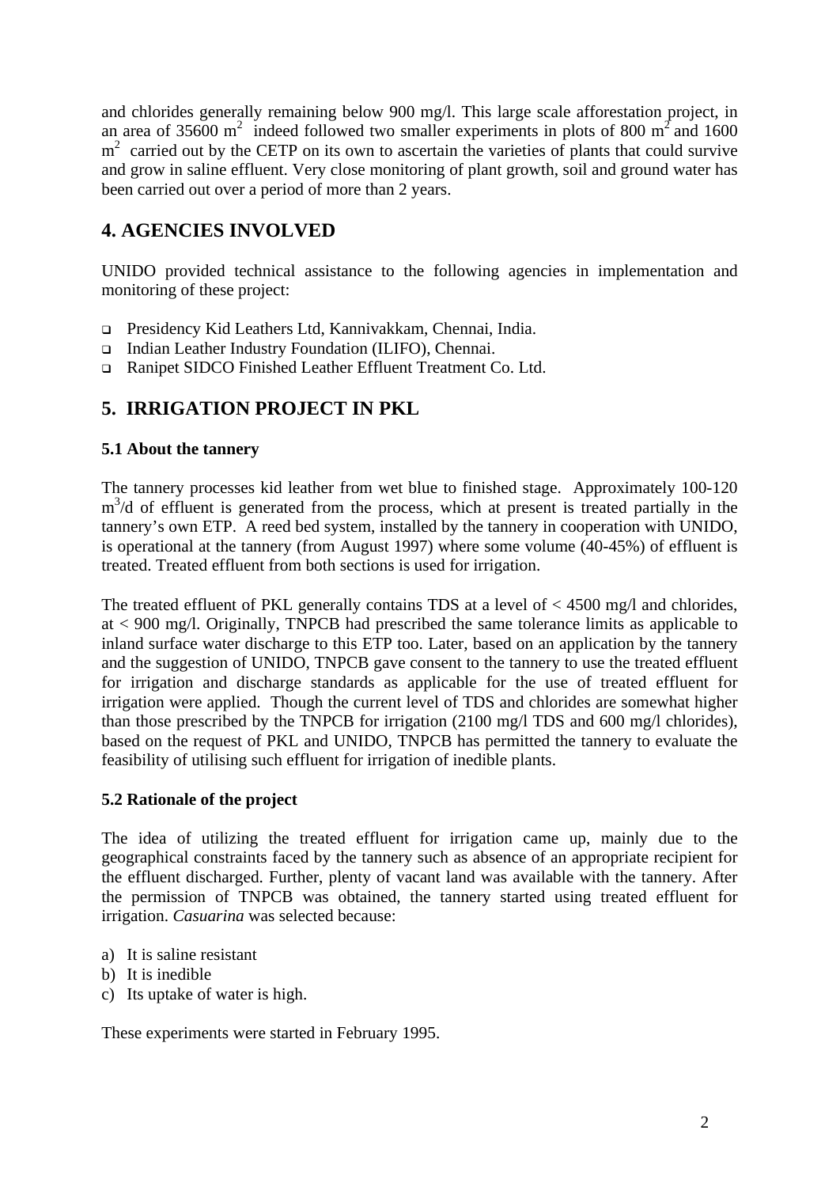and chlorides generally remaining below 900 mg/l. This large scale afforestation project, in an area of 35600 $m^2$ indeed followed two smaller experiments in plots of 800 $m^2$ and 1600 $m^2$ carried out by the CETP on its own to ascertain the varieties of plants that could survive and grow in saline effluent. Very close monitoring of plant growth, soil and ground water has been carried out over a period of more than 2 years.

## 4. AGENCIES INVOLVED

UNIDO provided technical assistance to the following agencies in implementation and monitoring of these project:

- Presidency Kid Leathers Ltd, Kannivakkam, Chennai, India.
- Indian Leather Industry Foundation (ILIFO), Chennai.
- Ranipet SIDCO Finished Leather Effluent Treatment Co. Ltd.

## 5. IRRIGATION PROJECT IN PKL

### 5.1 About the tannery

The tannery processes kid leather from wet blue to finished stage. Approximately 100-120 $m^3$/d of effluent is generated from the process, which at present is treated partially in the tannery's own ETP. A reed bed system, installed by the tannery in cooperation with UNIDO, is operational at the tannery (from August 1997) where some volume (40-45%) of effluent is treated. Treated effluent from both sections is used for irrigation.

The treated effluent of PKL generally contains TDS at a level of < 4500 mg/l and chlorides, at < 900 mg/l. Originally, TNPCB had prescribed the same tolerance limits as applicable to inland surface water discharge to this ETP too. Later, based on an application by the tannery and the suggestion of UNIDO, TNPCB gave consent to the tannery to use the treated effluent for irrigation and discharge standards as applicable for the use of treated effluent for irrigation were applied. Though the current level of TDS and chlorides are somewhat higher than those prescribed by the TNPCB for irrigation (2100 mg/l TDS and 600 mg/l chlorides), based on the request of PKL and UNIDO, TNPCB has permitted the tannery to evaluate the feasibility of utilising such effluent for irrigation of inedible plants.

### 5.2 Rationale of the project

The idea of utilizing the treated effluent for irrigation came up, mainly due to the geographical constraints faced by the tannery such as absence of an appropriate recipient for the effluent discharged. Further, plenty of vacant land was available with the tannery. After the permission of TNPCB was obtained, the tannery started using treated effluent for irrigation. *Casuarina* was selected because:

a) It is saline resistant
b) It is inedible
c) Its uptake of water is high.

These experiments were started in February 1995.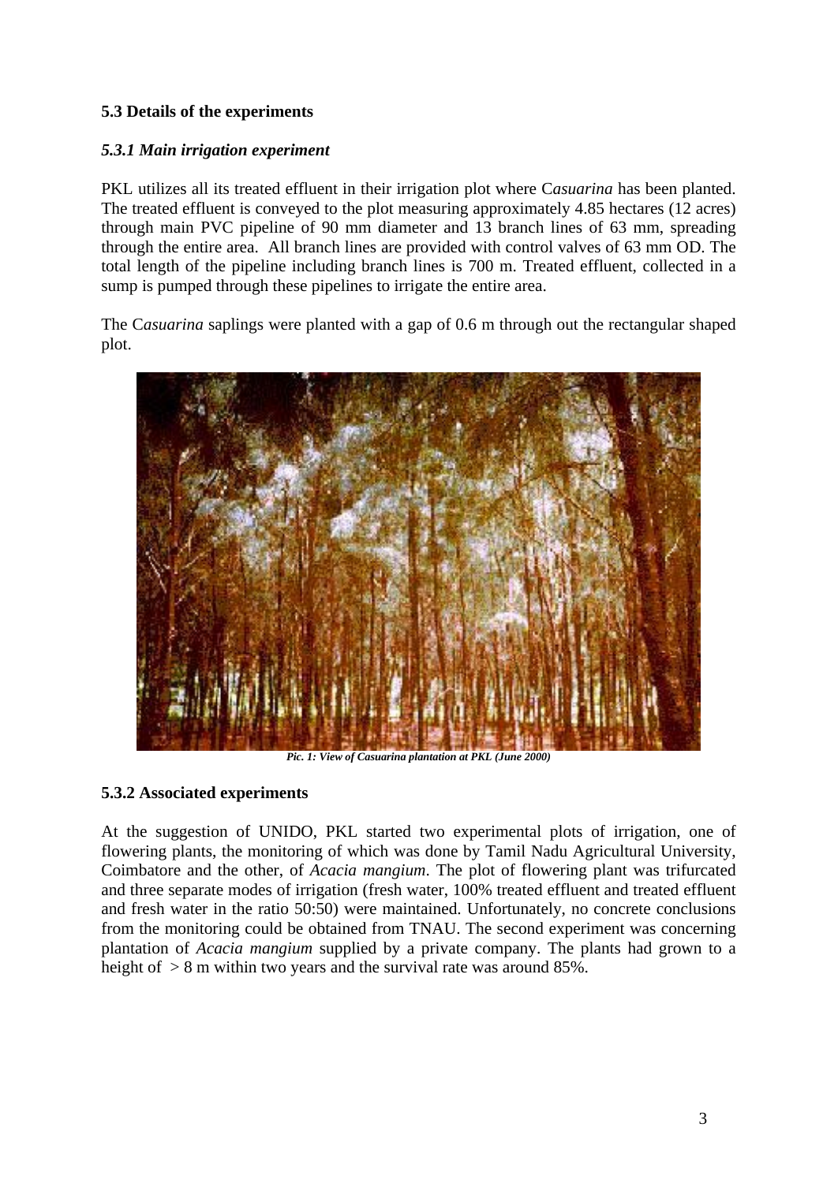### 5.3 Details of the experiments

#### *5.3.1 Main irrigation experiment*

PKL utilizes all its treated effluent in their irrigation plot where C*asuarina* has been planted. The treated effluent is conveyed to the plot measuring approximately 4.85 hectares (12 acres) through main PVC pipeline of 90 mm diameter and 13 branch lines of 63 mm, spreading through the entire area. All branch lines are provided with control valves of 63 mm OD. The total length of the pipeline including branch lines is 700 m. Treated effluent, collected in a sump is pumped through these pipelines to irrigate the entire area.

The C*asuarina* saplings were planted with a gap of 0.6 m through out the rectangular shaped plot.

***Pic. 1: View of Casuarina plantation at PKL (June 2000)***

### 5.3.2 Associated experiments

At the suggestion of UNIDO, PKL started two experimental plots of irrigation, one of flowering plants, the monitoring of which was done by Tamil Nadu Agricultural University, Coimbatore and the other, of *Acacia mangium*. The plot of flowering plant was trifurcated and three separate modes of irrigation (fresh water, 100% treated effluent and treated effluent and fresh water in the ratio 50:50) were maintained. Unfortunately, no concrete conclusions from the monitoring could be obtained from TNAU. The second experiment was concerning plantation of *Acacia mangium* supplied by a private company. The plants had grown to a height of > 8 m within two years and the survival rate was around 85%.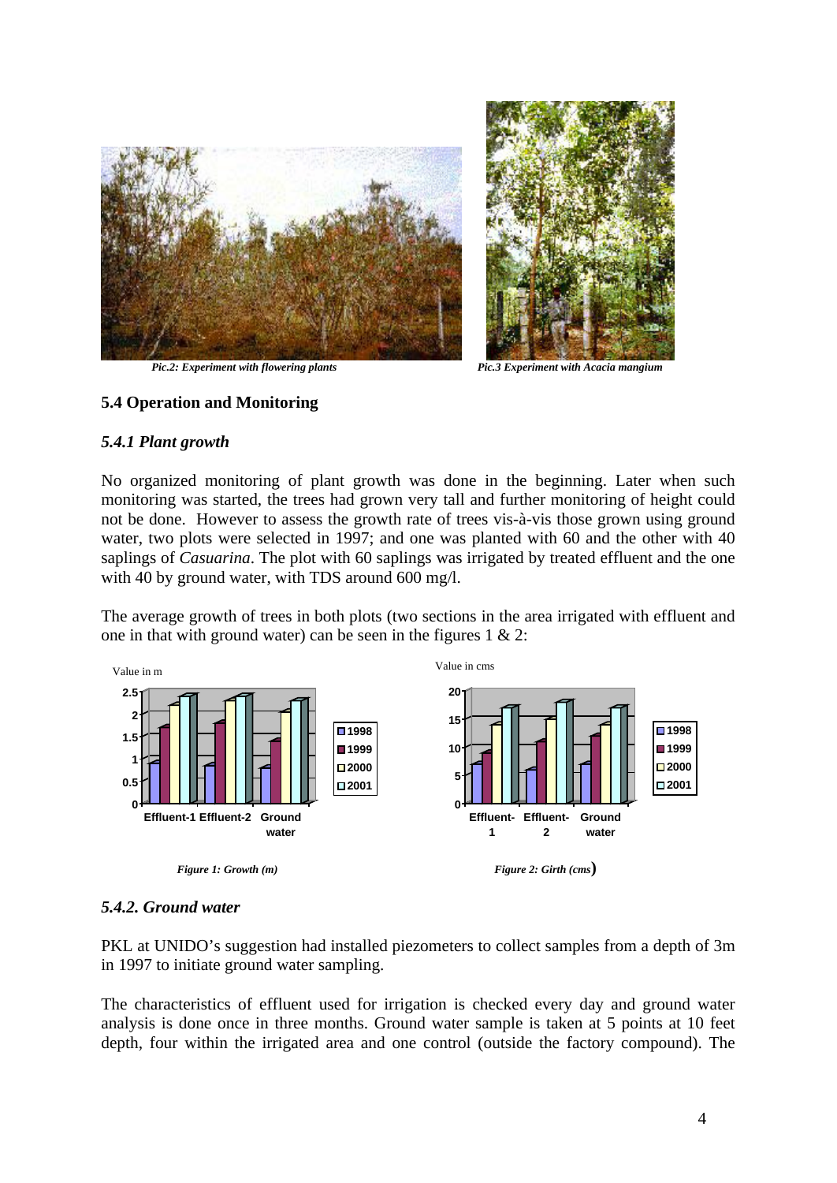*Pic.2: Experiment with flowering plants*

*Pic.3 Experiment with Acacia mangium*

### 5.4 Operation and Monitoring

#### *5.4.1 Plant growth*

No organized monitoring of plant growth was done in the beginning. Later when such monitoring was started, the trees had grown very tall and further monitoring of height could not be done. However to assess the growth rate of trees vis-à-vis those grown using ground water, two plots were selected in 1997; and one was planted with 60 and the other with 40 saplings of *Casuarina*. The plot with 60 saplings was irrigated by treated effluent and the one with 40 by ground water, with TDS around 600 mg/l.

The average growth of trees in both plots (two sections in the area irrigated with effluent and one in that with ground water) can be seen in the figures 1 & 2:

*Figure 1: Growth (m)*

*Figure 2: Girth (cms)*

#### *5.4.2. Ground water*

PKL at UNIDO's suggestion had installed piezometers to collect samples from a depth of 3m in 1997 to initiate ground water sampling.

The characteristics of effluent used for irrigation is checked every day and ground water analysis is done once in three months. Ground water sample is taken at 5 points at 10 feet depth, four within the irrigated area and one control (outside the factory compound). The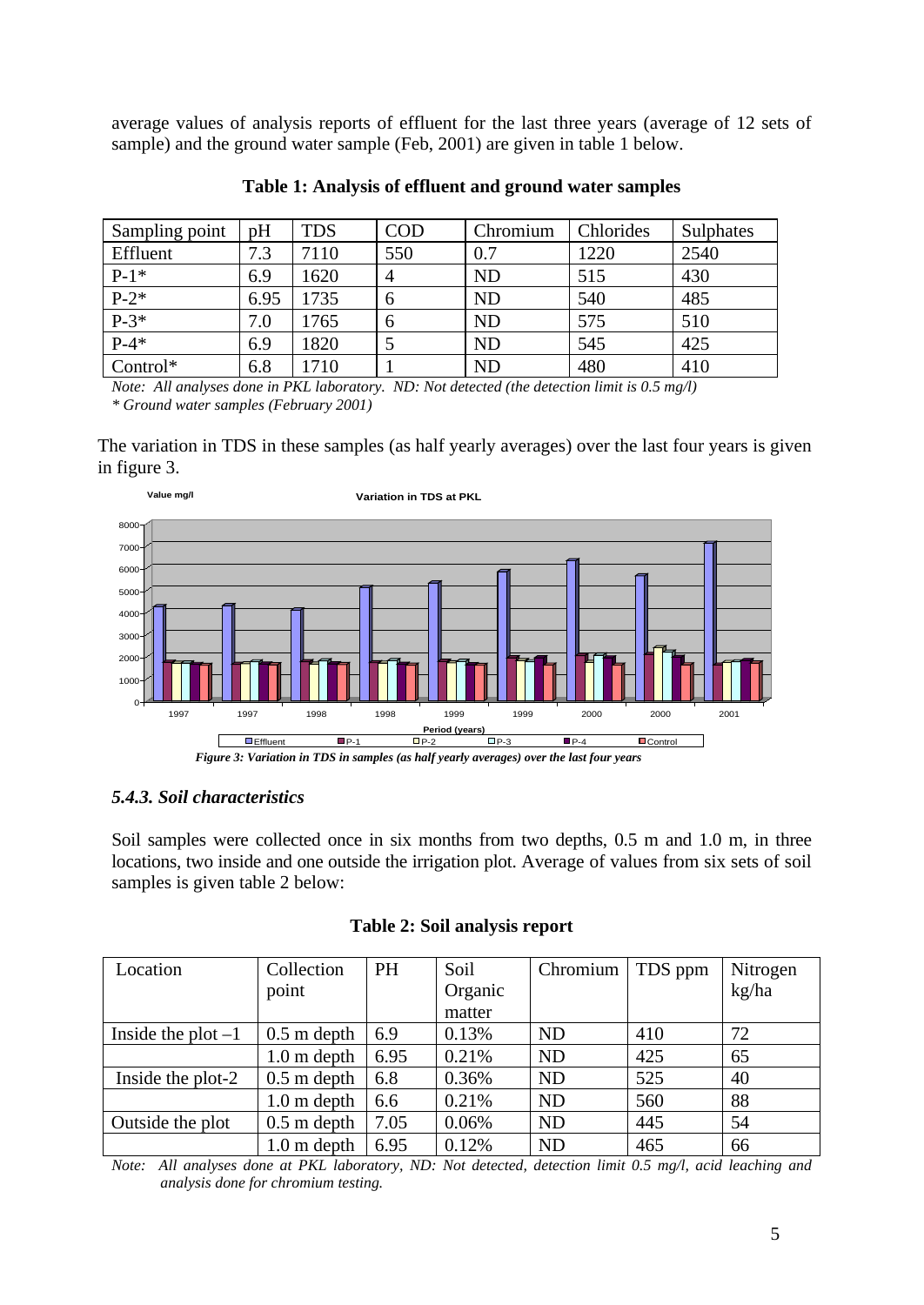average values of analysis reports of effluent for the last three years (average of 12 sets of sample) and the ground water sample (Feb, 2001) are given in table 1 below.

**Table 1: Analysis of effluent and ground water samples**

| Sampling point | pH | TDS | COD | Chromium | Chlorides | Sulphates |
|---|---|---|---|---|---|---|
| Effluent | 7.3 | 7110 | 550 | 0.7 | 1220 | 2540 |
| P-1* | 6.9 | 1620 | 4 | ND | 515 | 430 |
| P-2* | 6.95 | 1735 | 6 | ND | 540 | 485 |
| P-3* | 7.0 | 1765 | 6 | ND | 575 | 510 |
| P-4* | 6.9 | 1820 | 5 | ND | 545 | 425 |
| Control* | 6.8 | 1710 | 1 | ND | 480 | 410 |

*Note: All analyses done in PKL laboratory. ND: Not detected (the detection limit is 0.5 mg/l)*
*\* Ground water samples (February 2001)*

The variation in TDS in these samples (as half yearly averages) over the last four years is given in figure 3.

*Figure 3: Variation in TDS in samples (as half yearly averages) over the last four years*

### *5.4.3. Soil characteristics*

Soil samples were collected once in six months from two depths, 0.5 m and 1.0 m, in three locations, two inside and one outside the irrigation plot. Average of values from six sets of soil samples is given table 2 below:

**Table 2: Soil analysis report**

| Location | Collection point | PH | Soil Organic matter | Chromium | TDS ppm | Nitrogen kg/ha |
|---|---|---|---|---|---|---|
| Inside the plot –1 | 0.5 m depth | 6.9 | 0.13% | ND | 410 | 72 |
| | 1.0 m depth | 6.95 | 0.21% | ND | 425 | 65 |
| Inside the plot-2 | 0.5 m depth | 6.8 | 0.36% | ND | 525 | 40 |
| | 1.0 m depth | 6.6 | 0.21% | ND | 560 | 88 |
| Outside the plot | 0.5 m depth | 7.05 | 0.06% | ND | 445 | 54 |
| | 1.0 m depth | 6.95 | 0.12% | ND | 465 | 66 |

*Note: All analyses done at PKL laboratory, ND: Not detected, detection limit 0.5 mg/l, acid leaching and analysis done for chromium testing.*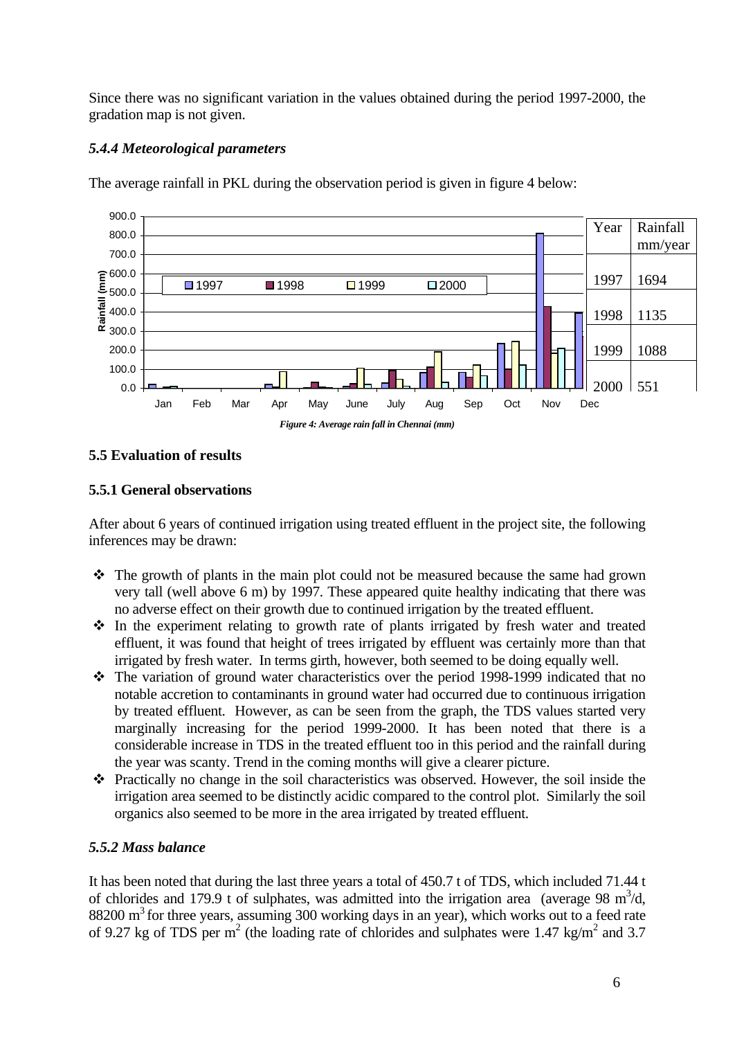Since there was no significant variation in the values obtained during the period 1997-2000, the gradation map is not given.

### *5.4.4 Meteorological parameters*

The average rainfall in PKL during the observation period is given in figure 4 below:

| Year | Rainfall mm/year |
|---|---|
| 1997 | 1694 |
| 1998 | 1135 |
| 1999 | 1088 |
| 2000 | 551 |

*Figure 4: Average rain fall in Chennai (mm)*

## 5.5 Evaluation of results

### 5.5.1 General observations

After about 6 years of continued irrigation using treated effluent in the project site, the following inferences may be drawn:

- The growth of plants in the main plot could not be measured because the same had grown very tall (well above 6 m) by 1997. These appeared quite healthy indicating that there was no adverse effect on their growth due to continued irrigation by the treated effluent.
- In the experiment relating to growth rate of plants irrigated by fresh water and treated effluent, it was found that height of trees irrigated by effluent was certainly more than that irrigated by fresh water. In terms girth, however, both seemed to be doing equally well.
- The variation of ground water characteristics over the period 1998-1999 indicated that no notable accretion to contaminants in ground water had occurred due to continuous irrigation by treated effluent. However, as can be seen from the graph, the TDS values started very marginally increasing for the period 1999-2000. It has been noted that there is a considerable increase in TDS in the treated effluent too in this period and the rainfall during the year was scanty. Trend in the coming months will give a clearer picture.
- Practically no change in the soil characteristics was observed. However, the soil inside the irrigation area seemed to be distinctly acidic compared to the control plot. Similarly the soil organics also seemed to be more in the area irrigated by treated effluent.

### *5.5.2 Mass balance*

It has been noted that during the last three years a total of 450.7 t of TDS, which included 71.44 t of chlorides and 179.9 t of sulphates, was admitted into the irrigation area (average 98 $m^3/d$, 88200 $m^3$ for three years, assuming 300 working days in an year), which works out to a feed rate of 9.27 kg of TDS per $m^2$ (the loading rate of chlorides and sulphates were 1.47 $kg/m^2$ and 3.7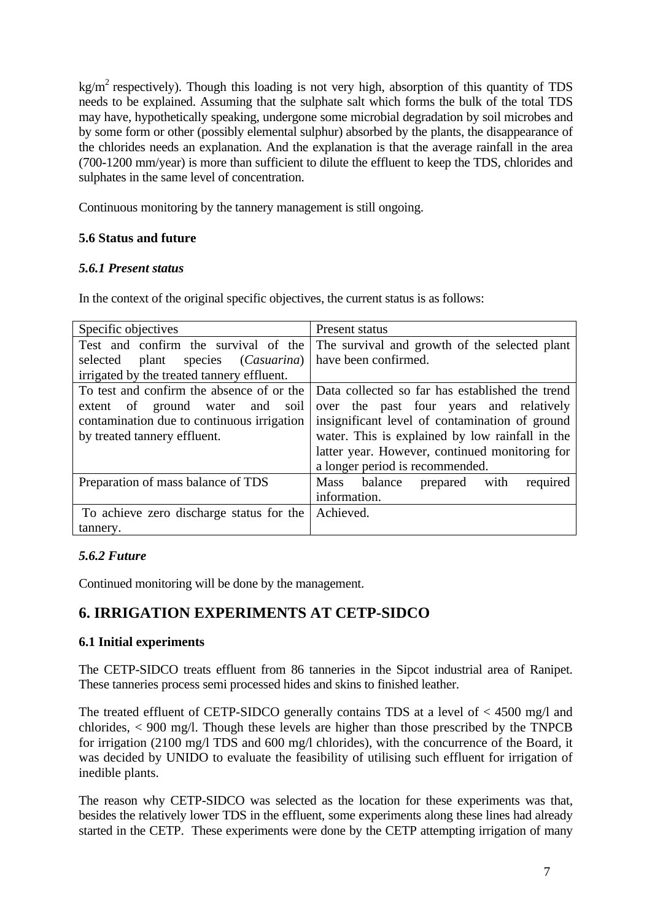kg/m$^2$ respectively). Though this loading is not very high, absorption of this quantity of TDS needs to be explained. Assuming that the sulphate salt which forms the bulk of the total TDS may have, hypothetically speaking, undergone some microbial degradation by soil microbes and by some form or other (possibly elemental sulphur) absorbed by the plants, the disappearance of the chlorides needs an explanation. And the explanation is that the average rainfall in the area (700-1200 mm/year) is more than sufficient to dilute the effluent to keep the TDS, chlorides and sulphates in the same level of concentration.

Continuous monitoring by the tannery management is still ongoing.

### 5.6 Status and future

#### *5.6.1 Present status*

In the context of the original specific objectives, the current status is as follows:

| Specific objectives | Present status |
|---|---|
| Test and confirm the survival of the selected plant species (*Casuarina*) irrigated by the treated tannery effluent. | The survival and growth of the selected plant have been confirmed. |
| To test and confirm the absence of or the extent of ground water and soil contamination due to continuous irrigation by treated tannery effluent. | Data collected so far has established the trend over the past four years and relatively insignificant level of contamination of ground water. This is explained by low rainfall in the latter year. However, continued monitoring for a longer period is recommended. |
| Preparation of mass balance of TDS | Mass balance prepared with required information. |
| To achieve zero discharge status for the tannery. | Achieved. |

#### *5.6.2 Future*

Continued monitoring will be done by the management.

## 6. IRRIGATION EXPERIMENTS AT CETP-SIDCO

### 6.1 Initial experiments

The CETP-SIDCO treats effluent from 86 tanneries in the Sipcot industrial area of Ranipet. These tanneries process semi processed hides and skins to finished leather.

The treated effluent of CETP-SIDCO generally contains TDS at a level of < 4500 mg/l and chlorides, < 900 mg/l. Though these levels are higher than those prescribed by the TNPCB for irrigation (2100 mg/l TDS and 600 mg/l chlorides), with the concurrence of the Board, it was decided by UNIDO to evaluate the feasibility of utilising such effluent for irrigation of inedible plants.

The reason why CETP-SIDCO was selected as the location for these experiments was that, besides the relatively lower TDS in the effluent, some experiments along these lines had already started in the CETP. These experiments were done by the CETP attempting irrigation of many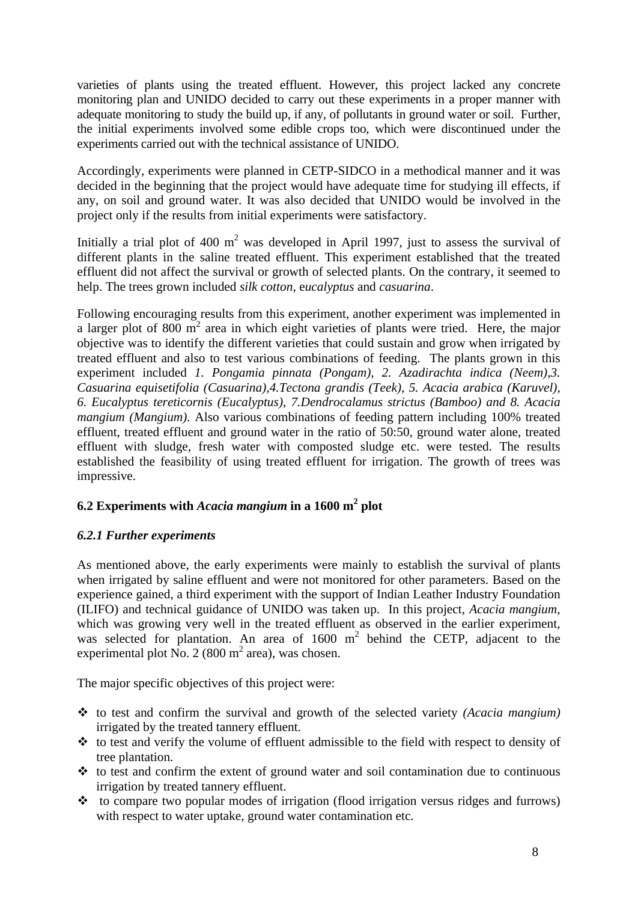varieties of plants using the treated effluent. However, this project lacked any concrete monitoring plan and UNIDO decided to carry out these experiments in a proper manner with adequate monitoring to study the build up, if any, of pollutants in ground water or soil. Further, the initial experiments involved some edible crops too, which were discontinued under the experiments carried out with the technical assistance of UNIDO.

Accordingly, experiments were planned in CETP-SIDCO in a methodical manner and it was decided in the beginning that the project would have adequate time for studying ill effects, if any, on soil and ground water. It was also decided that UNIDO would be involved in the project only if the results from initial experiments were satisfactory.

Initially a trial plot of 400 $m^2$ was developed in April 1997, just to assess the survival of different plants in the saline treated effluent. This experiment established that the treated effluent did not affect the survival or growth of selected plants. On the contrary, it seemed to help. The trees grown included *silk cotton*, e*ucalyptus* and *casuarina*.

Following encouraging results from this experiment, another experiment was implemented in a larger plot of 800 $m^2$ area in which eight varieties of plants were tried. Here, the major objective was to identify the different varieties that could sustain and grow when irrigated by treated effluent and also to test various combinations of feeding. The plants grown in this experiment included *1. Pongamia pinnata (Pongam), 2. Azadirachta indica (Neem),3. Casuarina equisetifolia (Casuarina),4.Tectona grandis (Teek), 5. Acacia arabica (Karuvel), 6. Eucalyptus tereticornis (Eucalyptus), 7.Dendrocalamus strictus (Bamboo) and 8. Acacia mangium (Mangium).* Also various combinations of feeding pattern including 100% treated effluent, treated effluent and ground water in the ratio of 50:50, ground water alone, treated effluent with sludge, fresh water with composted sludge etc. were tested. The results established the feasibility of using treated effluent for irrigation. The growth of trees was impressive.

## 6.2 Experiments with *Acacia mangium* in a 1600 $m^2$ plot

### *6.2.1 Further experiments*

As mentioned above, the early experiments were mainly to establish the survival of plants when irrigated by saline effluent and were not monitored for other parameters. Based on the experience gained, a third experiment with the support of Indian Leather Industry Foundation (ILIFO) and technical guidance of UNIDO was taken up. In this project, *Acacia mangium,* which was growing very well in the treated effluent as observed in the earlier experiment, was selected for plantation. An area of 1600 $m^2$ behind the CETP, adjacent to the experimental plot No. 2 (800 $m^2$ area), was chosen.

The major specific objectives of this project were:

- to test and confirm the survival and growth of the selected variety *(Acacia mangium)* irrigated by the treated tannery effluent.
- to test and verify the volume of effluent admissible to the field with respect to density of tree plantation.
- to test and confirm the extent of ground water and soil contamination due to continuous irrigation by treated tannery effluent.
- to compare two popular modes of irrigation (flood irrigation versus ridges and furrows) with respect to water uptake, ground water contamination etc.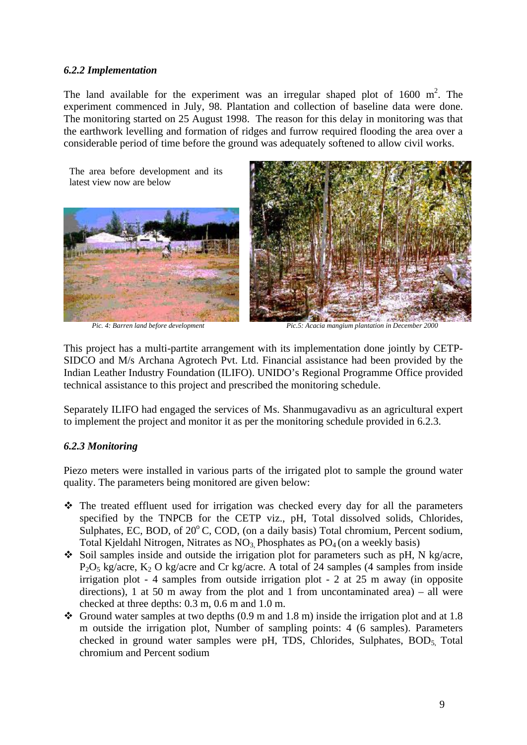### *6.2.2 Implementation*

The land available for the experiment was an irregular shaped plot of 1600 $m^2$. The experiment commenced in July, 98. Plantation and collection of baseline data were done. The monitoring started on 25 August 1998. The reason for this delay in monitoring was that the earthwork levelling and formation of ridges and furrow required flooding the area over a considerable period of time before the ground was adequately softened to allow civil works.

The area before development and its latest view now are below

*Pic. 4: Barren land before development*

*Pic.5: Acacia mangium plantation in December 2000*

This project has a multi-partite arrangement with its implementation done jointly by CETP-SIDCO and M/s Archana Agrotech Pvt. Ltd. Financial assistance had been provided by the Indian Leather Industry Foundation (ILIFO). UNIDO's Regional Programme Office provided technical assistance to this project and prescribed the monitoring schedule.

Separately ILIFO had engaged the services of Ms. Shanmugavadivu as an agricultural expert to implement the project and monitor it as per the monitoring schedule provided in 6.2.3.

### *6.2.3 Monitoring*

Piezo meters were installed in various parts of the irrigated plot to sample the ground water quality. The parameters being monitored are given below:

- The treated effluent used for irrigation was checked every day for all the parameters specified by the TNPCB for the CETP viz., pH, Total dissolved solids, Chlorides, Sulphates, EC, BOD, of 20° C, COD, (on a daily basis) Total chromium, Percent sodium, Total Kjeldahl Nitrogen, Nitrates as $NO_3$, Phosphates as $PO_4$ (on a weekly basis)
- Soil samples inside and outside the irrigation plot for parameters such as pH, N kg/acre, $P_2O_5$ kg/acre, $K_2O$ kg/acre and Cr kg/acre. A total of 24 samples (4 samples from inside irrigation plot - 4 samples from outside irrigation plot - 2 at 25 m away (in opposite directions), 1 at 50 m away from the plot and 1 from uncontaminated area) – all were checked at three depths: 0.3 m, 0.6 m and 1.0 m.
- Ground water samples at two depths (0.9 m and 1.8 m) inside the irrigation plot and at 1.8 m outside the irrigation plot, Number of sampling points: 4 (6 samples). Parameters checked in ground water samples were pH, TDS, Chlorides, Sulphates, $BOD_5$, Total chromium and Percent sodium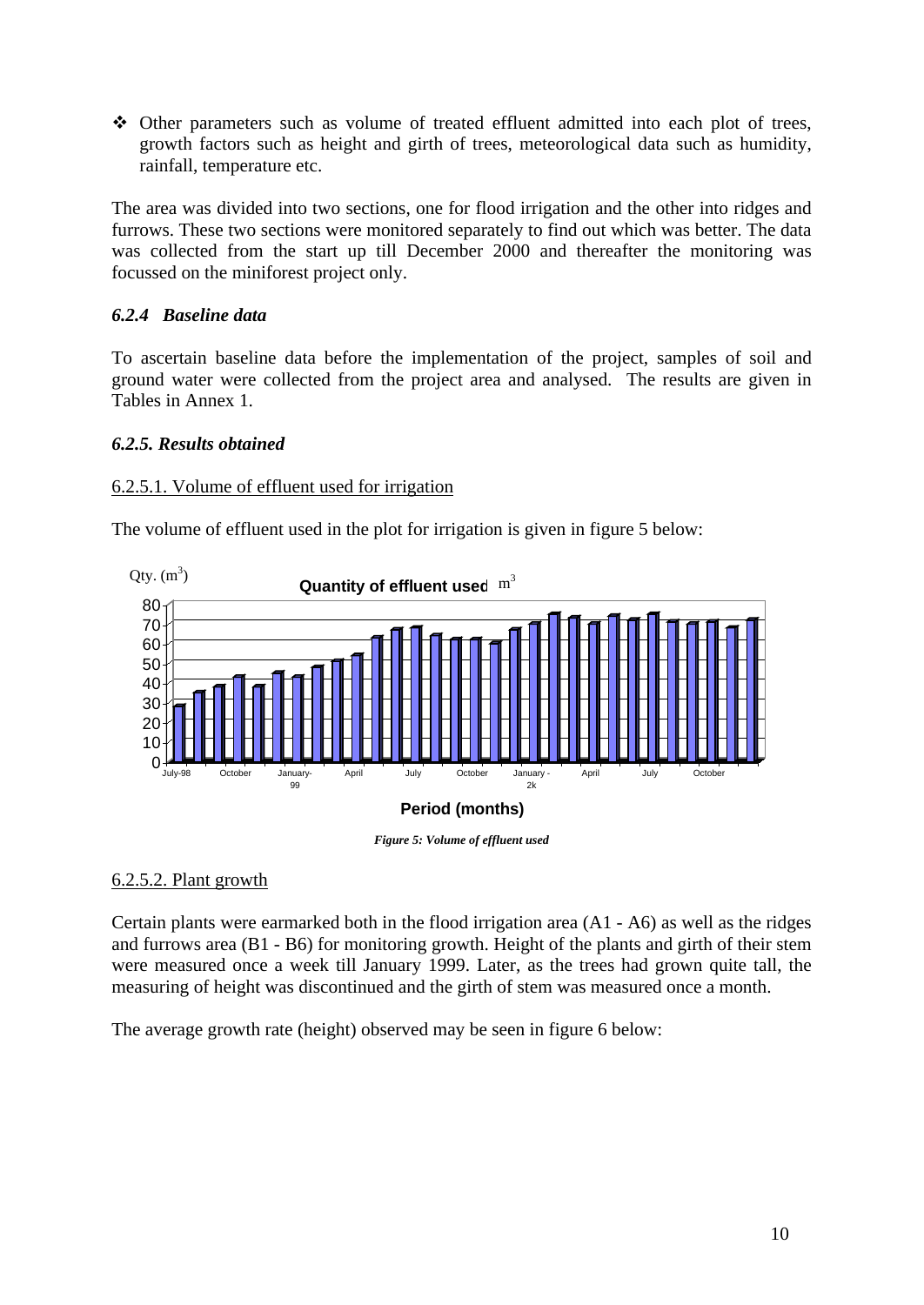❖ Other parameters such as volume of treated effluent admitted into each plot of trees, growth factors such as height and girth of trees, meteorological data such as humidity, rainfall, temperature etc.

The area was divided into two sections, one for flood irrigation and the other into ridges and furrows. These two sections were monitored separately to find out which was better. The data was collected from the start up till December 2000 and thereafter the monitoring was focussed on the miniforest project only.

### *6.2.4 Baseline data*

To ascertain baseline data before the implementation of the project, samples of soil and ground water were collected from the project area and analysed. The results are given in Tables in Annex 1.

### *6.2.5. Results obtained*

6.2.5.1. Volume of effluent used for irrigation

The volume of effluent used in the plot for irrigation is given in figure 5 below:

*Figure 5: Volume of effluent used*

6.2.5.2. Plant growth

Certain plants were earmarked both in the flood irrigation area (A1 - A6) as well as the ridges and furrows area (B1 - B6) for monitoring growth. Height of the plants and girth of their stem were measured once a week till January 1999. Later, as the trees had grown quite tall, the measuring of height was discontinued and the girth of stem was measured once a month.

The average growth rate (height) observed may be seen in figure 6 below: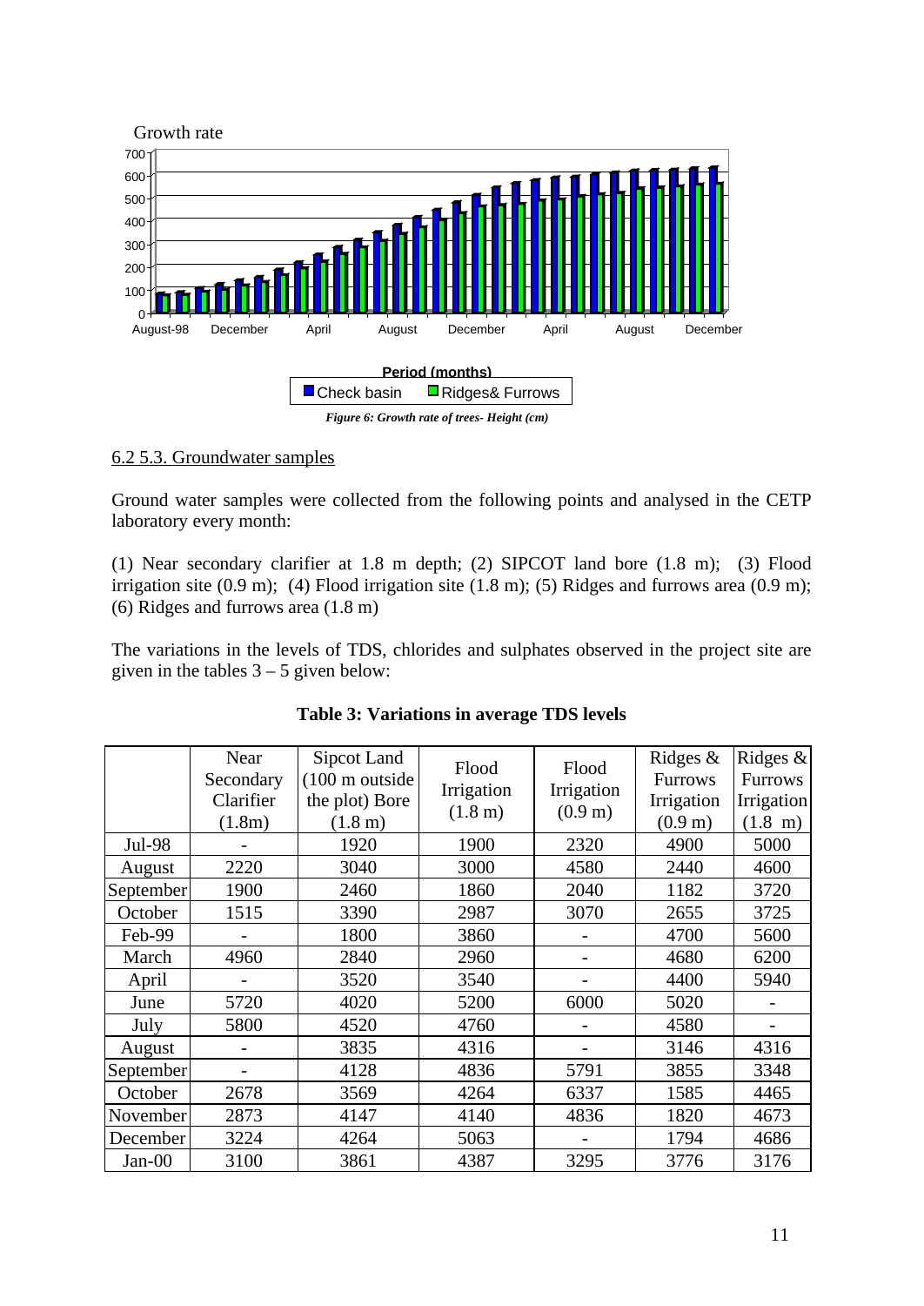Growth rate

Period (months)

Check basin  Ridges& Furrows

*Figure 6: Growth rate of trees- Height (cm)*

6.2 5.3. Groundwater samples

Ground water samples were collected from the following points and analysed in the CETP laboratory every month:

(1) Near secondary clarifier at 1.8 m depth; (2) SIPCOT land bore (1.8 m); (3) Flood irrigation site (0.9 m); (4) Flood irrigation site (1.8 m); (5) Ridges and furrows area (0.9 m); (6) Ridges and furrows area (1.8 m)

The variations in the levels of TDS, chlorides and sulphates observed in the project site are given in the tables 3 – 5 given below:

**Table 3: Variations in average TDS levels**

| | Near Secondary Clarifier (1.8m) | Sipcot Land (100 m outside the plot) Bore (1.8 m) | Flood Irrigation (1.8 m) | Flood Irrigation (0.9 m) | Ridges & Furrows Irrigation (0.9 m) | Ridges & Furrows Irrigation (1.8 m) |
|---|---|---|---|---|---|---|
| Jul-98 | - | 1920 | 1900 | 2320 | 4900 | 5000 |
| August | 2220 | 3040 | 3000 | 4580 | 2440 | 4600 |
| September | 1900 | 2460 | 1860 | 2040 | 1182 | 3720 |
| October | 1515 | 3390 | 2987 | 3070 | 2655 | 3725 |
| Feb-99 | - | 1800 | 3860 | - | 4700 | 5600 |
| March | 4960 | 2840 | 2960 | - | 4680 | 6200 |
| April | - | 3520 | 3540 | - | 4400 | 5940 |
| June | 5720 | 4020 | 5200 | 6000 | 5020 | - |
| July | 5800 | 4520 | 4760 | - | 4580 | - |
| August | - | 3835 | 4316 | - | 3146 | 4316 |
| September | - | 4128 | 4836 | 5791 | 3855 | 3348 |
| October | 2678 | 3569 | 4264 | 6337 | 1585 | 4465 |
| November | 2873 | 4147 | 4140 | 4836 | 1820 | 4673 |
| December | 3224 | 4264 | 5063 | - | 1794 | 4686 |
| Jan-00 | 3100 | 3861 | 4387 | 3295 | 3776 | 3176 |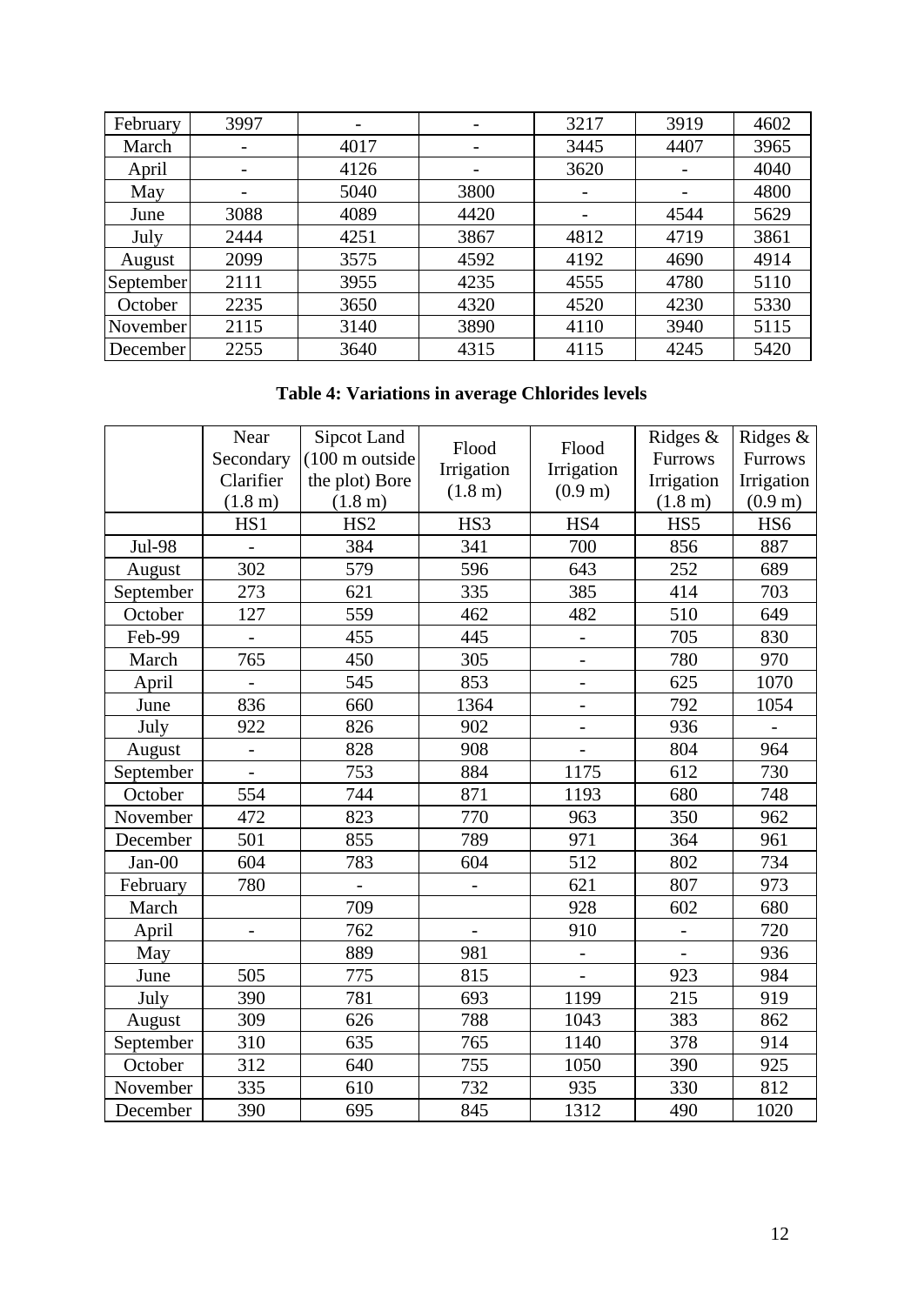| February | 3997 | - | - | 3217 | 3919 | 4602 |
|---|---|---|---|---|---|---|
| March | - | 4017 | - | 3445 | 4407 | 3965 |
| April | - | 4126 | - | 3620 | - | 4040 |
| May | - | 5040 | 3800 | - | - | 4800 |
| June | 3088 | 4089 | 4420 | - | 4544 | 5629 |
| July | 2444 | 4251 | 3867 | 4812 | 4719 | 3861 |
| August | 2099 | 3575 | 4592 | 4192 | 4690 | 4914 |
| September | 2111 | 3955 | 4235 | 4555 | 4780 | 5110 |
| October | 2235 | 3650 | 4320 | 4520 | 4230 | 5330 |
| November | 2115 | 3140 | 3890 | 4110 | 3940 | 5115 |
| December | 2255 | 3640 | 4315 | 4115 | 4245 | 5420 |

**Table 4: Variations in average Chlorides levels**

| | Near Secondary Clarifier (1.8 m) | Sipcot Land (100 m outside the plot) Bore (1.8 m) | Flood Irrigation (1.8 m) | Flood Irrigation (0.9 m) | Ridges & Furrows Irrigation (1.8 m) | Ridges & Furrows Irrigation (0.9 m) |
|---|---|---|---|---|---|---|
| | HS1 | HS2 | HS3 | HS4 | HS5 | HS6 |
| Jul-98 | - | 384 | 341 | 700 | 856 | 887 |
| August | 302 | 579 | 596 | 643 | 252 | 689 |
| September | 273 | 621 | 335 | 385 | 414 | 703 |
| October | 127 | 559 | 462 | 482 | 510 | 649 |
| Feb-99 | - | 455 | 445 | - | 705 | 830 |
| March | 765 | 450 | 305 | - | 780 | 970 |
| April | - | 545 | 853 | - | 625 | 1070 |
| June | 836 | 660 | 1364 | - | 792 | 1054 |
| July | 922 | 826 | 902 | - | 936 | - |
| August | - | 828 | 908 | - | 804 | 964 |
| September | - | 753 | 884 | 1175 | 612 | 730 |
| October | 554 | 744 | 871 | 1193 | 680 | 748 |
| November | 472 | 823 | 770 | 963 | 350 | 962 |
| December | 501 | 855 | 789 | 971 | 364 | 961 |
| Jan-00 | 604 | 783 | 604 | 512 | 802 | 734 |
| February | 780 | - | - | 621 | 807 | 973 |
| March | | 709 | | 928 | 602 | 680 |
| April | - | 762 | - | 910 | - | 720 |
| May | | 889 | 981 | - | - | 936 |
| June | 505 | 775 | 815 | - | 923 | 984 |
| July | 390 | 781 | 693 | 1199 | 215 | 919 |
| August | 309 | 626 | 788 | 1043 | 383 | 862 |
| September | 310 | 635 | 765 | 1140 | 378 | 914 |
| October | 312 | 640 | 755 | 1050 | 390 | 925 |
| November | 335 | 610 | 732 | 935 | 330 | 812 |
| December | 390 | 695 | 845 | 1312 | 490 | 1020 |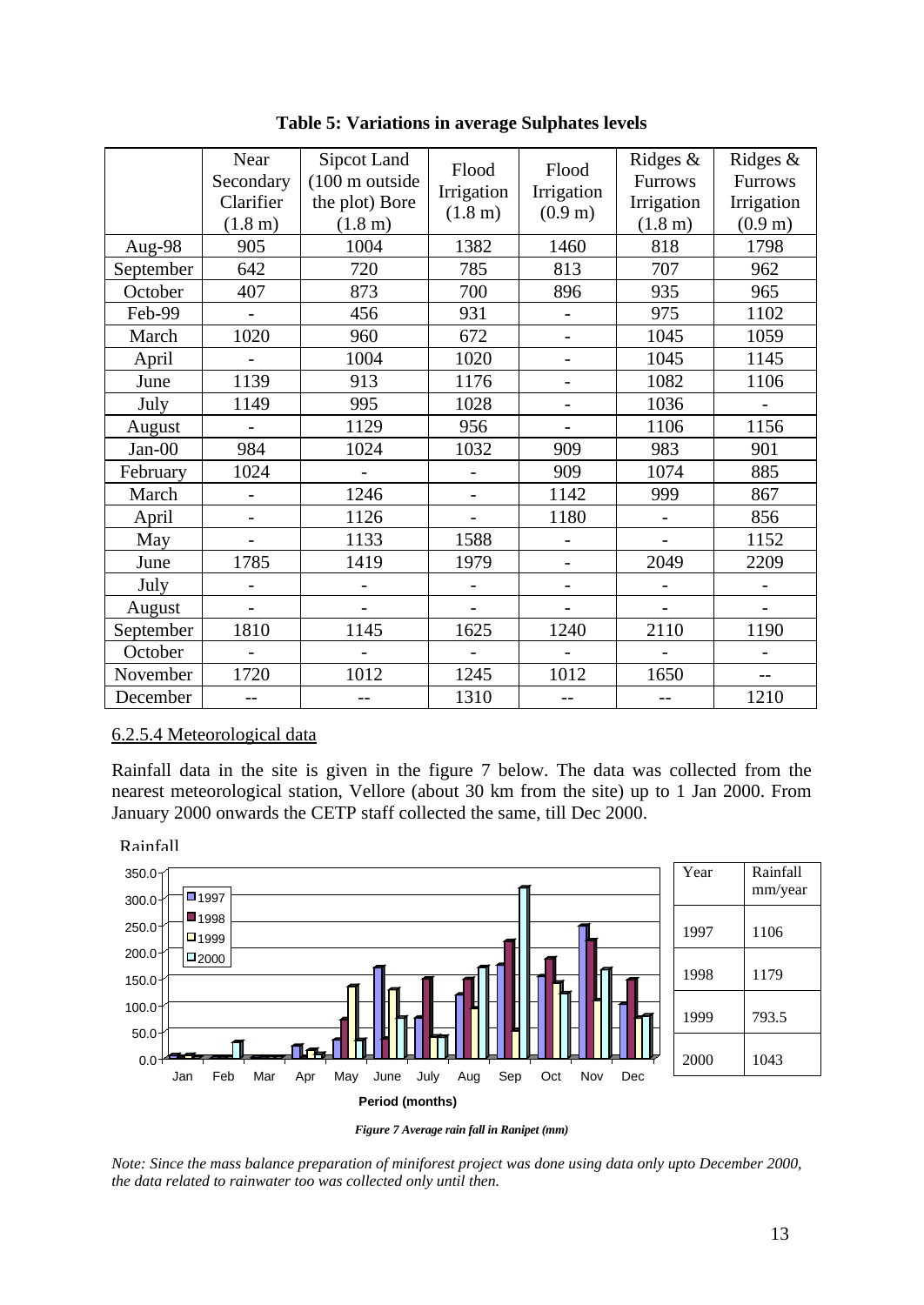**Table 5: Variations in average Sulphates levels**

| | Near Secondary Clarifier (1.8 m) | Sipcot Land (100 m outside the plot) Bore (1.8 m) | Flood Irrigation (1.8 m) | Flood Irrigation (0.9 m) | Ridges & Furrows Irrigation (1.8 m) | Ridges & Furrows Irrigation (0.9 m) |
|---|---|---|---|---|---|---|
| Aug-98 | 905 | 1004 | 1382 | 1460 | 818 | 1798 |
| September | 642 | 720 | 785 | 813 | 707 | 962 |
| October | 407 | 873 | 700 | 896 | 935 | 965 |
| Feb-99 | - | 456 | 931 | - | 975 | 1102 |
| March | 1020 | 960 | 672 | - | 1045 | 1059 |
| April | - | 1004 | 1020 | - | 1045 | 1145 |
| June | 1139 | 913 | 1176 | - | 1082 | 1106 |
| July | 1149 | 995 | 1028 | - | 1036 | - |
| August | - | 1129 | 956 | - | 1106 | 1156 |
| Jan-00 | 984 | 1024 | 1032 | 909 | 983 | 901 |
| February | 1024 | - | - | 909 | 1074 | 885 |
| March | - | 1246 | - | 1142 | 999 | 867 |
| April | - | 1126 | - | 1180 | - | 856 |
| May | - | 1133 | 1588 | - | - | 1152 |
| June | 1785 | 1419 | 1979 | - | 2049 | 2209 |
| July | - | - | - | - | - | - |
| August | - | - | - | - | - | - |
| September | 1810 | 1145 | 1625 | 1240 | 2110 | 1190 |
| October | - | - | - | - | - | - |
| November | 1720 | 1012 | 1245 | 1012 | 1650 | -- |
| December | -- | -- | 1310 | -- | -- | 1210 |

6.2.5.4 Meteorological data

Rainfall data in the site is given in the figure 7 below. The data was collected from the nearest meteorological station, Vellore (about 30 km from the site) up to 1 Jan 2000. From January 2000 onwards the CETP staff collected the same, till Dec 2000.

| Year | Rainfall mm/year |
|---|---|
| 1997 | 1106 |
| 1998 | 1179 |
| 1999 | 793.5 |
| 2000 | 1043 |

*Figure 7 Average rain fall in Ranipet (mm)*

*Note: Since the mass balance preparation of miniforest project was done using data only upto December 2000, the data related to rainwater too was collected only until then.*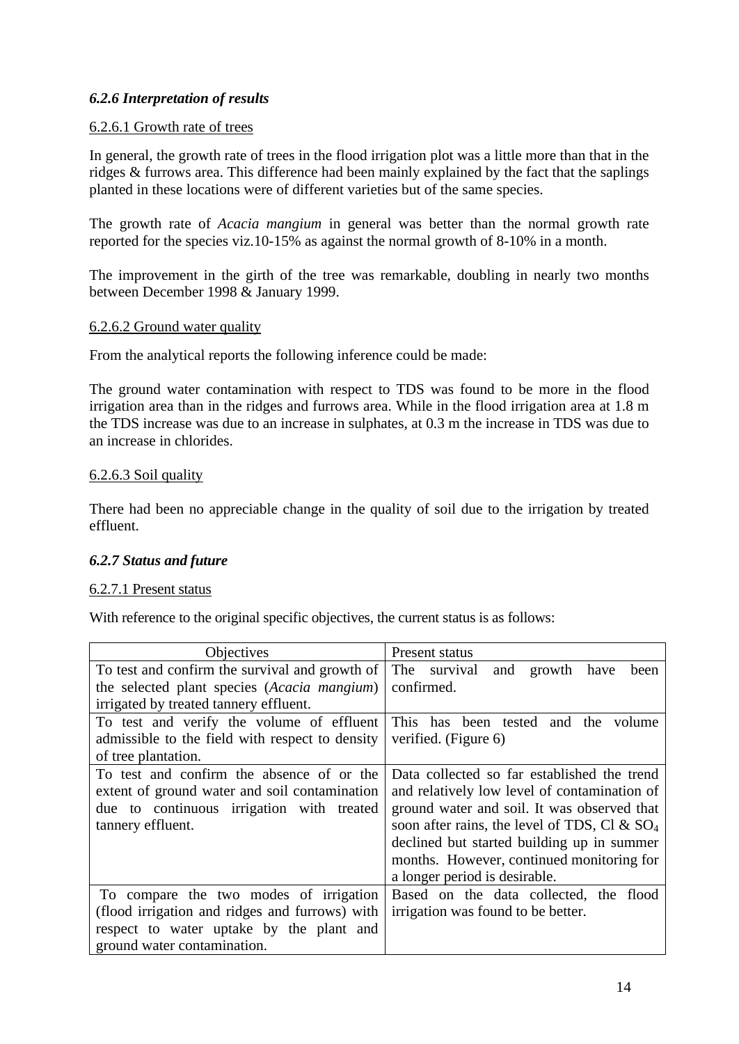### *6.2.6 Interpretation of results*

6.2.6.1 Growth rate of trees

In general, the growth rate of trees in the flood irrigation plot was a little more than that in the ridges & furrows area. This difference had been mainly explained by the fact that the saplings planted in these locations were of different varieties but of the same species.

The growth rate of *Acacia mangium* in general was better than the normal growth rate reported for the species viz.10-15% as against the normal growth of 8-10% in a month.

The improvement in the girth of the tree was remarkable, doubling in nearly two months between December 1998 & January 1999.

6.2.6.2 Ground water quality

From the analytical reports the following inference could be made:

The ground water contamination with respect to TDS was found to be more in the flood irrigation area than in the ridges and furrows area. While in the flood irrigation area at 1.8 m the TDS increase was due to an increase in sulphates, at 0.3 m the increase in TDS was due to an increase in chlorides.

6.2.6.3 Soil quality

There had been no appreciable change in the quality of soil due to the irrigation by treated effluent.

### *6.2.7 Status and future*

6.2.7.1 Present status

With reference to the original specific objectives, the current status is as follows:

| Objectives | Present status |
|---|---|
| To test and confirm the survival and growth of the selected plant species (*Acacia mangium*) irrigated by treated tannery effluent. | The survival and growth have been confirmed. |
| To test and verify the volume of effluent admissible to the field with respect to density of tree plantation. | This has been tested and the volume verified. (Figure 6) |
| To test and confirm the absence of or the extent of ground water and soil contamination due to continuous irrigation with treated tannery effluent. | Data collected so far established the trend and relatively low level of contamination of ground water and soil. It was observed that soon after rains, the level of TDS, Cl & $SO_4$ declined but started building up in summer months. However, continued monitoring for a longer period is desirable. |
| To compare the two modes of irrigation (flood irrigation and ridges and furrows) with respect to water uptake by the plant and ground water contamination. | Based on the data collected, the flood irrigation was found to be better. |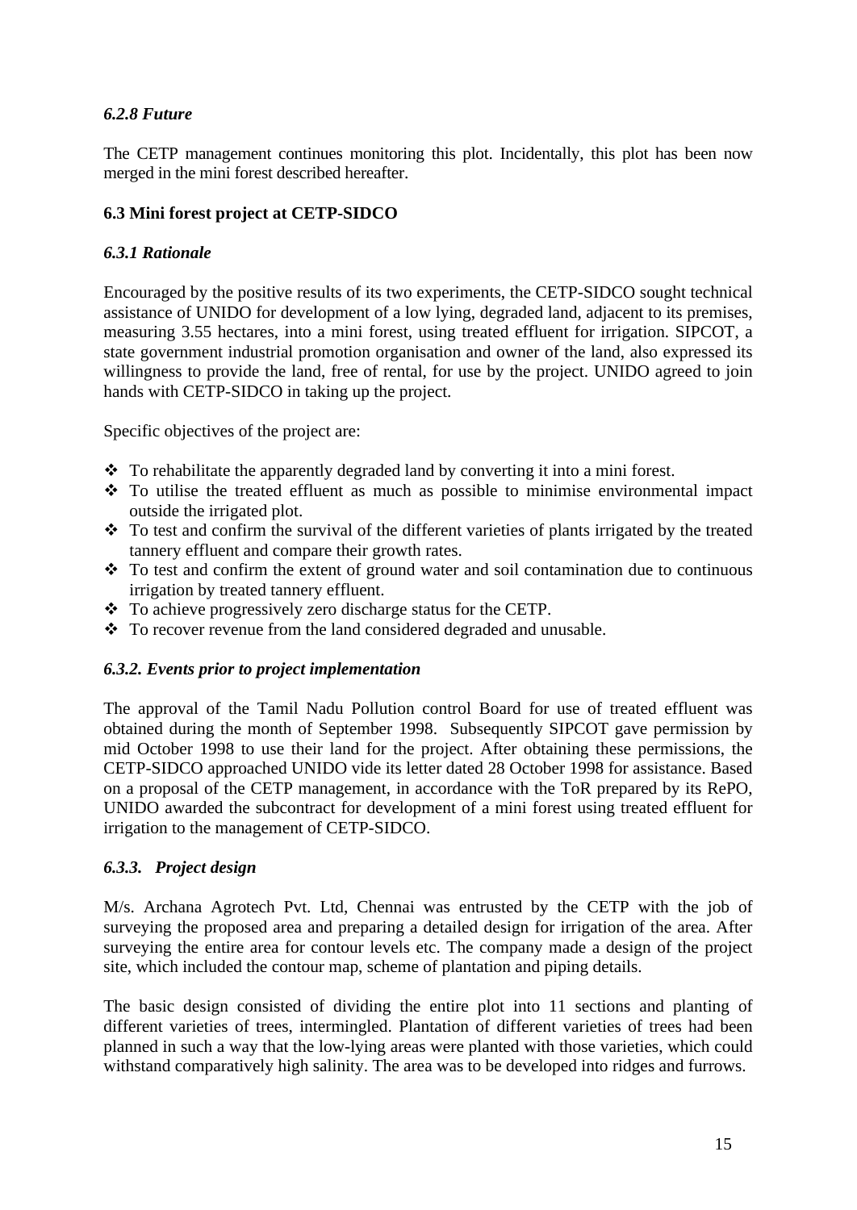#### *6.2.8 Future*

The CETP management continues monitoring this plot. Incidentally, this plot has been now merged in the mini forest described hereafter.

### 6.3 Mini forest project at CETP-SIDCO

#### *6.3.1 Rationale*

Encouraged by the positive results of its two experiments, the CETP-SIDCO sought technical assistance of UNIDO for development of a low lying, degraded land, adjacent to its premises, measuring 3.55 hectares, into a mini forest, using treated effluent for irrigation. SIPCOT, a state government industrial promotion organisation and owner of the land, also expressed its willingness to provide the land, free of rental, for use by the project. UNIDO agreed to join hands with CETP-SIDCO in taking up the project.

Specific objectives of the project are:

- To rehabilitate the apparently degraded land by converting it into a mini forest.
- To utilise the treated effluent as much as possible to minimise environmental impact outside the irrigated plot.
- To test and confirm the survival of the different varieties of plants irrigated by the treated tannery effluent and compare their growth rates.
- To test and confirm the extent of ground water and soil contamination due to continuous irrigation by treated tannery effluent.
- To achieve progressively zero discharge status for the CETP.
- To recover revenue from the land considered degraded and unusable.

#### *6.3.2. Events prior to project implementation*

The approval of the Tamil Nadu Pollution control Board for use of treated effluent was obtained during the month of September 1998. Subsequently SIPCOT gave permission by mid October 1998 to use their land for the project. After obtaining these permissions, the CETP-SIDCO approached UNIDO vide its letter dated 28 October 1998 for assistance. Based on a proposal of the CETP management, in accordance with the ToR prepared by its RePO, UNIDO awarded the subcontract for development of a mini forest using treated effluent for irrigation to the management of CETP-SIDCO.

#### *6.3.3. Project design*

M/s. Archana Agrotech Pvt. Ltd, Chennai was entrusted by the CETP with the job of surveying the proposed area and preparing a detailed design for irrigation of the area. After surveying the entire area for contour levels etc. The company made a design of the project site, which included the contour map, scheme of plantation and piping details.

The basic design consisted of dividing the entire plot into 11 sections and planting of different varieties of trees, intermingled. Plantation of different varieties of trees had been planned in such a way that the low-lying areas were planted with those varieties, which could withstand comparatively high salinity. The area was to be developed into ridges and furrows.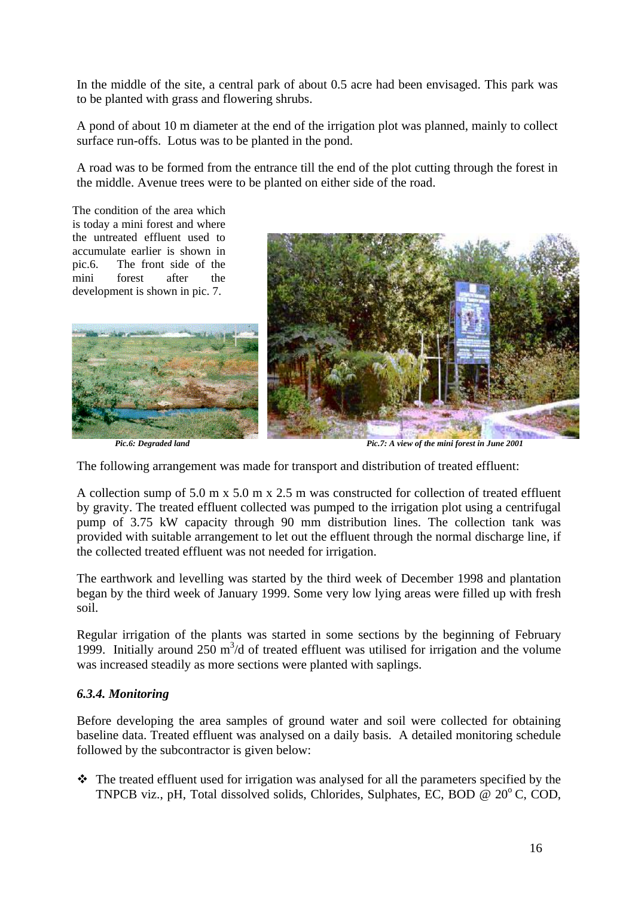In the middle of the site, a central park of about 0.5 acre had been envisaged. This park was to be planted with grass and flowering shrubs.

A pond of about 10 m diameter at the end of the irrigation plot was planned, mainly to collect surface run-offs. Lotus was to be planted in the pond.

A road was to be formed from the entrance till the end of the plot cutting through the forest in the middle. Avenue trees were to be planted on either side of the road.

The condition of the area which is today a mini forest and where the untreated effluent used to accumulate earlier is shown in pic.6. The front side of the mini forest after the development is shown in pic. 7.

***Pic.6: Degraded land***

***Pic.7: A view of the mini forest in June 2001***

The following arrangement was made for transport and distribution of treated effluent:

A collection sump of 5.0 m x 5.0 m x 2.5 m was constructed for collection of treated effluent by gravity. The treated effluent collected was pumped to the irrigation plot using a centrifugal pump of 3.75 kW capacity through 90 mm distribution lines. The collection tank was provided with suitable arrangement to let out the effluent through the normal discharge line, if the collected treated effluent was not needed for irrigation.

The earthwork and levelling was started by the third week of December 1998 and plantation began by the third week of January 1999. Some very low lying areas were filled up with fresh soil.

Regular irrigation of the plants was started in some sections by the beginning of February 1999. Initially around 250 $m^3$/d of treated effluent was utilised for irrigation and the volume was increased steadily as more sections were planted with saplings.

### *6.3.4. Monitoring*

Before developing the area samples of ground water and soil were collected for obtaining baseline data. Treated effluent was analysed on a daily basis. A detailed monitoring schedule followed by the subcontractor is given below:

- The treated effluent used for irrigation was analysed for all the parameters specified by the TNPCB viz., pH, Total dissolved solids, Chlorides, Sulphates, EC, BOD @ $20^{o}$ C, COD,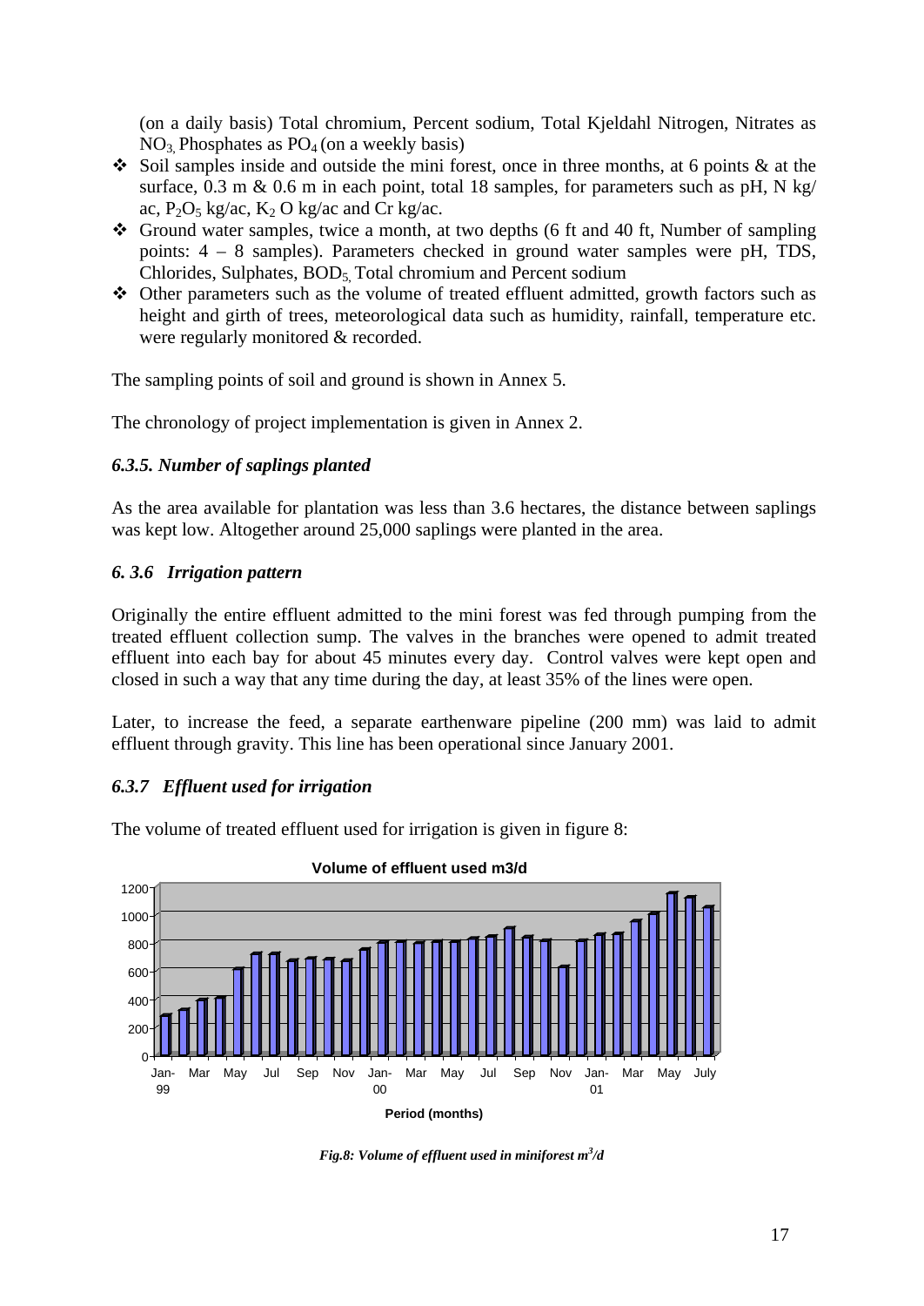(on a daily basis) Total chromium, Percent sodium, Total Kjeldahl Nitrogen, Nitrates as $NO_3$, Phosphates as $PO_4$ (on a weekly basis)

- Soil samples inside and outside the mini forest, once in three months, at 6 points & at the surface, 0.3 m & 0.6 m in each point, total 18 samples, for parameters such as pH, N kg/ ac, $P_2O_5$ kg/ac, $K_2O$ kg/ac and Cr kg/ac.
- Ground water samples, twice a month, at two depths (6 ft and 40 ft, Number of sampling points: 4 – 8 samples). Parameters checked in ground water samples were pH, TDS, Chlorides, Sulphates, $BOD_5$, Total chromium and Percent sodium
- Other parameters such as the volume of treated effluent admitted, growth factors such as height and girth of trees, meteorological data such as humidity, rainfall, temperature etc. were regularly monitored & recorded.

The sampling points of soil and ground is shown in Annex 5.

The chronology of project implementation is given in Annex 2.

### *6.3.5. Number of saplings planted*

As the area available for plantation was less than 3.6 hectares, the distance between saplings was kept low. Altogether around 25,000 saplings were planted in the area.

### *6. 3.6 Irrigation pattern*

Originally the entire effluent admitted to the mini forest was fed through pumping from the treated effluent collection sump. The valves in the branches were opened to admit treated effluent into each bay for about 45 minutes every day. Control valves were kept open and closed in such a way that any time during the day, at least 35% of the lines were open.

Later, to increase the feed, a separate earthenware pipeline (200 mm) was laid to admit effluent through gravity. This line has been operational since January 2001.

### *6.3.7 Effluent used for irrigation*

The volume of treated effluent used for irrigation is given in figure 8:

*Fig.8: Volume of effluent used in miniforest $m^3/d$*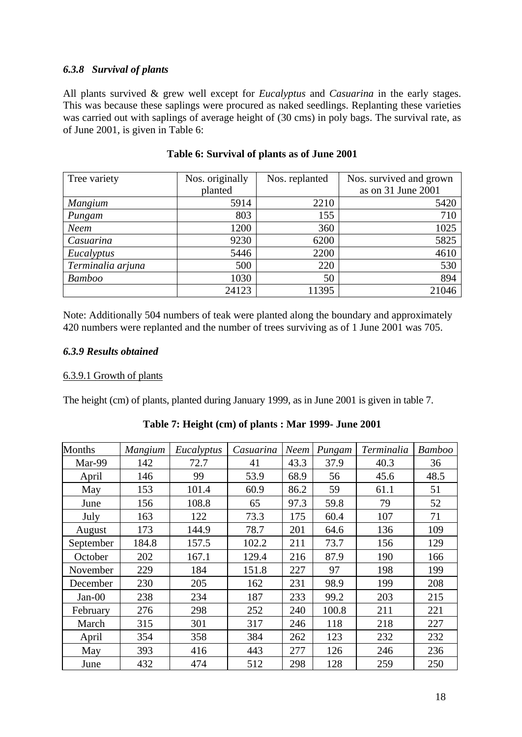### *6.3.8 Survival of plants*

All plants survived & grew well except for *Eucalyptus* and *Casuarina* in the early stages. This was because these saplings were procured as naked seedlings. Replanting these varieties was carried out with saplings of average height of (30 cms) in poly bags. The survival rate, as of June 2001, is given in Table 6:

**Table 6: Survival of plants as of June 2001**

| Tree variety | Nos. originally planted | Nos. replanted | Nos. survived and grown as on 31 June 2001 |
|---|---|---|---|
| *Mangium* | 5914 | 2210 | 5420 |
| *Pungam* | 803 | 155 | 710 |
| *Neem* | 1200 | 360 | 1025 |
| *Casuarina* | 9230 | 6200 | 5825 |
| *Eucalyptus* | 5446 | 2200 | 4610 |
| *Terminalia arjuna* | 500 | 220 | 530 |
| *Bamboo* | 1030 | 50 | 894 |
| | 24123 | 11395 | 21046 |

Note: Additionally 504 numbers of teak were planted along the boundary and approximately 420 numbers were replanted and the number of trees surviving as of 1 June 2001 was 705.

### *6.3.9 Results obtained*

6.3.9.1 Growth of plants

The height (cm) of plants, planted during January 1999, as in June 2001 is given in table 7.

**Table 7: Height (cm) of plants : Mar 1999- June 2001**

| Months | *Mangium* | *Eucalyptus* | *Casuarina* | *Neem* | *Pungam* | *Terminalia* | *Bamboo* |
|---|---|---|---|---|---|---|---|
| Mar-99 | 142 | 72.7 | 41 | 43.3 | 37.9 | 40.3 | 36 |
| April | 146 | 99 | 53.9 | 68.9 | 56 | 45.6 | 48.5 |
| May | 153 | 101.4 | 60.9 | 86.2 | 59 | 61.1 | 51 |
| June | 156 | 108.8 | 65 | 97.3 | 59.8 | 79 | 52 |
| July | 163 | 122 | 73.3 | 175 | 60.4 | 107 | 71 |
| August | 173 | 144.9 | 78.7 | 201 | 64.6 | 136 | 109 |
| September | 184.8 | 157.5 | 102.2 | 211 | 73.7 | 156 | 129 |
| October | 202 | 167.1 | 129.4 | 216 | 87.9 | 190 | 166 |
| November | 229 | 184 | 151.8 | 227 | 97 | 198 | 199 |
| December | 230 | 205 | 162 | 231 | 98.9 | 199 | 208 |
| Jan-00 | 238 | 234 | 187 | 233 | 99.2 | 203 | 215 |
| February | 276 | 298 | 252 | 240 | 100.8 | 211 | 221 |
| March | 315 | 301 | 317 | 246 | 118 | 218 | 227 |
| April | 354 | 358 | 384 | 262 | 123 | 232 | 232 |
| May | 393 | 416 | 443 | 277 | 126 | 246 | 236 |
| June | 432 | 474 | 512 | 298 | 128 | 259 | 250 |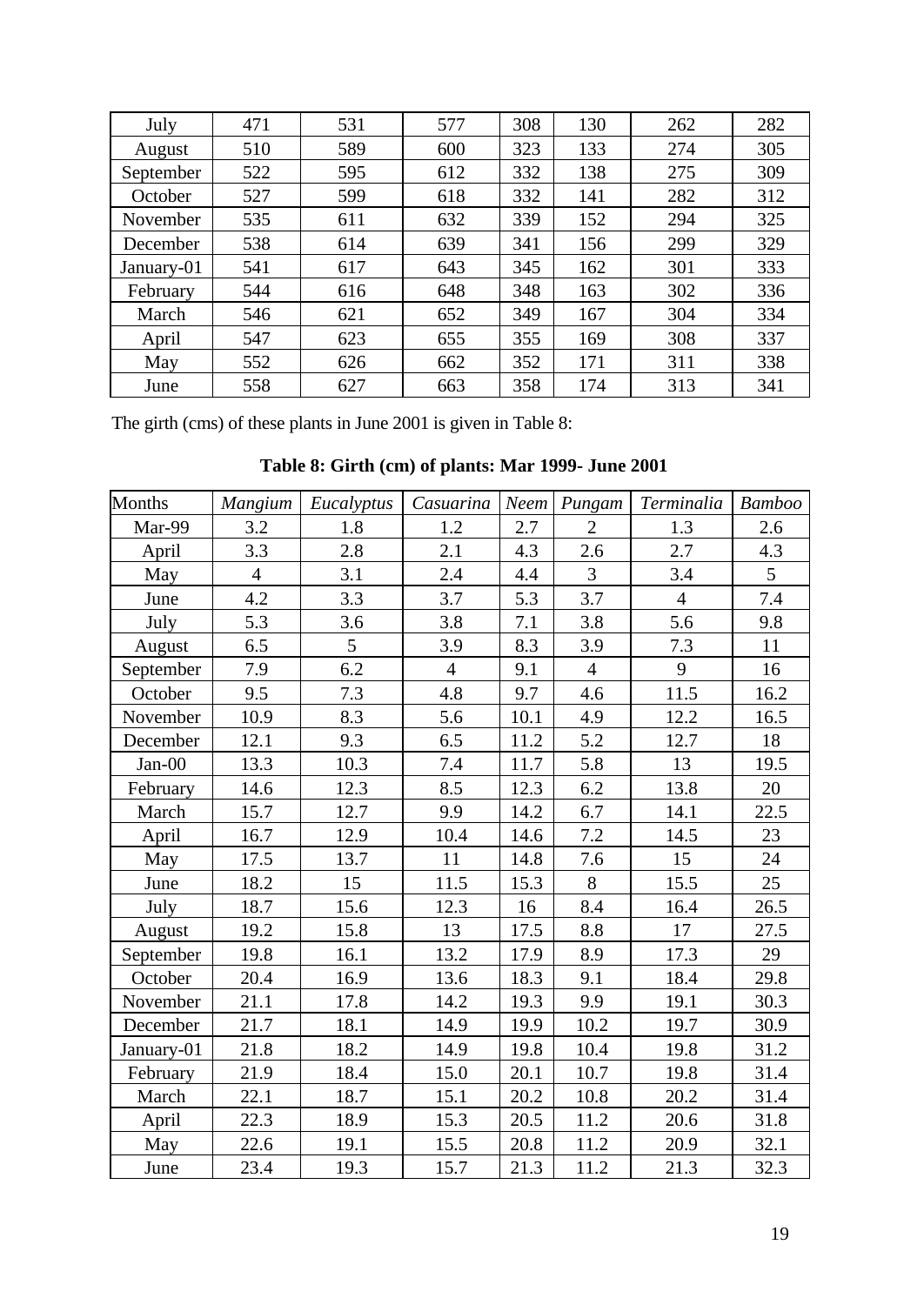| | | | | | | | |
|---|---|---|---|---|---|---|---|
| July | 471 | 531 | 577 | 308 | 130 | 262 | 282 |
| August | 510 | 589 | 600 | 323 | 133 | 274 | 305 |
| September | 522 | 595 | 612 | 332 | 138 | 275 | 309 |
| October | 527 | 599 | 618 | 332 | 141 | 282 | 312 |
| November | 535 | 611 | 632 | 339 | 152 | 294 | 325 |
| December | 538 | 614 | 639 | 341 | 156 | 299 | 329 |
| January-01 | 541 | 617 | 643 | 345 | 162 | 301 | 333 |
| February | 544 | 616 | 648 | 348 | 163 | 302 | 336 |
| March | 546 | 621 | 652 | 349 | 167 | 304 | 334 |
| April | 547 | 623 | 655 | 355 | 169 | 308 | 337 |
| May | 552 | 626 | 662 | 352 | 171 | 311 | 338 |
| June | 558 | 627 | 663 | 358 | 174 | 313 | 341 |

The girth (cms) of these plants in June 2001 is given in Table 8:

**Table 8: Girth (cm) of plants: Mar 1999- June 2001**

| Months | *Mangium* | *Eucalyptus* | *Casuarina* | *Neem* | *Pungam* | *Terminalia* | *Bamboo* |
|---|---|---|---|---|---|---|---|
| Mar-99 | 3.2 | 1.8 | 1.2 | 2.7 | 2 | 1.3 | 2.6 |
| April | 3.3 | 2.8 | 2.1 | 4.3 | 2.6 | 2.7 | 4.3 |
| May | 4 | 3.1 | 2.4 | 4.4 | 3 | 3.4 | 5 |
| June | 4.2 | 3.3 | 3.7 | 5.3 | 3.7 | 4 | 7.4 |
| July | 5.3 | 3.6 | 3.8 | 7.1 | 3.8 | 5.6 | 9.8 |
| August | 6.5 | 5 | 3.9 | 8.3 | 3.9 | 7.3 | 11 |
| September | 7.9 | 6.2 | 4 | 9.1 | 4 | 9 | 16 |
| October | 9.5 | 7.3 | 4.8 | 9.7 | 4.6 | 11.5 | 16.2 |
| November | 10.9 | 8.3 | 5.6 | 10.1 | 4.9 | 12.2 | 16.5 |
| December | 12.1 | 9.3 | 6.5 | 11.2 | 5.2 | 12.7 | 18 |
| Jan-00 | 13.3 | 10.3 | 7.4 | 11.7 | 5.8 | 13 | 19.5 |
| February | 14.6 | 12.3 | 8.5 | 12.3 | 6.2 | 13.8 | 20 |
| March | 15.7 | 12.7 | 9.9 | 14.2 | 6.7 | 14.1 | 22.5 |
| April | 16.7 | 12.9 | 10.4 | 14.6 | 7.2 | 14.5 | 23 |
| May | 17.5 | 13.7 | 11 | 14.8 | 7.6 | 15 | 24 |
| June | 18.2 | 15 | 11.5 | 15.3 | 8 | 15.5 | 25 |
| July | 18.7 | 15.6 | 12.3 | 16 | 8.4 | 16.4 | 26.5 |
| August | 19.2 | 15.8 | 13 | 17.5 | 8.8 | 17 | 27.5 |
| September | 19.8 | 16.1 | 13.2 | 17.9 | 8.9 | 17.3 | 29 |
| October | 20.4 | 16.9 | 13.6 | 18.3 | 9.1 | 18.4 | 29.8 |
| November | 21.1 | 17.8 | 14.2 | 19.3 | 9.9 | 19.1 | 30.3 |
| December | 21.7 | 18.1 | 14.9 | 19.9 | 10.2 | 19.7 | 30.9 |
| January-01 | 21.8 | 18.2 | 14.9 | 19.8 | 10.4 | 19.8 | 31.2 |
| February | 21.9 | 18.4 | 15.0 | 20.1 | 10.7 | 19.8 | 31.4 |
| March | 22.1 | 18.7 | 15.1 | 20.2 | 10.8 | 20.2 | 31.4 |
| April | 22.3 | 18.9 | 15.3 | 20.5 | 11.2 | 20.6 | 31.8 |
| May | 22.6 | 19.1 | 15.5 | 20.8 | 11.2 | 20.9 | 32.1 |
| June | 23.4 | 19.3 | 15.7 | 21.3 | 11.2 | 21.3 | 32.3 |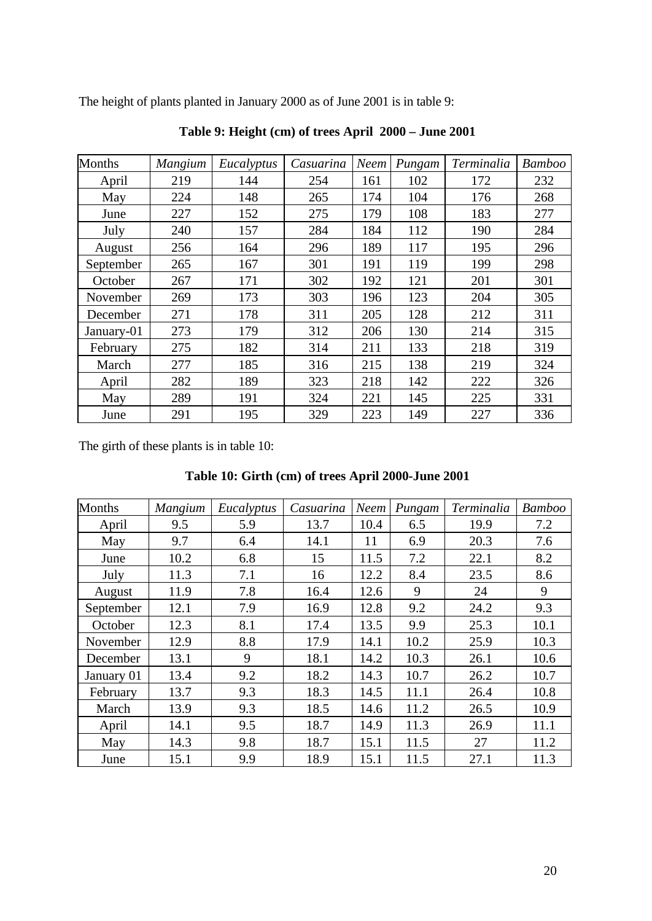The height of plants planted in January 2000 as of June 2001 is in table 9:

**Table 9: Height (cm) of trees April 2000 – June 2001**

| Months | *Mangium* | *Eucalyptus* | *Casuarina* | *Neem* | *Pungam* | *Terminalia* | *Bamboo* |
|---|---|---|---|---|---|---|---|
| April | 219 | 144 | 254 | 161 | 102 | 172 | 232 |
| May | 224 | 148 | 265 | 174 | 104 | 176 | 268 |
| June | 227 | 152 | 275 | 179 | 108 | 183 | 277 |
| July | 240 | 157 | 284 | 184 | 112 | 190 | 284 |
| August | 256 | 164 | 296 | 189 | 117 | 195 | 296 |
| September | 265 | 167 | 301 | 191 | 119 | 199 | 298 |
| October | 267 | 171 | 302 | 192 | 121 | 201 | 301 |
| November | 269 | 173 | 303 | 196 | 123 | 204 | 305 |
| December | 271 | 178 | 311 | 205 | 128 | 212 | 311 |
| January-01 | 273 | 179 | 312 | 206 | 130 | 214 | 315 |
| February | 275 | 182 | 314 | 211 | 133 | 218 | 319 |
| March | 277 | 185 | 316 | 215 | 138 | 219 | 324 |
| April | 282 | 189 | 323 | 218 | 142 | 222 | 326 |
| May | 289 | 191 | 324 | 221 | 145 | 225 | 331 |
| June | 291 | 195 | 329 | 223 | 149 | 227 | 336 |

The girth of these plants is in table 10:

**Table 10: Girth (cm) of trees April 2000-June 2001**

| Months | *Mangium* | *Eucalyptus* | *Casuarina* | *Neem* | *Pungam* | *Terminalia* | *Bamboo* |
|---|---|---|---|---|---|---|---|
| April | 9.5 | 5.9 | 13.7 | 10.4 | 6.5 | 19.9 | 7.2 |
| May | 9.7 | 6.4 | 14.1 | 11 | 6.9 | 20.3 | 7.6 |
| June | 10.2 | 6.8 | 15 | 11.5 | 7.2 | 22.1 | 8.2 |
| July | 11.3 | 7.1 | 16 | 12.2 | 8.4 | 23.5 | 8.6 |
| August | 11.9 | 7.8 | 16.4 | 12.6 | 9 | 24 | 9 |
| September | 12.1 | 7.9 | 16.9 | 12.8 | 9.2 | 24.2 | 9.3 |
| October | 12.3 | 8.1 | 17.4 | 13.5 | 9.9 | 25.3 | 10.1 |
| November | 12.9 | 8.8 | 17.9 | 14.1 | 10.2 | 25.9 | 10.3 |
| December | 13.1 | 9 | 18.1 | 14.2 | 10.3 | 26.1 | 10.6 |
| January 01 | 13.4 | 9.2 | 18.2 | 14.3 | 10.7 | 26.2 | 10.7 |
| February | 13.7 | 9.3 | 18.3 | 14.5 | 11.1 | 26.4 | 10.8 |
| March | 13.9 | 9.3 | 18.5 | 14.6 | 11.2 | 26.5 | 10.9 |
| April | 14.1 | 9.5 | 18.7 | 14.9 | 11.3 | 26.9 | 11.1 |
| May | 14.3 | 9.8 | 18.7 | 15.1 | 11.5 | 27 | 11.2 |
| June | 15.1 | 9.9 | 18.9 | 15.1 | 11.5 | 27.1 | 11.3 |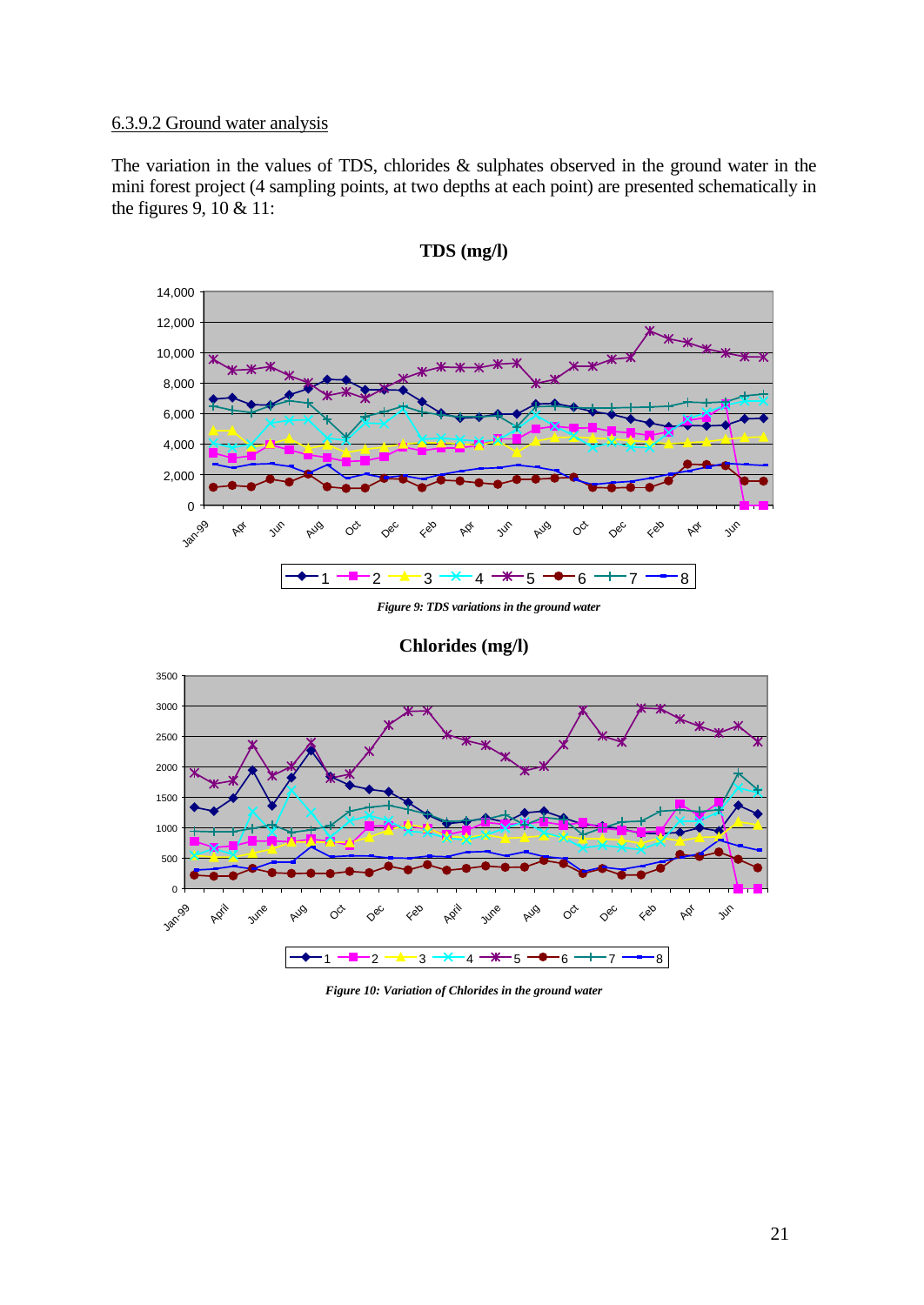6.3.9.2 Ground water analysis

The variation in the values of TDS, chlorides & sulphates observed in the ground water in the mini forest project (4 sampling points, at two depths at each point) are presented schematically in the figures 9, 10 & 11:

*Figure 9: TDS variations in the ground water*

*Figure 10: Variation of Chlorides in the ground water*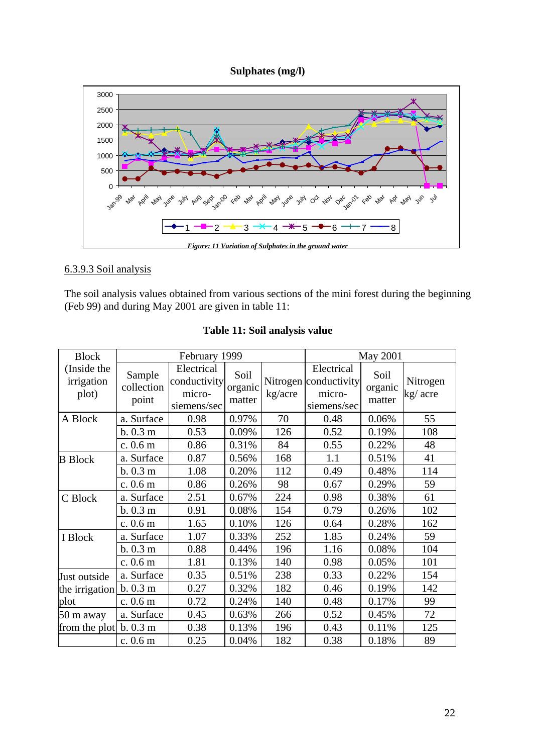**Sulphates (mg/l)**

*Figure: 11 Variation of Sulphates in the ground water*

6.3.9.3 Soil analysis

The soil analysis values obtained from various sections of the mini forest during the beginning (Feb 99) and during May 2001 are given in table 11:

**Table 11: Soil analysis value**

| Block (Inside the irrigation plot) | February 1999 | | | | May 2001 | | |
|---|---|---|---|---|---|---|---|
| | Sample collection point | Electrical conductivity micro-siemens/sec | Soil organic matter | Nitrogen kg/acre | Electrical conductivity micro-siemens/sec | Soil organic matter | Nitrogen kg/ acre |
| A Block | a. Surface | 0.98 | 0.97% | 70 | 0.48 | 0.06% | 55 |
| | b. 0.3 m | 0.53 | 0.09% | 126 | 0.52 | 0.19% | 108 |
| | c. 0.6 m | 0.86 | 0.31% | 84 | 0.55 | 0.22% | 48 |
| B Block | a. Surface | 0.87 | 0.56% | 168 | 1.1 | 0.51% | 41 |
| | b. 0.3 m | 1.08 | 0.20% | 112 | 0.49 | 0.48% | 114 |
| | c. 0.6 m | 0.86 | 0.26% | 98 | 0.67 | 0.29% | 59 |
| C Block | a. Surface | 2.51 | 0.67% | 224 | 0.98 | 0.38% | 61 |
| | b. 0.3 m | 0.91 | 0.08% | 154 | 0.79 | 0.26% | 102 |
| | c. 0.6 m | 1.65 | 0.10% | 126 | 0.64 | 0.28% | 162 |
| I Block | a. Surface | 1.07 | 0.33% | 252 | 1.85 | 0.24% | 59 |
| | b. 0.3 m | 0.88 | 0.44% | 196 | 1.16 | 0.08% | 104 |
| | c. 0.6 m | 1.81 | 0.13% | 140 | 0.98 | 0.05% | 101 |
| Just outside the irrigation plot | a. Surface | 0.35 | 0.51% | 238 | 0.33 | 0.22% | 154 |
| | b. 0.3 m | 0.27 | 0.32% | 182 | 0.46 | 0.19% | 142 |
| | c. 0.6 m | 0.72 | 0.24% | 140 | 0.48 | 0.17% | 99 |
| 50 m away from the plot | a. Surface | 0.45 | 0.63% | 266 | 0.52 | 0.45% | 72 |
| | b. 0.3 m | 0.38 | 0.13% | 196 | 0.43 | 0.11% | 125 |
| | c. 0.6 m | 0.25 | 0.04% | 182 | 0.38 | 0.18% | 89 |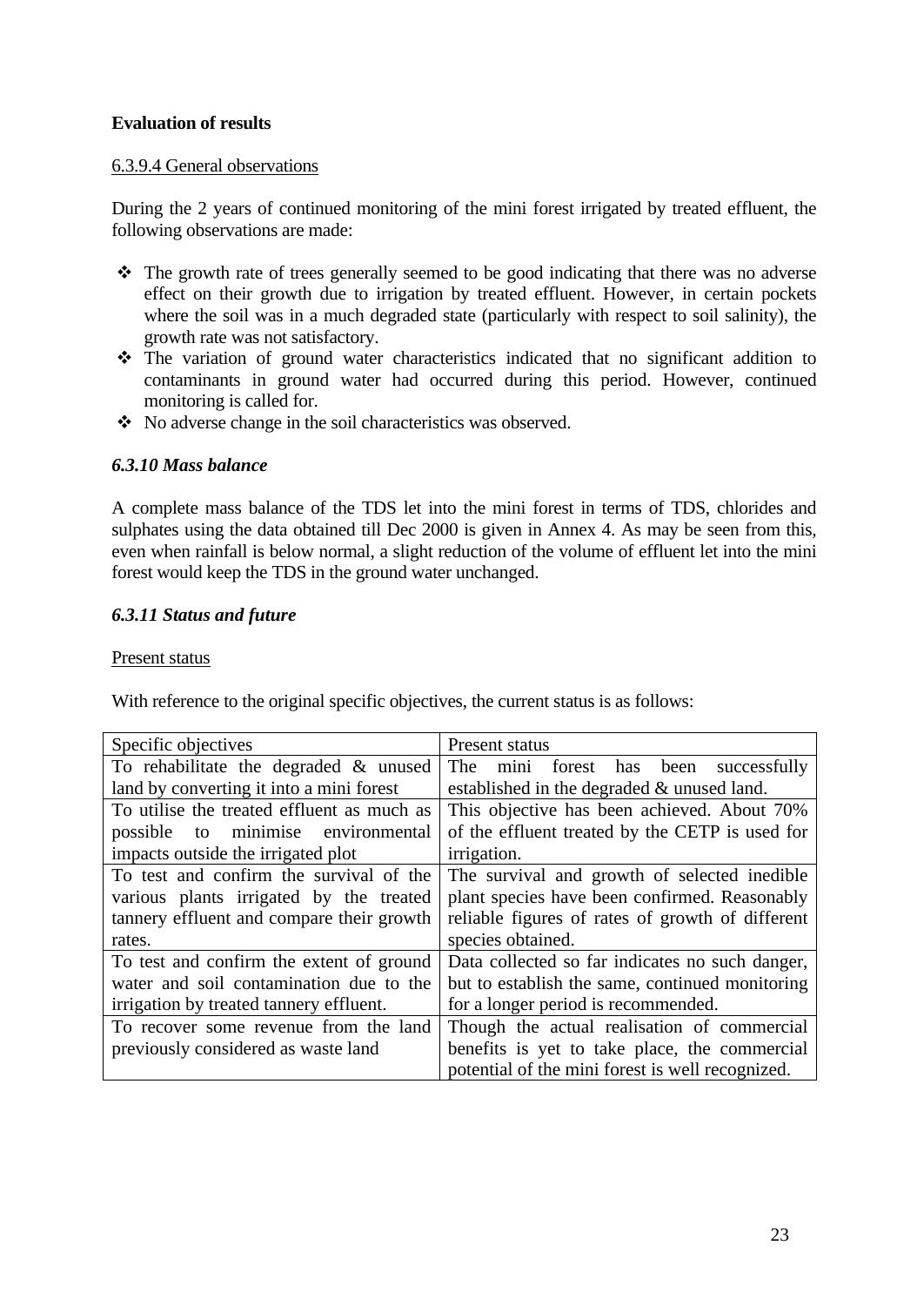**Evaluation of results**

6.3.9.4 General observations

During the 2 years of continued monitoring of the mini forest irrigated by treated effluent, the following observations are made:

- The growth rate of trees generally seemed to be good indicating that there was no adverse effect on their growth due to irrigation by treated effluent. However, in certain pockets where the soil was in a much degraded state (particularly with respect to soil salinity), the growth rate was not satisfactory.
- The variation of ground water characteristics indicated that no significant addition to contaminants in ground water had occurred during this period. However, continued monitoring is called for.
- No adverse change in the soil characteristics was observed.

### *6.3.10 Mass balance*

A complete mass balance of the TDS let into the mini forest in terms of TDS, chlorides and sulphates using the data obtained till Dec 2000 is given in Annex 4. As may be seen from this, even when rainfall is below normal, a slight reduction of the volume of effluent let into the mini forest would keep the TDS in the ground water unchanged.

### *6.3.11 Status and future*

Present status

With reference to the original specific objectives, the current status is as follows:

| Specific objectives | Present status |
|---|---|
| To rehabilitate the degraded & unused land by converting it into a mini forest | The mini forest has been successfully established in the degraded & unused land. |
| To utilise the treated effluent as much as possible to minimise environmental impacts outside the irrigated plot | This objective has been achieved. About 70% of the effluent treated by the CETP is used for irrigation. |
| To test and confirm the survival of the various plants irrigated by the treated tannery effluent and compare their growth rates. | The survival and growth of selected inedible plant species have been confirmed. Reasonably reliable figures of rates of growth of different species obtained. |
| To test and confirm the extent of ground water and soil contamination due to the irrigation by treated tannery effluent. | Data collected so far indicates no such danger, but to establish the same, continued monitoring for a longer period is recommended. |
| To recover some revenue from the land previously considered as waste land | Though the actual realisation of commercial benefits is yet to take place, the commercial potential of the mini forest is well recognized. |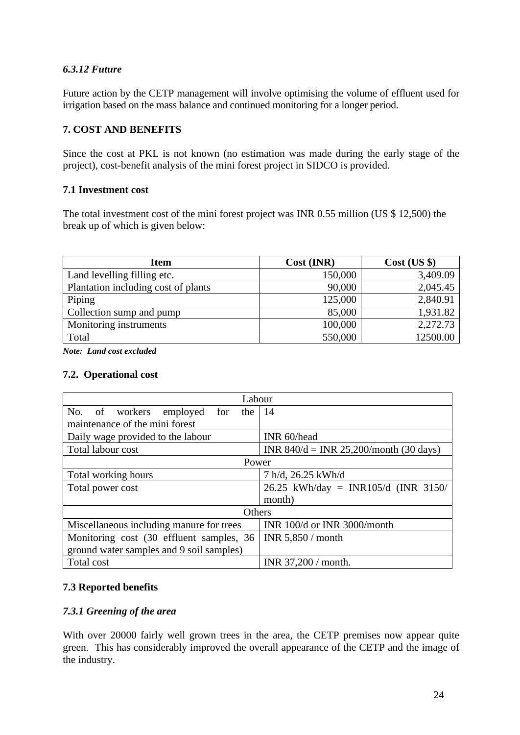#### *6.3.12 Future*

Future action by the CETP management will involve optimising the volume of effluent used for irrigation based on the mass balance and continued monitoring for a longer period.

## 7. COST AND BENEFITS

Since the cost at PKL is not known (no estimation was made during the early stage of the project), cost-benefit analysis of the mini forest project in SIDCO is provided.

### 7.1 Investment cost

The total investment cost of the mini forest project was INR 0.55 million (US $ 12,500) the break up of which is given below:

| Item | Cost (INR) | Cost (US $) |
|---|---|---|
| Land levelling filling etc. | 150,000 | 3,409.09 |
| Plantation including cost of plants | 90,000 | 2,045.45 |
| Piping | 125,000 | 2,840.91 |
| Collection sump and pump | 85,000 | 1,931.82 |
| Monitoring instruments | 100,000 | 2,272.73 |
| Total | 550,000 | 12500.00 |

***Note: Land cost excluded***

### 7.2. Operational cost

| Labour | |
|---|---|
| No. of workers employed for the maintenance of the mini forest | 14 |
| Daily wage provided to the labour | INR 60/head |
| Total labour cost | INR 840/d = INR 25,200/month (30 days) |
| Power | |
| Total working hours | 7 h/d, 26.25 kWh/d |
| Total power cost | 26.25 kWh/day = INR105/d (INR 3150/ month) |
| Others | |
| Miscellaneous including manure for trees | INR 100/d or INR 3000/month |
| Monitoring cost (30 effluent samples, 36 ground water samples and 9 soil samples) | INR 5,850 / month |
| Total cost | INR 37,200 / month. |

### 7.3 Reported benefits

#### *7.3.1 Greening of the area*

With over 20000 fairly well grown trees in the area, the CETP premises now appear quite green. This has considerably improved the overall appearance of the CETP and the image of the industry.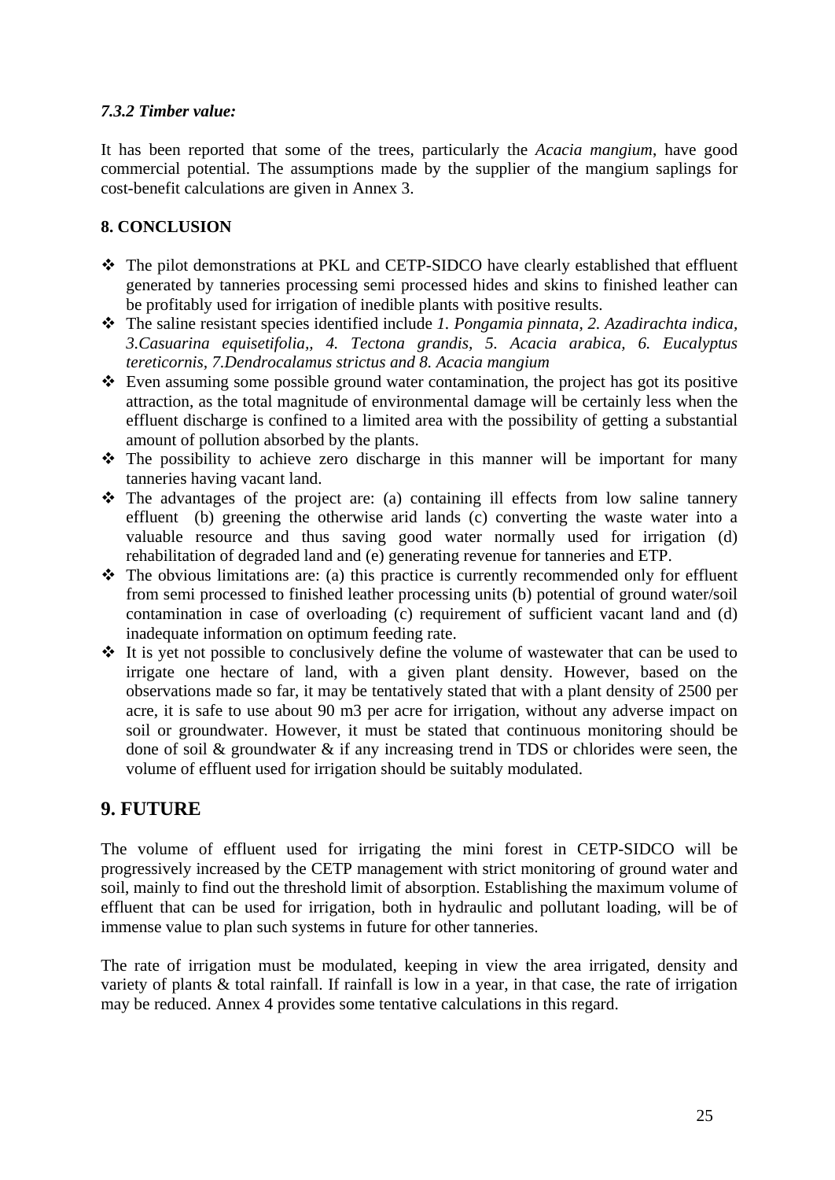### *7.3.2 Timber value:*

It has been reported that some of the trees, particularly the *Acacia mangium*, have good commercial potential. The assumptions made by the supplier of the mangium saplings for cost-benefit calculations are given in Annex 3.

### 8. CONCLUSION

- The pilot demonstrations at PKL and CETP-SIDCO have clearly established that effluent generated by tanneries processing semi processed hides and skins to finished leather can be profitably used for irrigation of inedible plants with positive results.
- The saline resistant species identified include *1. Pongamia pinnata, 2. Azadirachta indica, 3.Casuarina equisetifolia,, 4. Tectona grandis, 5. Acacia arabica, 6. Eucalyptus tereticornis, 7.Dendrocalamus strictus and 8. Acacia mangium*
- Even assuming some possible ground water contamination, the project has got its positive attraction, as the total magnitude of environmental damage will be certainly less when the effluent discharge is confined to a limited area with the possibility of getting a substantial amount of pollution absorbed by the plants.
- The possibility to achieve zero discharge in this manner will be important for many tanneries having vacant land.
- The advantages of the project are: (a) containing ill effects from low saline tannery effluent (b) greening the otherwise arid lands (c) converting the waste water into a valuable resource and thus saving good water normally used for irrigation (d) rehabilitation of degraded land and (e) generating revenue for tanneries and ETP.
- The obvious limitations are: (a) this practice is currently recommended only for effluent from semi processed to finished leather processing units (b) potential of ground water/soil contamination in case of overloading (c) requirement of sufficient vacant land and (d) inadequate information on optimum feeding rate.
- It is yet not possible to conclusively define the volume of wastewater that can be used to irrigate one hectare of land, with a given plant density. However, based on the observations made so far, it may be tentatively stated that with a plant density of 2500 per acre, it is safe to use about 90 m3 per acre for irrigation, without any adverse impact on soil or groundwater. However, it must be stated that continuous monitoring should be done of soil & groundwater & if any increasing trend in TDS or chlorides were seen, the volume of effluent used for irrigation should be suitably modulated.

## 9. FUTURE

The volume of effluent used for irrigating the mini forest in CETP-SIDCO will be progressively increased by the CETP management with strict monitoring of ground water and soil, mainly to find out the threshold limit of absorption. Establishing the maximum volume of effluent that can be used for irrigation, both in hydraulic and pollutant loading, will be of immense value to plan such systems in future for other tanneries.

The rate of irrigation must be modulated, keeping in view the area irrigated, density and variety of plants & total rainfall. If rainfall is low in a year, in that case, the rate of irrigation may be reduced. Annex 4 provides some tentative calculations in this regard.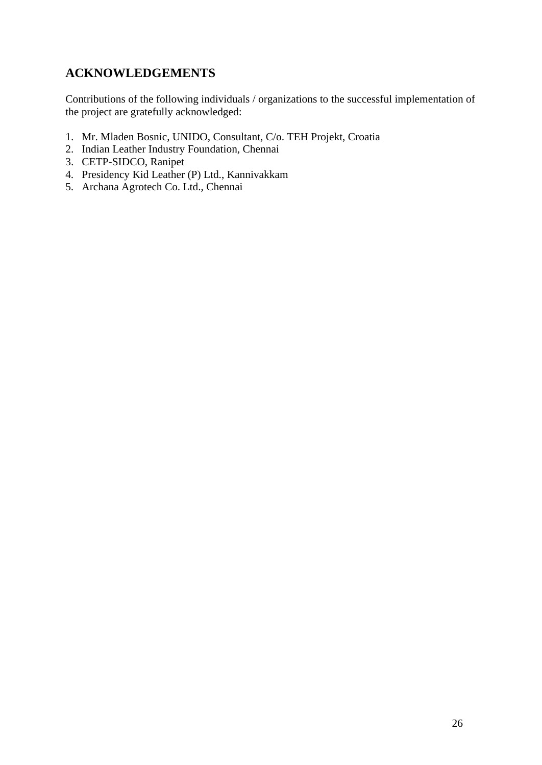## ACKNOWLEDGEMENTS

Contributions of the following individuals / organizations to the successful implementation of the project are gratefully acknowledged:

1. Mr. Mladen Bosnic, UNIDO, Consultant, C/o. TEH Projekt, Croatia
2. Indian Leather Industry Foundation, Chennai
3. CETP-SIDCO, Ranipet
4. Presidency Kid Leather (P) Ltd., Kannivakkam
5. Archana Agrotech Co. Ltd., Chennai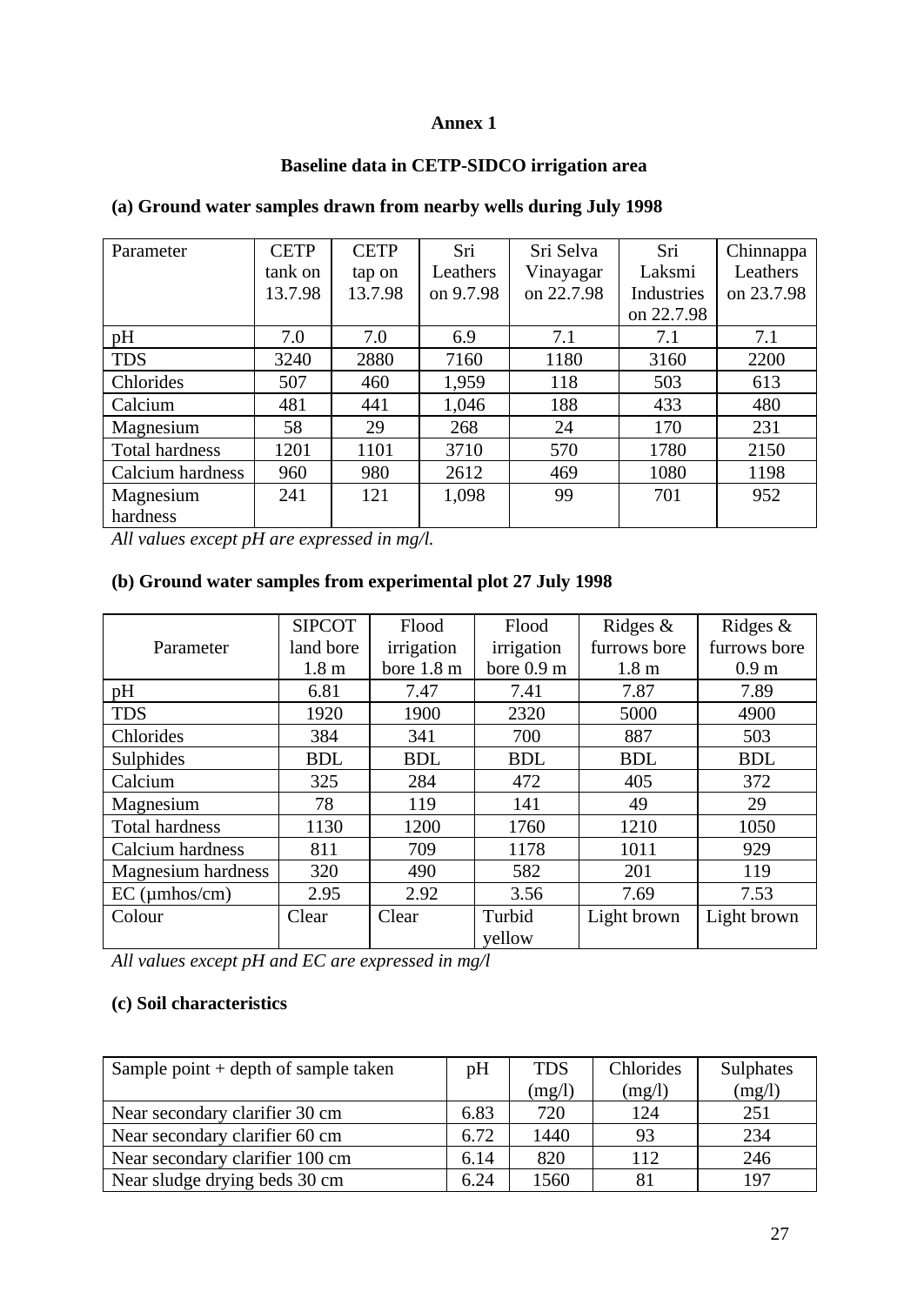**Annex 1**

**Baseline data in CETP-SIDCO irrigation area**

**(a) Ground water samples drawn from nearby wells during July 1998**

| Parameter | CETP tank on 13.7.98 | CETP tap on 13.7.98 | Sri Leathers on 9.7.98 | Sri Selva Vinayagar on 22.7.98 | Sri Laksmi Industries on 22.7.98 | Chinnappa Leathers on 23.7.98 |
|---|---|---|---|---|---|---|
| pH | 7.0 | 7.0 | 6.9 | 7.1 | 7.1 | 7.1 |
| TDS | 3240 | 2880 | 7160 | 1180 | 3160 | 2200 |
| Chlorides | 507 | 460 | 1,959 | 118 | 503 | 613 |
| Calcium | 481 | 441 | 1,046 | 188 | 433 | 480 |
| Magnesium | 58 | 29 | 268 | 24 | 170 | 231 |
| Total hardness | 1201 | 1101 | 3710 | 570 | 1780 | 2150 |
| Calcium hardness | 960 | 980 | 2612 | 469 | 1080 | 1198 |
| Magnesium hardness | 241 | 121 | 1,098 | 99 | 701 | 952 |

*All values except pH are expressed in mg/l.*

**(b) Ground water samples from experimental plot 27 July 1998**

| Parameter | SIPCOT land bore 1.8 m | Flood irrigation bore 1.8 m | Flood irrigation bore 0.9 m | Ridges & furrows bore 1.8 m | Ridges & furrows bore 0.9 m |
|---|---|---|---|---|---|
| pH | 6.81 | 7.47 | 7.41 | 7.87 | 7.89 |
| TDS | 1920 | 1900 | 2320 | 5000 | 4900 |
| Chlorides | 384 | 341 | 700 | 887 | 503 |
| Sulphides | BDL | BDL | BDL | BDL | BDL |
| Calcium | 325 | 284 | 472 | 405 | 372 |
| Magnesium | 78 | 119 | 141 | 49 | 29 |
| Total hardness | 1130 | 1200 | 1760 | 1210 | 1050 |
| Calcium hardness | 811 | 709 | 1178 | 1011 | 929 |
| Magnesium hardness | 320 | 490 | 582 | 201 | 119 |
| EC (µmhos/cm) | 2.95 | 2.92 | 3.56 | 7.69 | 7.53 |
| Colour | Clear | Clear | Turbid yellow | Light brown | Light brown |

*All values except pH and EC are expressed in mg/l*

**(c) Soil characteristics**

| Sample point + depth of sample taken | pH | TDS (mg/l) | Chlorides (mg/l) | Sulphates (mg/l) |
|---|---|---|---|---|
| Near secondary clarifier 30 cm | 6.83 | 720 | 124 | 251 |
| Near secondary clarifier 60 cm | 6.72 | 1440 | 93 | 234 |
| Near secondary clarifier 100 cm | 6.14 | 820 | 112 | 246 |
| Near sludge drying beds 30 cm | 6.24 | 1560 | 81 | 197 |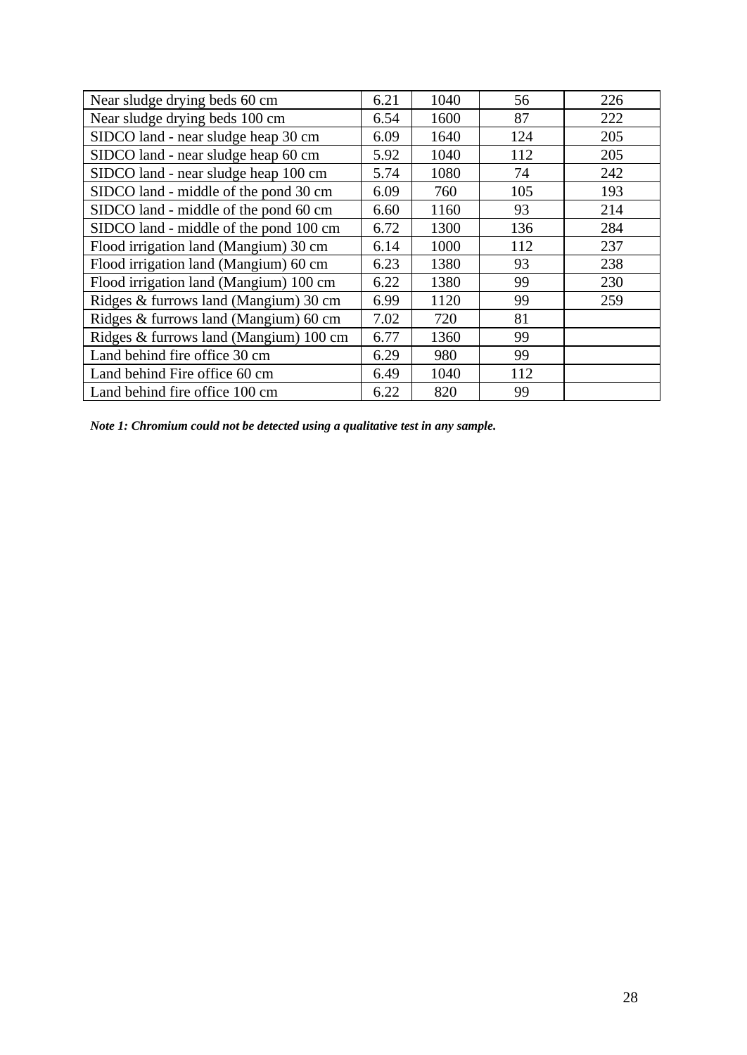| | | | | |
|---|---|---|---|---|
| Near sludge drying beds 60 cm | 6.21 | 1040 | 56 | 226 |
| Near sludge drying beds 100 cm | 6.54 | 1600 | 87 | 222 |
| SIDCO land - near sludge heap 30 cm | 6.09 | 1640 | 124 | 205 |
| SIDCO land - near sludge heap 60 cm | 5.92 | 1040 | 112 | 205 |
| SIDCO land - near sludge heap 100 cm | 5.74 | 1080 | 74 | 242 |
| SIDCO land - middle of the pond 30 cm | 6.09 | 760 | 105 | 193 |
| SIDCO land - middle of the pond 60 cm | 6.60 | 1160 | 93 | 214 |
| SIDCO land - middle of the pond 100 cm | 6.72 | 1300 | 136 | 284 |
| Flood irrigation land (Mangium) 30 cm | 6.14 | 1000 | 112 | 237 |
| Flood irrigation land (Mangium) 60 cm | 6.23 | 1380 | 93 | 238 |
| Flood irrigation land (Mangium) 100 cm | 6.22 | 1380 | 99 | 230 |
| Ridges & furrows land (Mangium) 30 cm | 6.99 | 1120 | 99 | 259 |
| Ridges & furrows land (Mangium) 60 cm | 7.02 | 720 | 81 | |
| Ridges & furrows land (Mangium) 100 cm | 6.77 | 1360 | 99 | |
| Land behind fire office 30 cm | 6.29 | 980 | 99 | |
| Land behind Fire office 60 cm | 6.49 | 1040 | 112 | |
| Land behind fire office 100 cm | 6.22 | 820 | 99 | |

***Note 1: Chromium could not be detected using a qualitative test in any sample.***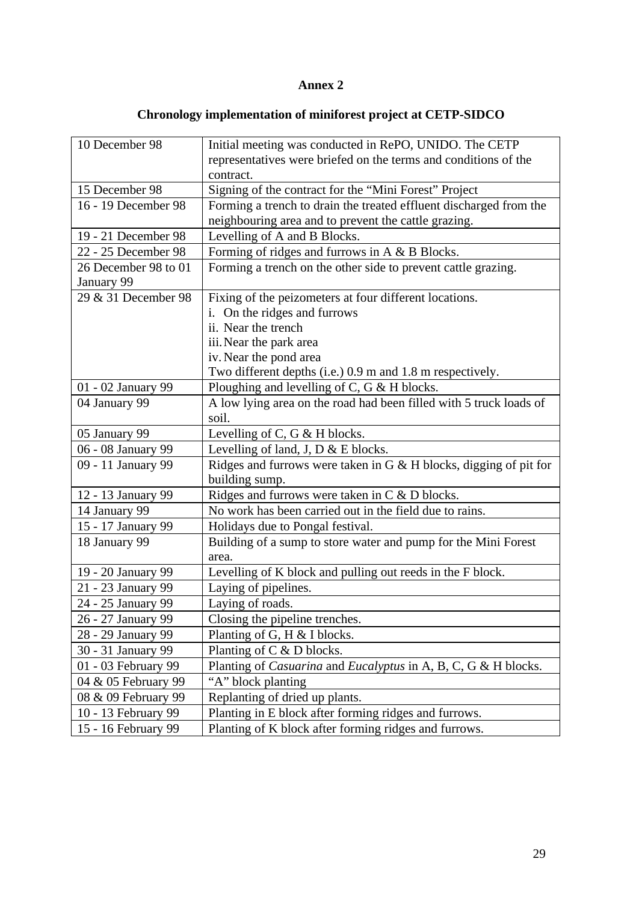# Annex 2

## Chronology implementation of miniforest project at CETP-SIDCO

| Date | Activity |
|---|---|
| 10 December 98 | Initial meeting was conducted in RePO, UNIDO. The CETP representatives were briefed on the terms and conditions of the contract. |
| 15 December 98 | Signing of the contract for the "Mini Forest" Project |
| 16 - 19 December 98 | Forming a trench to drain the treated effluent discharged from the neighbouring area and to prevent the cattle grazing. |
| 19 - 21 December 98 | Levelling of A and B Blocks. |
| 22 - 25 December 98 | Forming of ridges and furrows in A & B Blocks. |
| 26 December 98 to 01 January 99 | Forming a trench on the other side to prevent cattle grazing. |
| 29 & 31 December 98 | Fixing of the peizometers at four different locations.<br>i. On the ridges and furrows<br>ii. Near the trench<br>iii. Near the park area<br>iv. Near the pond area<br>Two different depths (i.e.) 0.9 m and 1.8 m respectively. |
| 01 - 02 January 99 | Ploughing and levelling of C, G & H blocks. |
| 04 January 99 | A low lying area on the road had been filled with 5 truck loads of soil. |
| 05 January 99 | Levelling of C, G & H blocks. |
| 06 - 08 January 99 | Levelling of land, J, D & E blocks. |
| 09 - 11 January 99 | Ridges and furrows were taken in G & H blocks, digging of pit for building sump. |
| 12 - 13 January 99 | Ridges and furrows were taken in C & D blocks. |
| 14 January 99 | No work has been carried out in the field due to rains. |
| 15 - 17 January 99 | Holidays due to Pongal festival. |
| 18 January 99 | Building of a sump to store water and pump for the Mini Forest area. |
| 19 - 20 January 99 | Levelling of K block and pulling out reeds in the F block. |
| 21 - 23 January 99 | Laying of pipelines. |
| 24 - 25 January 99 | Laying of roads. |
| 26 - 27 January 99 | Closing the pipeline trenches. |
| 28 - 29 January 99 | Planting of G, H & I blocks. |
| 30 - 31 January 99 | Planting of C & D blocks. |
| 01 - 03 February 99 | Planting of *Casuarina* and *Eucalyptus* in A, B, C, G & H blocks. |
| 04 & 05 February 99 | "A" block planting |
| 08 & 09 February 99 | Replanting of dried up plants. |
| 10 - 13 February 99 | Planting in E block after forming ridges and furrows. |
| 15 - 16 February 99 | Planting of K block after forming ridges and furrows. |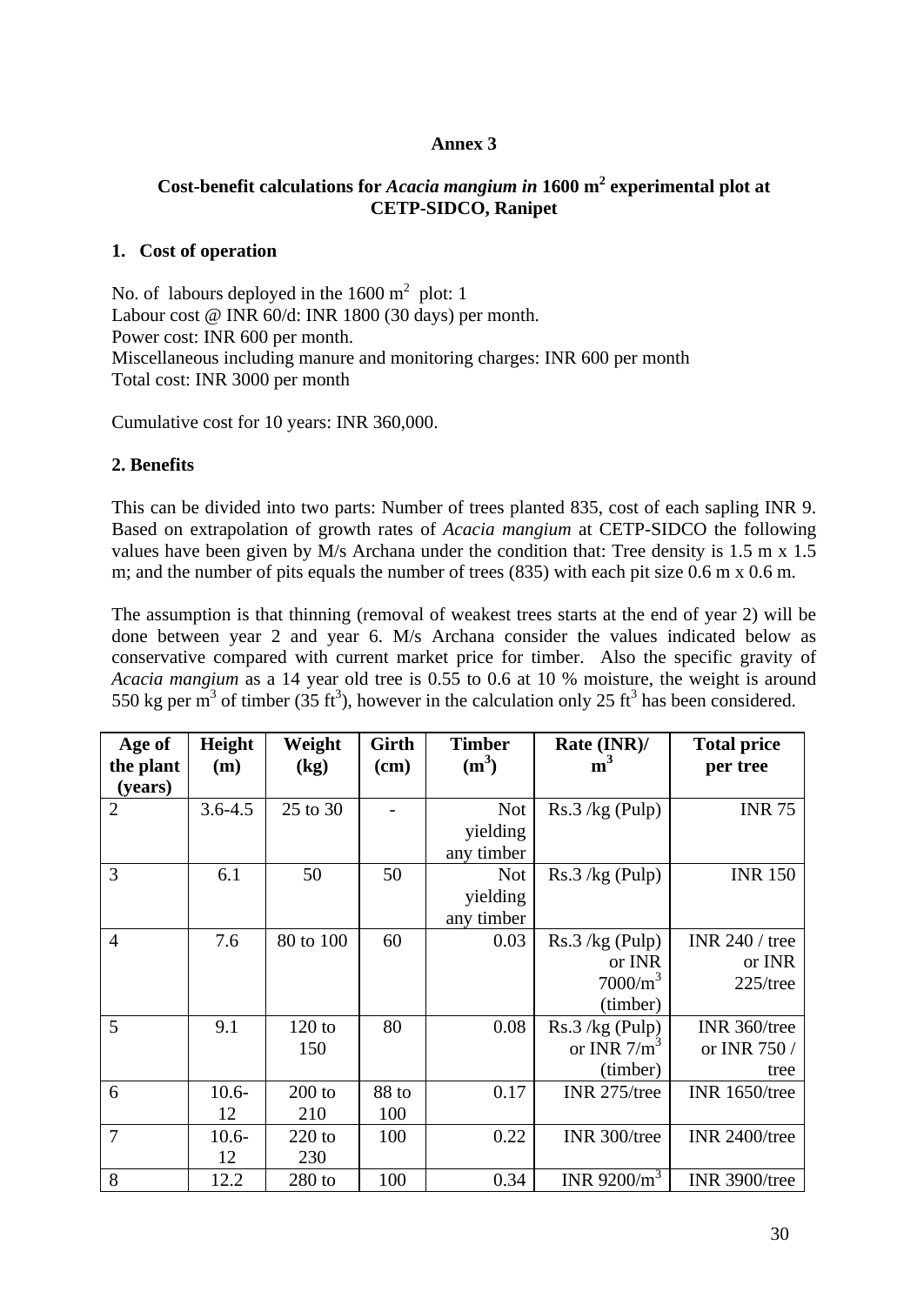## Annex 3

### Cost-benefit calculations for *Acacia mangium in* 1600 m$^2$ experimental plot at CETP-SIDCO, Ranipet

#### 1. Cost of operation

No. of labours deployed in the 1600 m$^2$ plot: 1
Labour cost @ INR 60/d: INR 1800 (30 days) per month.
Power cost: INR 600 per month.
Miscellaneous including manure and monitoring charges: INR 600 per month
Total cost: INR 3000 per month

Cumulative cost for 10 years: INR 360,000.

#### 2. Benefits

This can be divided into two parts: Number of trees planted 835, cost of each sapling INR 9. Based on extrapolation of growth rates of *Acacia mangium* at CETP-SIDCO the following values have been given by M/s Archana under the condition that: Tree density is 1.5 m x 1.5 m; and the number of pits equals the number of trees (835) with each pit size 0.6 m x 0.6 m.

The assumption is that thinning (removal of weakest trees starts at the end of year 2) will be done between year 2 and year 6. M/s Archana consider the values indicated below as conservative compared with current market price for timber. Also the specific gravity of *Acacia mangium* as a 14 year old tree is 0.55 to 0.6 at 10 % moisture, the weight is around 550 kg per m$^3$ of timber (35 ft$^3$), however in the calculation only 25 ft$^3$ has been considered.

| Age of the plant (years) | Height (m) | Weight (kg) | Girth (cm) | Timber (m$^3$) | Rate (INR)/ m$^3$ | Total price per tree |
|---|---|---|---|---|---|---|
| 2 | 3.6-4.5 | 25 to 30 | - | Not yielding any timber | Rs.3 /kg (Pulp) | INR 75 |
| 3 | 6.1 | 50 | 50 | Not yielding any timber | Rs.3 /kg (Pulp) | INR 150 |
| 4 | 7.6 | 80 to 100 | 60 | 0.03 | Rs.3 /kg (Pulp) or INR 7000/m$^3$ (timber) | INR 240 / tree or INR 225/tree |
| 5 | 9.1 | 120 to 150 | 80 | 0.08 | Rs.3 /kg (Pulp) or INR 7/m$^3$ (timber) | INR 360/tree or INR 750 / tree |
| 6 | 10.6-12 | 200 to 210 | 88 to 100 | 0.17 | INR 275/tree | INR 1650/tree |
| 7 | 10.6-12 | 220 to 230 | 100 | 0.22 | INR 300/tree | INR 2400/tree |
| 8 | 12.2 | 280 to | 100 | 0.34 | INR 9200/m$^3$ | INR 3900/tree |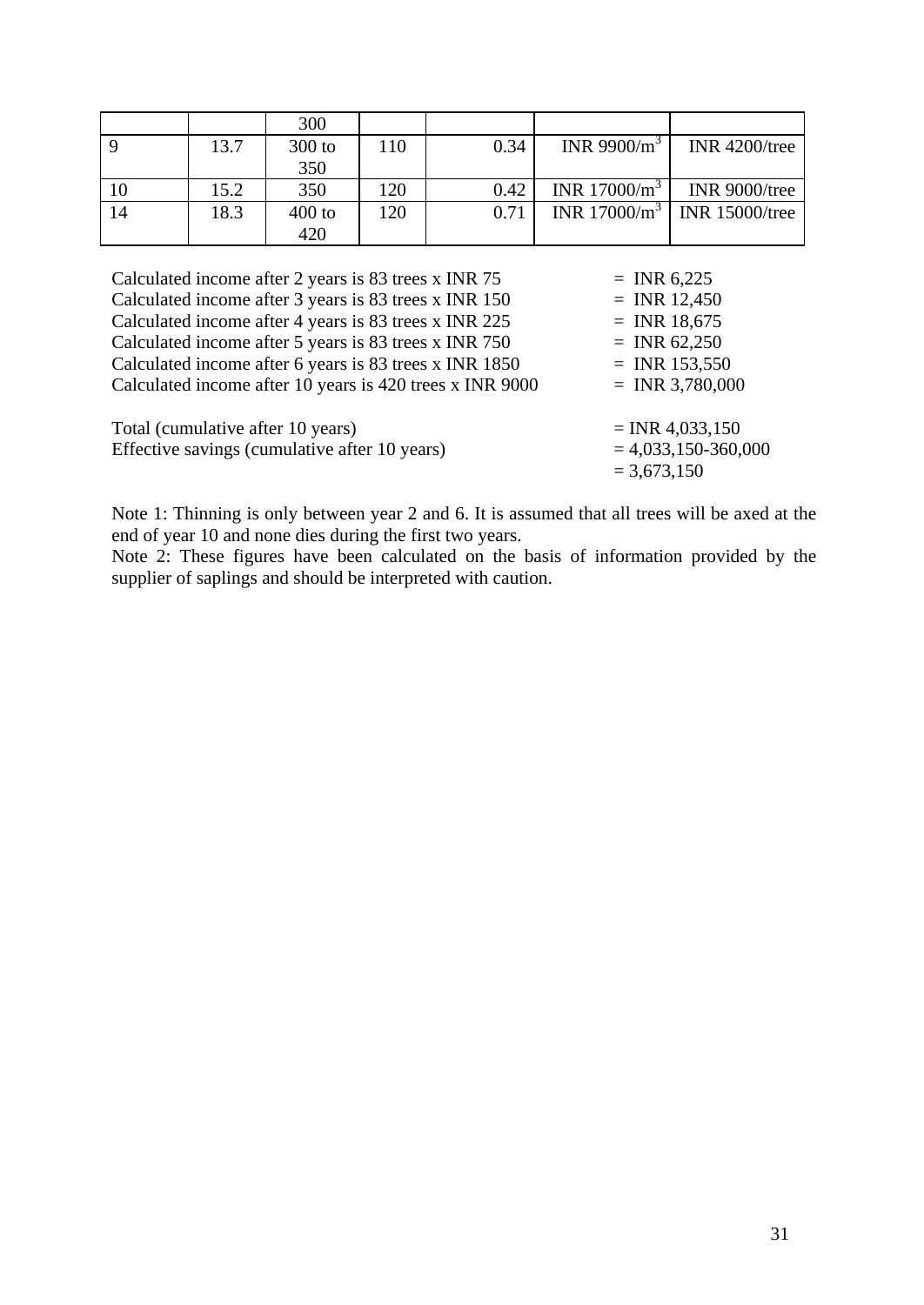|  |  | 300 |  |  |  |  |
| --- | --- | --- | --- | --- | --- | --- |
| 9 | 13.7 | 300 to 350 | 110 | 0.34 | INR 9900/$m^3$ | INR 4200/tree |
| 10 | 15.2 | 350 | 120 | 0.42 | INR 17000/$m^3$ | INR 9000/tree |
| 14 | 18.3 | 400 to 420 | 120 | 0.71 | INR 17000/$m^3$ | INR 15000/tree |

Calculated income after 2 years is 83 trees x INR 75 = INR 6,225
Calculated income after 3 years is 83 trees x INR 150 = INR 12,450
Calculated income after 4 years is 83 trees x INR 225 = INR 18,675
Calculated income after 5 years is 83 trees x INR 750 = INR 62,250
Calculated income after 6 years is 83 trees x INR 1850 = INR 153,550
Calculated income after 10 years is 420 trees x INR 9000 = INR 3,780,000

Total (cumulative after 10 years) = INR 4,033,150
Effective savings (cumulative after 10 years) = 4,033,150-360,000
= 3,673,150

Note 1: Thinning is only between year 2 and 6. It is assumed that all trees will be axed at the end of year 10 and none dies during the first two years.
Note 2: These figures have been calculated on the basis of information provided by the supplier of saplings and should be interpreted with caution.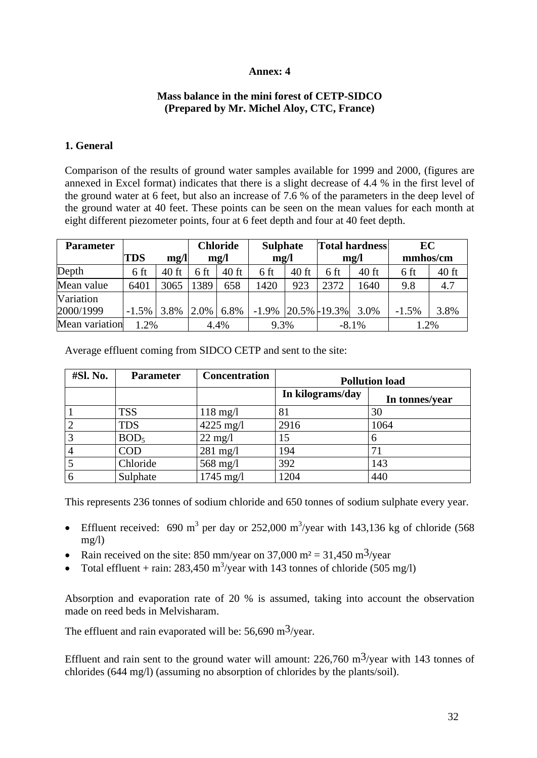**Annex: 4**

**Mass balance in the mini forest of CETP-SIDCO**
**(Prepared by Mr. Michel Aloy, CTC, France)**

## 1. General

Comparison of the results of ground water samples available for 1999 and 2000, (figures are annexed in Excel format) indicates that there is a slight decrease of 4.4 % in the first level of the ground water at 6 feet, but also an increase of 7.6 % of the parameters in the deep level of the ground water at 40 feet. These points can be seen on the mean values for each month at eight different piezometer points, four at 6 feet depth and four at 40 feet depth.

| Parameter | TDS mg/l | | Chloride mg/l | | Sulphate mg/l | | Total hardness mg/l | | EC mmhos/cm | |
|---|---|---|---|---|---|---|---|---|---|---|
| Depth | 6 ft | 40 ft | 6 ft | 40 ft | 6 ft | 40 ft | 6 ft | 40 ft | 6 ft | 40 ft |
| Mean value | 6401 | 3065 | 1389 | 658 | 1420 | 923 | 2372 | 1640 | 9.8 | 4.7 |
| Variation 2000/1999 | -1.5% | 3.8% | 2.0% | 6.8% | -1.9% | 20.5% | -19.3% | 3.0% | -1.5% | 3.8% |
| Mean variation | 1.2% | | 4.4% | | 9.3% | | -8.1% | | 1.2% | |

Average effluent coming from SIDCO CETP and sent to the site:

| #Sl. No. | Parameter | Concentration | Pollution load | |
|---|---|---|---|---|
| | | | In kilograms/day | In tonnes/year |
| 1 | TSS | 118 mg/l | 81 | 30 |
| 2 | TDS | 4225 mg/l | 2916 | 1064 |
| 3 | $BOD_5$ | 22 mg/l | 15 | 6 |
| 4 | COD | 281 mg/l | 194 | 71 |
| 5 | Chloride | 568 mg/l | 392 | 143 |
| 6 | Sulphate | 1745 mg/l | 1204 | 440 |

This represents 236 tonnes of sodium chloride and 650 tonnes of sodium sulphate every year.

- Effluent received: 690 $m^3$ per day or 252,000 $m^3$/year with 143,136 kg of chloride (568 mg/l)
- Rain received on the site: 850 mm/year on 37,000 $m^2$ = 31,450 $m^3$/year
- Total effluent + rain: 283,450 $m^3$/year with 143 tonnes of chloride (505 mg/l)

Absorption and evaporation rate of 20 % is assumed, taking into account the observation made on reed beds in Melvisharam.

The effluent and rain evaporated will be: 56,690 $m^3$/year.

Effluent and rain sent to the ground water will amount: 226,760 $m^3$/year with 143 tonnes of chlorides (644 mg/l) (assuming no absorption of chlorides by the plants/soil).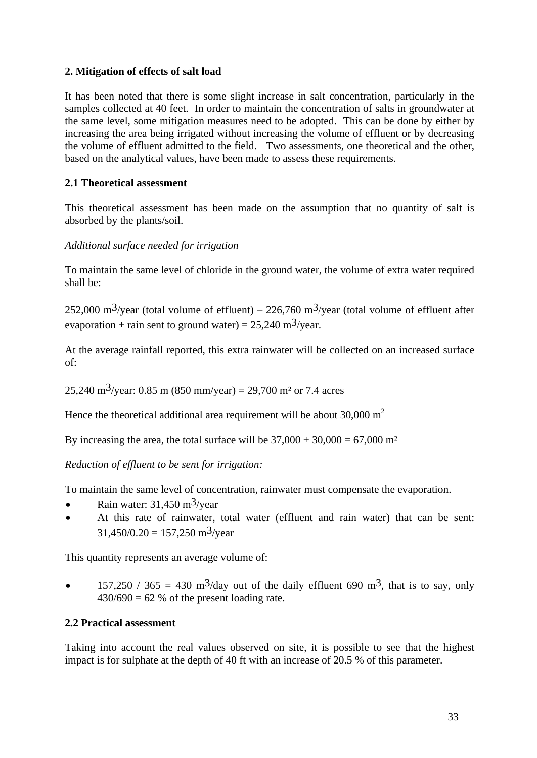**2. Mitigation of effects of salt load**

It has been noted that there is some slight increase in salt concentration, particularly in the samples collected at 40 feet. In order to maintain the concentration of salts in groundwater at the same level, some mitigation measures need to be adopted. This can be done by either by increasing the area being irrigated without increasing the volume of effluent or by decreasing the volume of effluent admitted to the field. Two assessments, one theoretical and the other, based on the analytical values, have been made to assess these requirements.

**2.1 Theoretical assessment**

This theoretical assessment has been made on the assumption that no quantity of salt is absorbed by the plants/soil.

*Additional surface needed for irrigation*

To maintain the same level of chloride in the ground water, the volume of extra water required shall be:

252,000 $m^3$/year (total volume of effluent) – 226,760 $m^3$/year (total volume of effluent after evaporation + rain sent to ground water) = 25,240 $m^3$/year.

At the average rainfall reported, this extra rainwater will be collected on an increased surface of:

25,240 $m^3$/year: 0.85 m (850 mm/year) = 29,700 m² or 7.4 acres

Hence the theoretical additional area requirement will be about 30,000 $m^2$

By increasing the area, the total surface will be 37,000 + 30,000 = 67,000 m²

*Reduction of effluent to be sent for irrigation:*

To maintain the same level of concentration, rainwater must compensate the evaporation.

- Rain water: 31,450 $m^3$/year
- At this rate of rainwater, total water (effluent and rain water) that can be sent: 31,450/0.20 = 157,250 $m^3$/year

This quantity represents an average volume of:

- 157,250 / 365 = 430 $m^3$/day out of the daily effluent 690 $m^3$, that is to say, only 430/690 = 62 % of the present loading rate.

**2.2 Practical assessment**

Taking into account the real values observed on site, it is possible to see that the highest impact is for sulphate at the depth of 40 ft with an increase of 20.5 % of this parameter.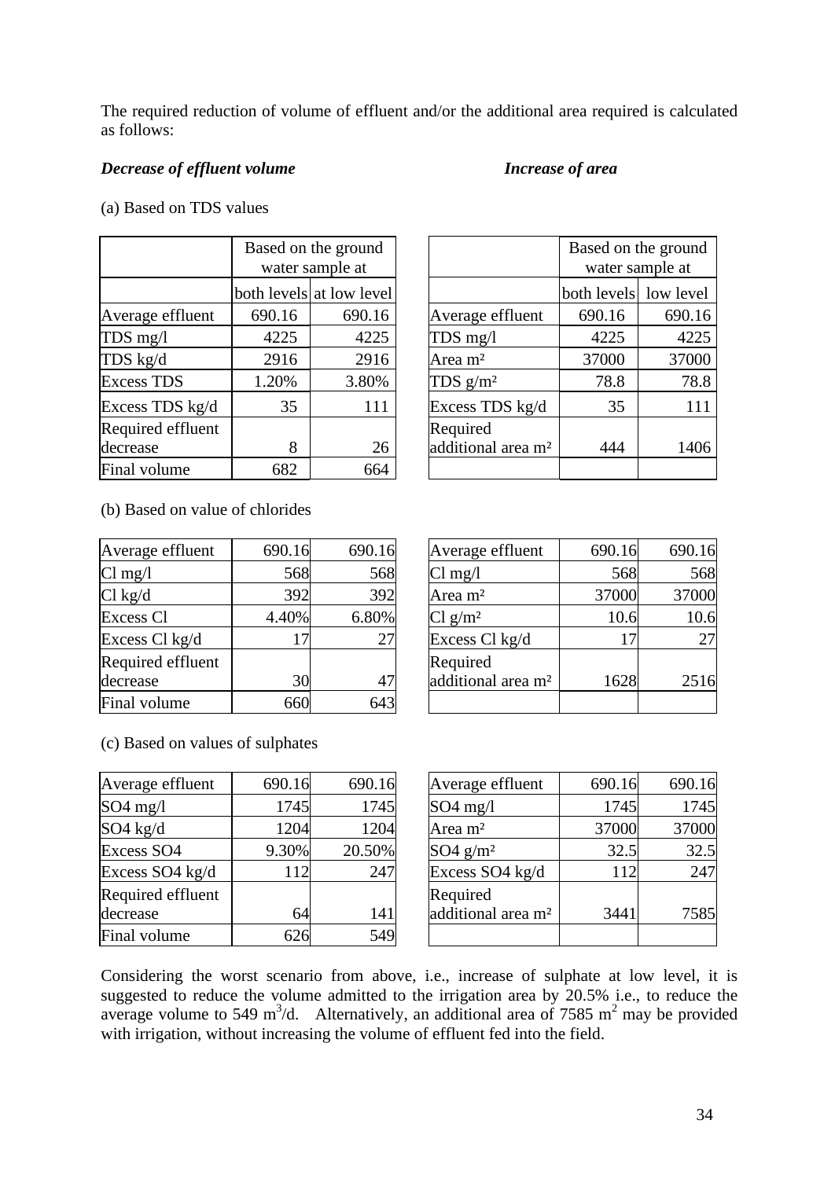The required reduction of volume of effluent and/or the additional area required is calculated as follows:

***Decrease of effluent volume*** ***Increase of area***

(a) Based on TDS values

| | Based on the ground water sample at | |
|---|---|---|
| | both levels | at low level |
| Average effluent | 690.16 | 690.16 |
| TDS mg/l | 4225 | 4225 |
| TDS kg/d | 2916 | 2916 |
| Excess TDS | 1.20% | 3.80% |
| Excess TDS kg/d | 35 | 111 |
| Required effluent decrease | 8 | 26 |
| Final volume | 682 | 664 |

| | Based on the ground water sample at | |
|---|---|---|
| | both levels | low level |
| Average effluent | 690.16 | 690.16 |
| TDS mg/l | 4225 | 4225 |
| Area m² | 37000 | 37000 |
| TDS g/m² | 78.8 | 78.8 |
| Excess TDS kg/d | 35 | 111 |
| Required additional area m² | 444 | 1406 |

(b) Based on value of chlorides

| | | |
|---|---|---|
| Average effluent | 690.16 | 690.16 |
| Cl mg/l | 568 | 568 |
| Cl kg/d | 392 | 392 |
| Excess Cl | 4.40% | 6.80% |
| Excess Cl kg/d | 17 | 27 |
| Required effluent decrease | 30 | 47 |
| Final volume | 660 | 643 |

| | | |
|---|---|---|
| Average effluent | 690.16 | 690.16 |
| Cl mg/l | 568 | 568 |
| Area m² | 37000 | 37000 |
| Cl g/m² | 10.6 | 10.6 |
| Excess Cl kg/d | 17 | 27 |
| Required additional area m² | 1628 | 2516 |

(c) Based on values of sulphates

| | | |
|---|---|---|
| Average effluent | 690.16 | 690.16 |
| SO4 mg/l | 1745 | 1745 |
| SO4 kg/d | 1204 | 1204 |
| Excess SO4 | 9.30% | 20.50% |
| Excess SO4 kg/d | 112 | 247 |
| Required effluent decrease | 64 | 141 |
| Final volume | 626 | 549 |

| | | |
|---|---|---|
| Average effluent | 690.16 | 690.16 |
| SO4 mg/l | 1745 | 1745 |
| Area m² | 37000 | 37000 |
| SO4 g/m² | 32.5 | 32.5 |
| Excess SO4 kg/d | 112 | 247 |
| Required additional area m² | 3441 | 7585 |

Considering the worst scenario from above, i.e., increase of sulphate at low level, it is suggested to reduce the volume admitted to the irrigation area by 20.5% i.e., to reduce the average volume to 549 $m^3$/d. Alternatively, an additional area of 7585 $m^2$ may be provided with irrigation, without increasing the volume of effluent fed into the field.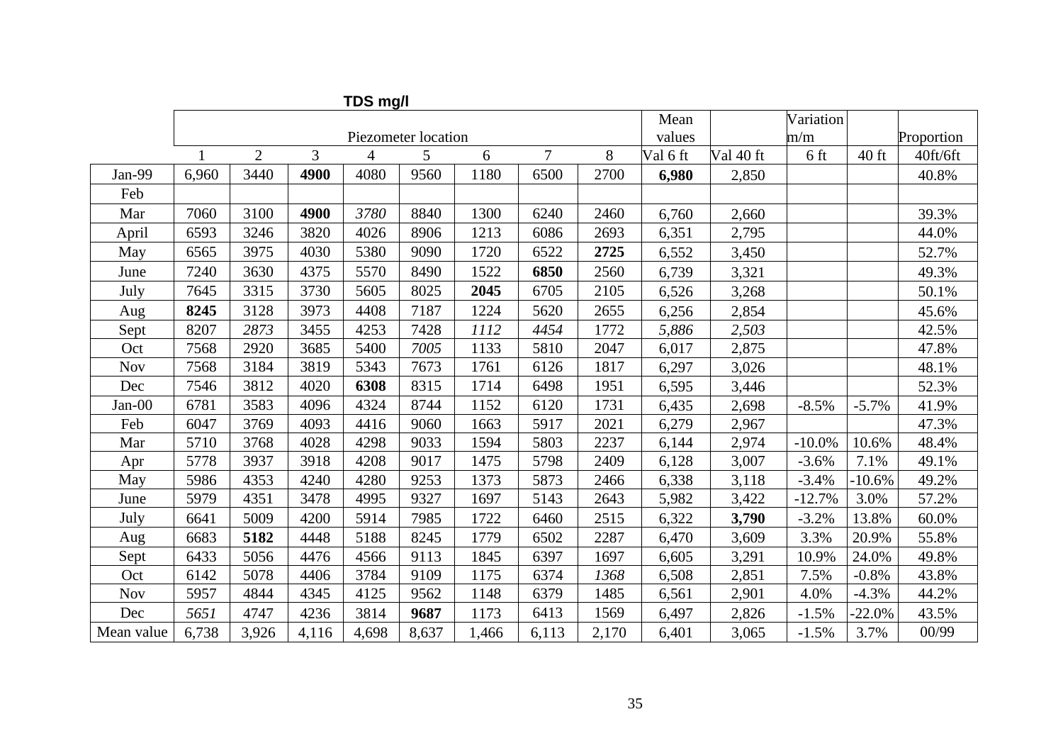**TDS mg/l**

| | Piezometer location | | | | | | | | Mean values | | Variation m/m | | Proportion |
|---|---|---|---|---|---|---|---|---|---|---|---|---|---|
| | 1 | 2 | 3 | 4 | 5 | 6 | 7 | 8 | Val 6 ft | Val 40 ft | 6 ft | 40 ft | 40ft/6ft |
| Jan-99 | 6,960 | 3440 | **4900** | 4080 | 9560 | 1180 | 6500 | 2700 | **6,980** | 2,850 | | | 40.8% |
| Feb | | | | | | | | | | | | | |
| Mar | 7060 | 3100 | **4900** | *3780* | 8840 | 1300 | 6240 | 2460 | 6,760 | 2,660 | | | 39.3% |
| April | 6593 | 3246 | 3820 | 4026 | 8906 | 1213 | 6086 | 2693 | 6,351 | 2,795 | | | 44.0% |
| May | 6565 | 3975 | 4030 | 5380 | 9090 | 1720 | 6522 | **2725** | 6,552 | 3,450 | | | 52.7% |
| June | 7240 | 3630 | 4375 | 5570 | 8490 | 1522 | **6850** | 2560 | 6,739 | 3,321 | | | 49.3% |
| July | 7645 | 3315 | 3730 | 5605 | 8025 | **2045** | 6705 | 2105 | 6,526 | 3,268 | | | 50.1% |
| Aug | **8245** | 3128 | 3973 | 4408 | 7187 | 1224 | 5620 | 2655 | 6,256 | 2,854 | | | 45.6% |
| Sept | 8207 | *2873* | 3455 | 4253 | 7428 | *1112* | *4454* | 1772 | *5,886* | *2,503* | | | 42.5% |
| Oct | 7568 | 2920 | 3685 | 5400 | *7005* | 1133 | 5810 | 2047 | 6,017 | 2,875 | | | 47.8% |
| Nov | 7568 | 3184 | 3819 | 5343 | 7673 | 1761 | 6126 | 1817 | 6,297 | 3,026 | | | 48.1% |
| Dec | 7546 | 3812 | 4020 | **6308** | 8315 | 1714 | 6498 | 1951 | 6,595 | 3,446 | | | 52.3% |
| Jan-00 | 6781 | 3583 | 4096 | 4324 | 8744 | 1152 | 6120 | 1731 | 6,435 | 2,698 | -8.5% | -5.7% | 41.9% |
| Feb | 6047 | 3769 | 4093 | 4416 | 9060 | 1663 | 5917 | 2021 | 6,279 | 2,967 | | | 47.3% |
| Mar | 5710 | 3768 | 4028 | 4298 | 9033 | 1594 | 5803 | 2237 | 6,144 | 2,974 | -10.0% | 10.6% | 48.4% |
| Apr | 5778 | 3937 | 3918 | 4208 | 9017 | 1475 | 5798 | 2409 | 6,128 | 3,007 | -3.6% | 7.1% | 49.1% |
| May | 5986 | 4353 | 4240 | 4280 | 9253 | 1373 | 5873 | 2466 | 6,338 | 3,118 | -3.4% | -10.6% | 49.2% |
| June | 5979 | 4351 | 3478 | 4995 | 9327 | 1697 | 5143 | 2643 | 5,982 | 3,422 | -12.7% | 3.0% | 57.2% |
| July | 6641 | 5009 | 4200 | 5914 | 7985 | 1722 | 6460 | 2515 | 6,322 | **3,790** | -3.2% | 13.8% | 60.0% |
| Aug | 6683 | **5182** | 4448 | 5188 | 8245 | 1779 | 6502 | 2287 | 6,470 | 3,609 | 3.3% | 20.9% | 55.8% |
| Sept | 6433 | 5056 | 4476 | 4566 | 9113 | 1845 | 6397 | 1697 | 6,605 | 3,291 | 10.9% | 24.0% | 49.8% |
| Oct | 6142 | 5078 | 4406 | 3784 | 9109 | 1175 | 6374 | *1368* | 6,508 | 2,851 | 7.5% | -0.8% | 43.8% |
| Nov | 5957 | 4844 | 4345 | 4125 | 9562 | 1148 | 6379 | 1485 | 6,561 | 2,901 | 4.0% | -4.3% | 44.2% |
| Dec | *5651* | 4747 | 4236 | 3814 | **9687** | 1173 | 6413 | 1569 | 6,497 | 2,826 | -1.5% | -22.0% | 43.5% |
| Mean value | 6,738 | 3,926 | 4,116 | 4,698 | 8,637 | 1,466 | 6,113 | 2,170 | 6,401 | 3,065 | -1.5% | 3.7% | 00/99 |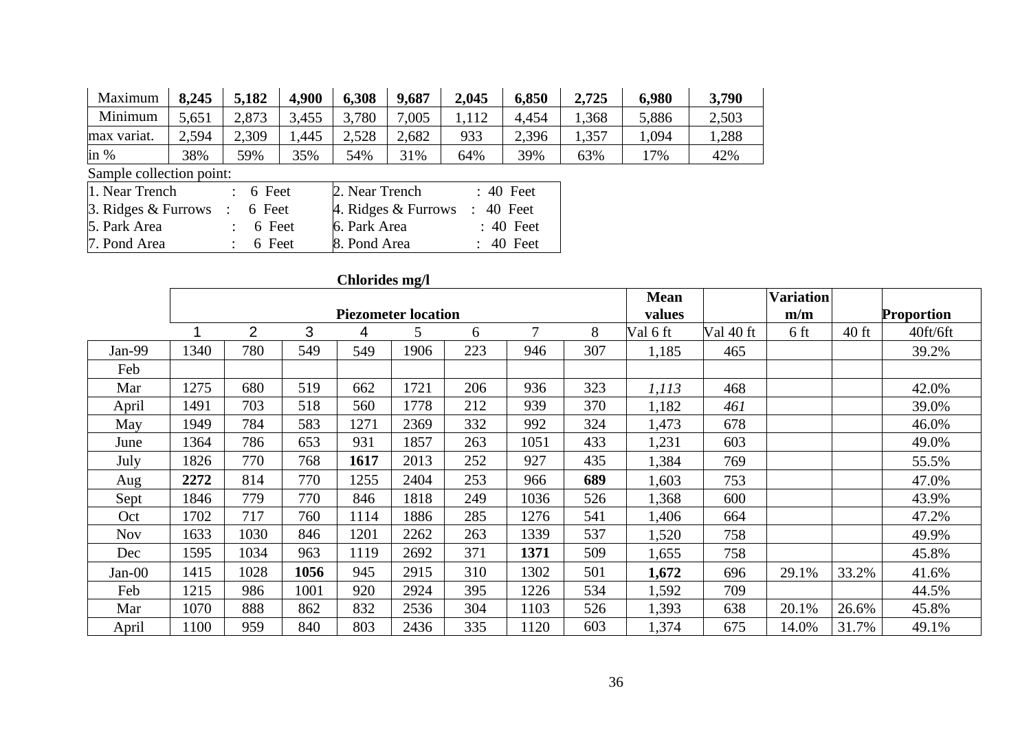| Maximum | **8,245** | **5,182** | **4,900** | **6,308** | **9,687** | **2,045** | **6,850** | **2,725** | **6,980** | **3,790** |
|---|---|---|---|---|---|---|---|---|---|---|
| Minimum | 5,651 | 2,873 | 3,455 | 3,780 | 7,005 | 1,112 | 4,454 | 1,368 | 5,886 | 2,503 |
| max variat. | 2,594 | 2,309 | 1,445 | 2,528 | 2,682 | 933 | 2,396 | 1,357 | 1,094 | 1,288 |
| in % | 38% | 59% | 35% | 54% | 31% | 64% | 39% | 63% | 17% | 42% |

Sample collection point:

| | |
|---|---|
| 1. Near Trench : 6 Feet | 2. Near Trench : 40 Feet |
| 3. Ridges & Furrows : 6 Feet | 4. Ridges & Furrows : 40 Feet |
| 5. Park Area : 6 Feet | 6. Park Area : 40 Feet |
| 7. Pond Area : 6 Feet | 8. Pond Area : 40 Feet |

**Chlorides mg/l**

| | Piezometer location | | | | | | | | Mean values | | Variation m/m | | Proportion |
|---|---|---|---|---|---|---|---|---|---|---|---|---|---|
| | 1 | 2 | 3 | 4 | 5 | 6 | 7 | 8 | Val 6 ft | Val 40 ft | 6 ft | 40 ft | 40ft/6ft |
| Jan-99 | 1340 | 780 | 549 | 549 | 1906 | 223 | 946 | 307 | 1,185 | 465 | | | 39.2% |
| Feb | | | | | | | | | | | | | |
| Mar | 1275 | 680 | 519 | 662 | 1721 | 206 | 936 | 323 | *1,113* | 468 | | | 42.0% |
| April | 1491 | 703 | 518 | 560 | 1778 | 212 | 939 | 370 | 1,182 | *461* | | | 39.0% |
| May | 1949 | 784 | 583 | 1271 | 2369 | 332 | 992 | 324 | 1,473 | 678 | | | 46.0% |
| June | 1364 | 786 | 653 | 931 | 1857 | 263 | 1051 | 433 | 1,231 | 603 | | | 49.0% |
| July | 1826 | 770 | 768 | **1617** | 2013 | 252 | 927 | 435 | 1,384 | 769 | | | 55.5% |
| Aug | **2272** | 814 | 770 | 1255 | 2404 | 253 | 966 | **689** | 1,603 | 753 | | | 47.0% |
| Sept | 1846 | 779 | 770 | 846 | 1818 | 249 | 1036 | 526 | 1,368 | 600 | | | 43.9% |
| Oct | 1702 | 717 | 760 | 1114 | 1886 | 285 | 1276 | 541 | 1,406 | 664 | | | 47.2% |
| Nov | 1633 | 1030 | 846 | 1201 | 2262 | 263 | 1339 | 537 | 1,520 | 758 | | | 49.9% |
| Dec | 1595 | 1034 | 963 | 1119 | 2692 | 371 | **1371** | 509 | 1,655 | 758 | | | 45.8% |
| Jan-00 | 1415 | 1028 | **1056** | 945 | 2915 | 310 | 1302 | 501 | **1,672** | 696 | 29.1% | 33.2% | 41.6% |
| Feb | 1215 | 986 | 1001 | 920 | 2924 | 395 | 1226 | 534 | 1,592 | 709 | | | 44.5% |
| Mar | 1070 | 888 | 862 | 832 | 2536 | 304 | 1103 | 526 | 1,393 | 638 | 20.1% | 26.6% | 45.8% |
| April | 1100 | 959 | 840 | 803 | 2436 | 335 | 1120 | 603 | 1,374 | 675 | 14.0% | 31.7% | 49.1% |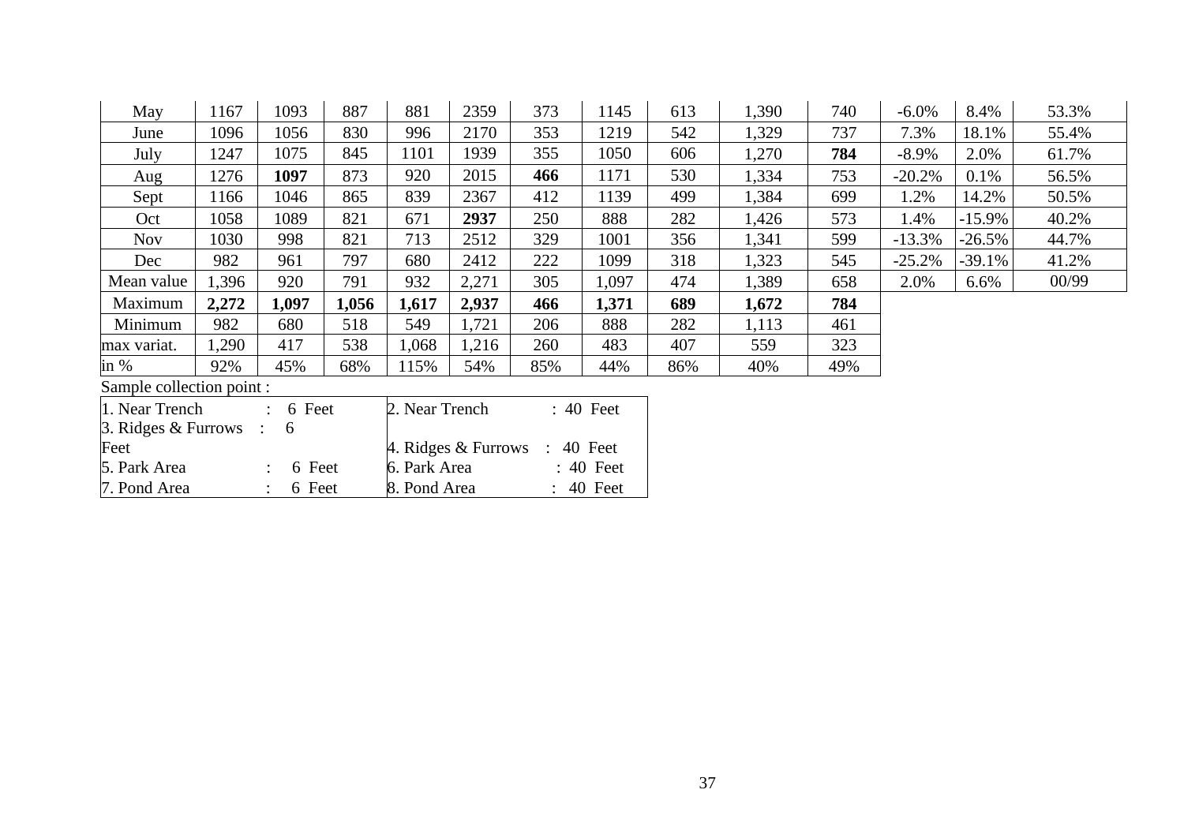| | | | | | | | | | | | | | |
|---|---|---|---|---|---|---|---|---|---|---|---|---|---|
| May | 1167 | 1093 | 887 | 881 | 2359 | 373 | 1145 | 613 | 1,390 | 740 | -6.0% | 8.4% | 53.3% |
| June | 1096 | 1056 | 830 | 996 | 2170 | 353 | 1219 | 542 | 1,329 | 737 | 7.3% | 18.1% | 55.4% |
| July | 1247 | 1075 | 845 | 1101 | 1939 | 355 | 1050 | 606 | 1,270 | **784** | -8.9% | 2.0% | 61.7% |
| Aug | 1276 | **1097** | 873 | 920 | 2015 | **466** | 1171 | 530 | 1,334 | 753 | -20.2% | 0.1% | 56.5% |
| Sept | 1166 | 1046 | 865 | 839 | 2367 | 412 | 1139 | 499 | 1,384 | 699 | 1.2% | 14.2% | 50.5% |
| Oct | 1058 | 1089 | 821 | 671 | **2937** | 250 | 888 | 282 | 1,426 | 573 | 1.4% | -15.9% | 40.2% |
| Nov | 1030 | 998 | 821 | 713 | 2512 | 329 | 1001 | 356 | 1,341 | 599 | -13.3% | -26.5% | 44.7% |
| Dec | 982 | 961 | 797 | 680 | 2412 | 222 | 1099 | 318 | 1,323 | 545 | -25.2% | -39.1% | 41.2% |
| Mean value | 1,396 | 920 | 791 | 932 | 2,271 | 305 | 1,097 | 474 | 1,389 | 658 | 2.0% | 6.6% | 00/99 |
| Maximum | **2,272** | **1,097** | **1,056** | **1,617** | **2,937** | **466** | **1,371** | **689** | **1,672** | **784** | | | |
| Minimum | 982 | 680 | 518 | 549 | 1,721 | 206 | 888 | 282 | 1,113 | 461 | | | |
| max variat. | 1,290 | 417 | 538 | 1,068 | 1,216 | 260 | 483 | 407 | 559 | 323 | | | |
| in % | 92% | 45% | 68% | 115% | 54% | 85% | 44% | 86% | 40% | 49% | | | |

Sample collection point :

| | |
|---|---|
| 1. Near Trench : 6 Feet | 2. Near Trench : 40 Feet |
| 3. Ridges & Furrows : 6 Feet | 4. Ridges & Furrows : 40 Feet |
| 5. Park Area : 6 Feet | 6. Park Area : 40 Feet |
| 7. Pond Area : 6 Feet | 8. Pond Area : 40 Feet |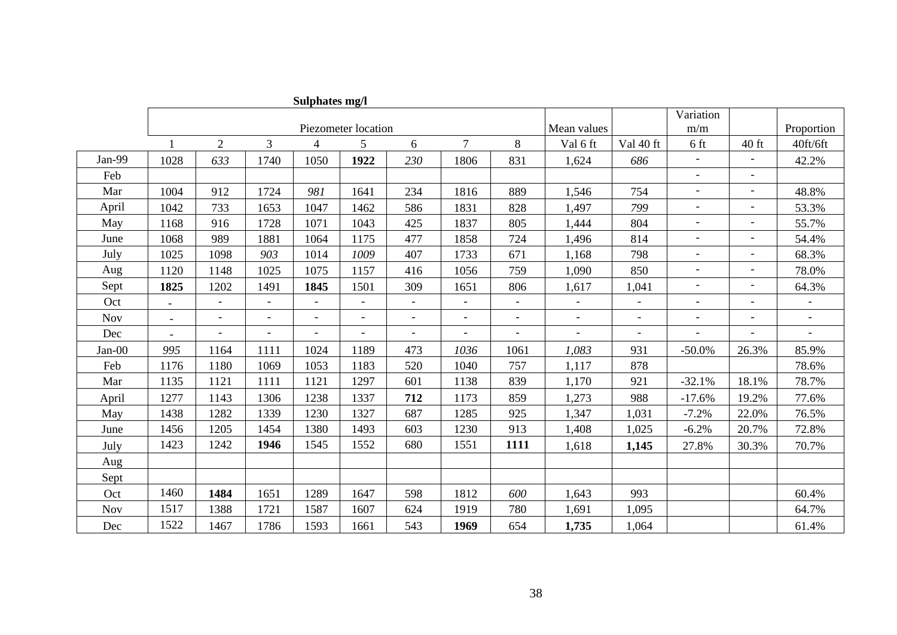**Sulphates mg/l**

| | Piezometer location | | | | | | | | Mean values | | Variation m/m | | Proportion |
|---|---|---|---|---|---|---|---|---|---|---|---|---|---|
| | 1 | 2 | 3 | 4 | 5 | 6 | 7 | 8 | Val 6 ft | Val 40 ft | 6 ft | 40 ft | 40ft/6ft |
| Jan-99 | 1028 | *633* | 1740 | 1050 | **1922** | *230* | 1806 | 831 | 1,624 | *686* | - | - | 42.2% |
| Feb | | | | | | | | | | | - | - | |
| Mar | 1004 | 912 | 1724 | *981* | 1641 | 234 | 1816 | 889 | 1,546 | 754 | - | - | 48.8% |
| April | 1042 | 733 | 1653 | 1047 | 1462 | 586 | 1831 | 828 | 1,497 | *799* | - | - | 53.3% |
| May | 1168 | 916 | 1728 | 1071 | 1043 | 425 | 1837 | 805 | 1,444 | 804 | - | - | 55.7% |
| June | 1068 | 989 | 1881 | 1064 | 1175 | 477 | 1858 | 724 | 1,496 | 814 | - | - | 54.4% |
| July | 1025 | 1098 | *903* | 1014 | *1009* | 407 | 1733 | 671 | 1,168 | 798 | - | - | 68.3% |
| Aug | 1120 | 1148 | 1025 | 1075 | 1157 | 416 | 1056 | 759 | 1,090 | 850 | - | - | 78.0% |
| Sept | **1825** | 1202 | 1491 | **1845** | 1501 | 309 | 1651 | 806 | 1,617 | 1,041 | - | - | 64.3% |
| Oct | - | - | - | - | - | - | - | - | - | - | - | - | - |
| Nov | - | - | - | - | - | - | - | - | - | - | - | - | - |
| Dec | - | - | - | - | - | - | - | - | - | - | - | - | - |
| Jan-00 | *995* | 1164 | 1111 | 1024 | 1189 | 473 | *1036* | 1061 | *1,083* | 931 | -50.0% | 26.3% | 85.9% |
| Feb | 1176 | 1180 | 1069 | 1053 | 1183 | 520 | 1040 | 757 | 1,117 | 878 | | | 78.6% |
| Mar | 1135 | 1121 | 1111 | 1121 | 1297 | 601 | 1138 | 839 | 1,170 | 921 | -32.1% | 18.1% | 78.7% |
| April | 1277 | 1143 | 1306 | 1238 | 1337 | **712** | 1173 | 859 | 1,273 | 988 | -17.6% | 19.2% | 77.6% |
| May | 1438 | 1282 | 1339 | 1230 | 1327 | 687 | 1285 | 925 | 1,347 | 1,031 | -7.2% | 22.0% | 76.5% |
| June | 1456 | 1205 | 1454 | 1380 | 1493 | 603 | 1230 | 913 | 1,408 | 1,025 | -6.2% | 20.7% | 72.8% |
| July | 1423 | 1242 | **1946** | 1545 | 1552 | 680 | 1551 | **1111** | 1,618 | **1,145** | 27.8% | 30.3% | 70.7% |
| Aug | | | | | | | | | | | | | |
| Sept | | | | | | | | | | | | | |
| Oct | 1460 | **1484** | 1651 | 1289 | 1647 | 598 | 1812 | *600* | 1,643 | 993 | | | 60.4% |
| Nov | 1517 | 1388 | 1721 | 1587 | 1607 | 624 | 1919 | 780 | 1,691 | 1,095 | | | 64.7% |
| Dec | 1522 | 1467 | 1786 | 1593 | 1661 | 543 | **1969** | 654 | **1,735** | 1,064 | | | 61.4% |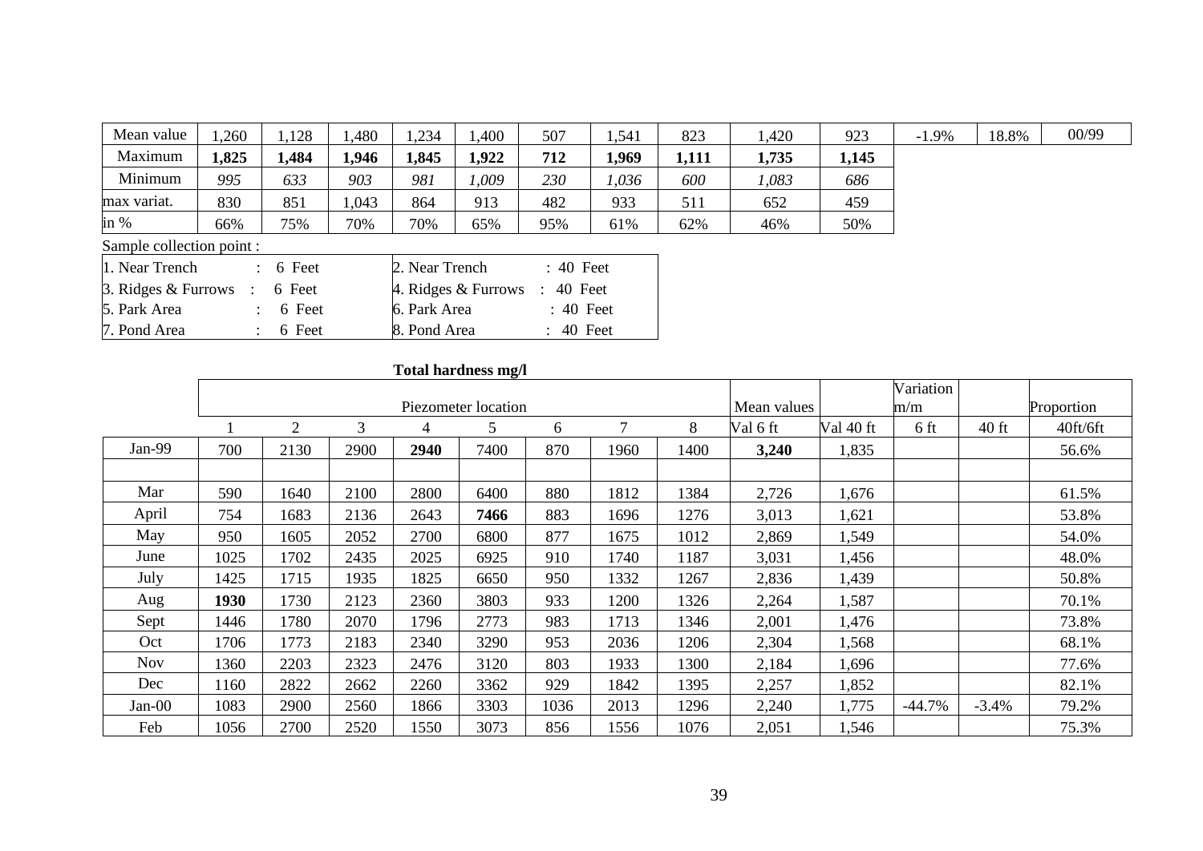| Mean value | 1,260 | 1,128 | 1,480 | 1,234 | 1,400 | 507 | 1,541 | 823 | 1,420 | 923 | -1.9% | 18.8% | 00/99 |
|---|---|---|---|---|---|---|---|---|---|---|---|---|---|
| Maximum | **1,825** | **1,484** | **1,946** | **1,845** | **1,922** | **712** | **1,969** | **1,111** | **1,735** | **1,145** | | | |
| Minimum | *995* | *633* | *903* | *981* | *1,009* | *230* | *1,036* | *600* | *1,083* | *686* | | | |
| max variat. | 830 | 851 | 1,043 | 864 | 913 | 482 | 933 | 511 | 652 | 459 | | | |
| in % | 66% | 75% | 70% | 70% | 65% | 95% | 61% | 62% | 46% | 50% | | | |

Sample collection point :

| | |
|---|---|
| 1. Near Trench : 6 Feet | 2. Near Trench : 40 Feet |
| 3. Ridges & Furrows : 6 Feet | 4. Ridges & Furrows : 40 Feet |
| 5. Park Area : 6 Feet | 6. Park Area : 40 Feet |
| 7. Pond Area : 6 Feet | 8. Pond Area : 40 Feet |

**Total hardness mg/l**

| | Piezometer location | | | | | | | | Mean values | | Variation m/m | | Proportion |
|---|---|---|---|---|---|---|---|---|---|---|---|---|---|
| | 1 | 2 | 3 | 4 | 5 | 6 | 7 | 8 | Val 6 ft | Val 40 ft | 6 ft | 40 ft | 40ft/6ft |
| Jan-99 | 700 | 2130 | 2900 | **2940** | 7400 | 870 | 1960 | 1400 | **3,240** | 1,835 | | | 56.6% |
| | | | | | | | | | | | | | |
| Mar | 590 | 1640 | 2100 | 2800 | 6400 | 880 | 1812 | 1384 | 2,726 | 1,676 | | | 61.5% |
| April | 754 | 1683 | 2136 | 2643 | **7466** | 883 | 1696 | 1276 | 3,013 | 1,621 | | | 53.8% |
| May | 950 | 1605 | 2052 | 2700 | 6800 | 877 | 1675 | 1012 | 2,869 | 1,549 | | | 54.0% |
| June | 1025 | 1702 | 2435 | 2025 | 6925 | 910 | 1740 | 1187 | 3,031 | 1,456 | | | 48.0% |
| July | 1425 | 1715 | 1935 | 1825 | 6650 | 950 | 1332 | 1267 | 2,836 | 1,439 | | | 50.8% |
| Aug | **1930** | 1730 | 2123 | 2360 | 3803 | 933 | 1200 | 1326 | 2,264 | 1,587 | | | 70.1% |
| Sept | 1446 | 1780 | 2070 | 1796 | 2773 | 983 | 1713 | 1346 | 2,001 | 1,476 | | | 73.8% |
| Oct | 1706 | 1773 | 2183 | 2340 | 3290 | 953 | 2036 | 1206 | 2,304 | 1,568 | | | 68.1% |
| Nov | 1360 | 2203 | 2323 | 2476 | 3120 | 803 | 1933 | 1300 | 2,184 | 1,696 | | | 77.6% |
| Dec | 1160 | 2822 | 2662 | 2260 | 3362 | 929 | 1842 | 1395 | 2,257 | 1,852 | | | 82.1% |
| Jan-00 | 1083 | 2900 | 2560 | 1866 | 3303 | 1036 | 2013 | 1296 | 2,240 | 1,775 | -44.7% | -3.4% | 79.2% |
| Feb | 1056 | 2700 | 2520 | 1550 | 3073 | 856 | 1556 | 1076 | 2,051 | 1,546 | | | 75.3% |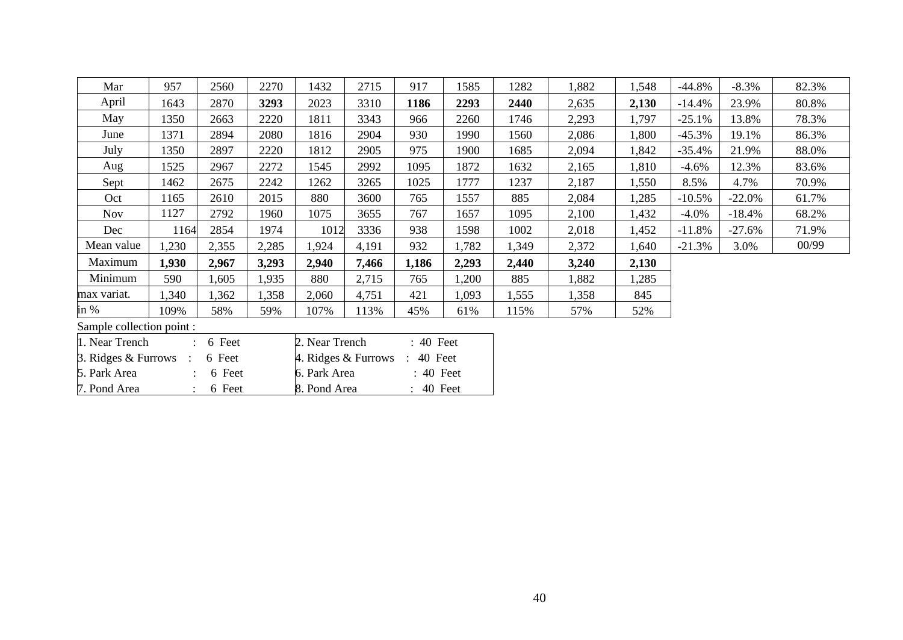| Mar | 957 | 2560 | 2270 | 1432 | 2715 | 917 | 1585 | 1282 | 1,882 | 1,548 | -44.8% | -8.3% | 82.3% |
|---|---|---|---|---|---|---|---|---|---|---|---|---|---|
| April | 1643 | 2870 | **3293** | 2023 | 3310 | **1186** | **2293** | **2440** | 2,635 | **2,130** | -14.4% | 23.9% | 80.8% |
| May | 1350 | 2663 | 2220 | 1811 | 3343 | 966 | 2260 | 1746 | 2,293 | 1,797 | -25.1% | 13.8% | 78.3% |
| June | 1371 | 2894 | 2080 | 1816 | 2904 | 930 | 1990 | 1560 | 2,086 | 1,800 | -45.3% | 19.1% | 86.3% |
| July | 1350 | 2897 | 2220 | 1812 | 2905 | 975 | 1900 | 1685 | 2,094 | 1,842 | -35.4% | 21.9% | 88.0% |
| Aug | 1525 | 2967 | 2272 | 1545 | 2992 | 1095 | 1872 | 1632 | 2,165 | 1,810 | -4.6% | 12.3% | 83.6% |
| Sept | 1462 | 2675 | 2242 | 1262 | 3265 | 1025 | 1777 | 1237 | 2,187 | 1,550 | 8.5% | 4.7% | 70.9% |
| Oct | 1165 | 2610 | 2015 | 880 | 3600 | 765 | 1557 | 885 | 2,084 | 1,285 | -10.5% | -22.0% | 61.7% |
| Nov | 1127 | 2792 | 1960 | 1075 | 3655 | 767 | 1657 | 1095 | 2,100 | 1,432 | -4.0% | -18.4% | 68.2% |
| Dec | 1164 | 2854 | 1974 | 1012 | 3336 | 938 | 1598 | 1002 | 2,018 | 1,452 | -11.8% | -27.6% | 71.9% |
| Mean value | 1,230 | 2,355 | 2,285 | 1,924 | 4,191 | 932 | 1,782 | 1,349 | 2,372 | 1,640 | -21.3% | 3.0% | 00/99 |
| Maximum | **1,930** | **2,967** | **3,293** | **2,940** | **7,466** | **1,186** | **2,293** | **2,440** | **3,240** | **2,130** | | | |
| Minimum | 590 | 1,605 | 1,935 | 880 | 2,715 | 765 | 1,200 | 885 | 1,882 | 1,285 | | | |
| max variat. | 1,340 | 1,362 | 1,358 | 2,060 | 4,751 | 421 | 1,093 | 1,555 | 1,358 | 845 | | | |
| in % | 109% | 58% | 59% | 107% | 113% | 45% | 61% | 115% | 57% | 52% | | | |

Sample collection point :

| | |
|---|---|
| 1. Near Trench : 6 Feet | 2. Near Trench : 40 Feet |
| 3. Ridges & Furrows : 6 Feet | 4. Ridges & Furrows : 40 Feet |
| 5. Park Area : 6 Feet | 6. Park Area : 40 Feet |
| 7. Pond Area : 6 Feet | 8. Pond Area : 40 Feet |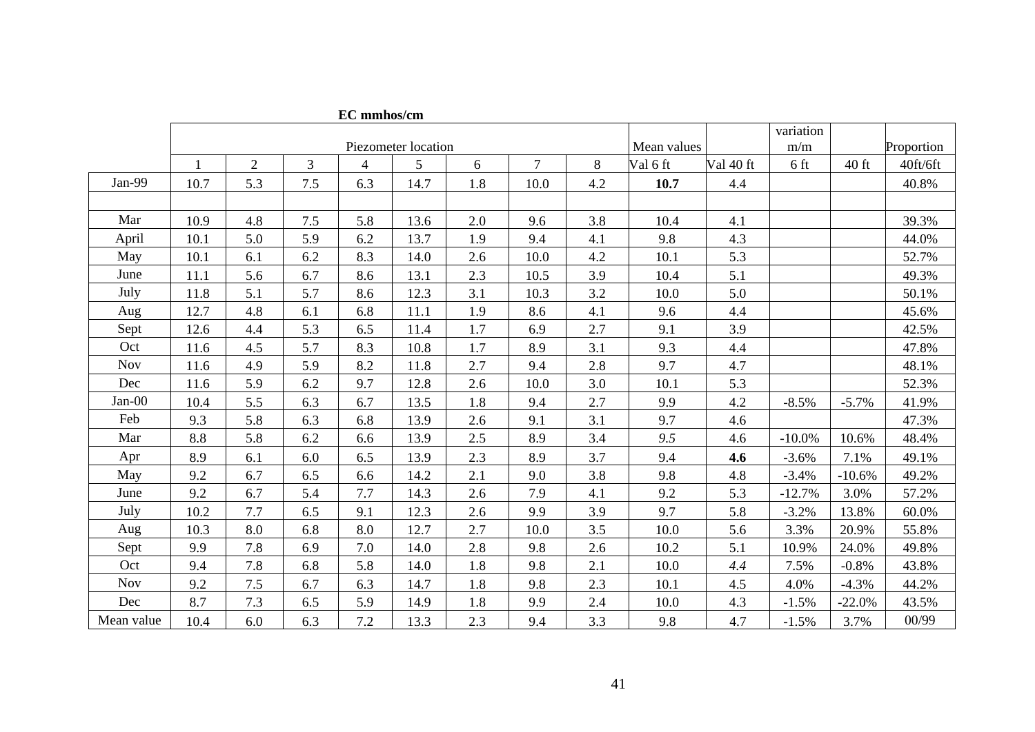**EC mmhos/cm**

| | Piezometer location | | | | | | | | Mean values | | variation m/m | | Proportion |
|---|---|---|---|---|---|---|---|---|---|---|---|---|---|
| | 1 | 2 | 3 | 4 | 5 | 6 | 7 | 8 | Val 6 ft | Val 40 ft | 6 ft | 40 ft | 40ft/6ft |
| Jan-99 | 10.7 | 5.3 | 7.5 | 6.3 | 14.7 | 1.8 | 10.0 | 4.2 | **10.7** | 4.4 | | | 40.8% |
| | | | | | | | | | | | | | |
| Mar | 10.9 | 4.8 | 7.5 | 5.8 | 13.6 | 2.0 | 9.6 | 3.8 | 10.4 | 4.1 | | | 39.3% |
| April | 10.1 | 5.0 | 5.9 | 6.2 | 13.7 | 1.9 | 9.4 | 4.1 | 9.8 | 4.3 | | | 44.0% |
| May | 10.1 | 6.1 | 6.2 | 8.3 | 14.0 | 2.6 | 10.0 | 4.2 | 10.1 | 5.3 | | | 52.7% |
| June | 11.1 | 5.6 | 6.7 | 8.6 | 13.1 | 2.3 | 10.5 | 3.9 | 10.4 | 5.1 | | | 49.3% |
| July | 11.8 | 5.1 | 5.7 | 8.6 | 12.3 | 3.1 | 10.3 | 3.2 | 10.0 | 5.0 | | | 50.1% |
| Aug | 12.7 | 4.8 | 6.1 | 6.8 | 11.1 | 1.9 | 8.6 | 4.1 | 9.6 | 4.4 | | | 45.6% |
| Sept | 12.6 | 4.4 | 5.3 | 6.5 | 11.4 | 1.7 | 6.9 | 2.7 | 9.1 | 3.9 | | | 42.5% |
| Oct | 11.6 | 4.5 | 5.7 | 8.3 | 10.8 | 1.7 | 8.9 | 3.1 | 9.3 | 4.4 | | | 47.8% |
| Nov | 11.6 | 4.9 | 5.9 | 8.2 | 11.8 | 2.7 | 9.4 | 2.8 | 9.7 | 4.7 | | | 48.1% |
| Dec | 11.6 | 5.9 | 6.2 | 9.7 | 12.8 | 2.6 | 10.0 | 3.0 | 10.1 | 5.3 | | | 52.3% |
| Jan-00 | 10.4 | 5.5 | 6.3 | 6.7 | 13.5 | 1.8 | 9.4 | 2.7 | 9.9 | 4.2 | -8.5% | -5.7% | 41.9% |
| Feb | 9.3 | 5.8 | 6.3 | 6.8 | 13.9 | 2.6 | 9.1 | 3.1 | 9.7 | 4.6 | | | 47.3% |
| Mar | 8.8 | 5.8 | 6.2 | 6.6 | 13.9 | 2.5 | 8.9 | 3.4 | *9.5* | 4.6 | -10.0% | 10.6% | 48.4% |
| Apr | 8.9 | 6.1 | 6.0 | 6.5 | 13.9 | 2.3 | 8.9 | 3.7 | 9.4 | **4.6** | -3.6% | 7.1% | 49.1% |
| May | 9.2 | 6.7 | 6.5 | 6.6 | 14.2 | 2.1 | 9.0 | 3.8 | 9.8 | 4.8 | -3.4% | -10.6% | 49.2% |
| June | 9.2 | 6.7 | 5.4 | 7.7 | 14.3 | 2.6 | 7.9 | 4.1 | 9.2 | 5.3 | -12.7% | 3.0% | 57.2% |
| July | 10.2 | 7.7 | 6.5 | 9.1 | 12.3 | 2.6 | 9.9 | 3.9 | 9.7 | 5.8 | -3.2% | 13.8% | 60.0% |
| Aug | 10.3 | 8.0 | 6.8 | 8.0 | 12.7 | 2.7 | 10.0 | 3.5 | 10.0 | 5.6 | 3.3% | 20.9% | 55.8% |
| Sept | 9.9 | 7.8 | 6.9 | 7.0 | 14.0 | 2.8 | 9.8 | 2.6 | 10.2 | 5.1 | 10.9% | 24.0% | 49.8% |
| Oct | 9.4 | 7.8 | 6.8 | 5.8 | 14.0 | 1.8 | 9.8 | 2.1 | 10.0 | *4.4* | 7.5% | -0.8% | 43.8% |
| Nov | 9.2 | 7.5 | 6.7 | 6.3 | 14.7 | 1.8 | 9.8 | 2.3 | 10.1 | 4.5 | 4.0% | -4.3% | 44.2% |
| Dec | 8.7 | 7.3 | 6.5 | 5.9 | 14.9 | 1.8 | 9.9 | 2.4 | 10.0 | 4.3 | -1.5% | -22.0% | 43.5% |
| Mean value | 10.4 | 6.0 | 6.3 | 7.2 | 13.3 | 2.3 | 9.4 | 3.3 | 9.8 | 4.7 | -1.5% | 3.7% | 00/99 |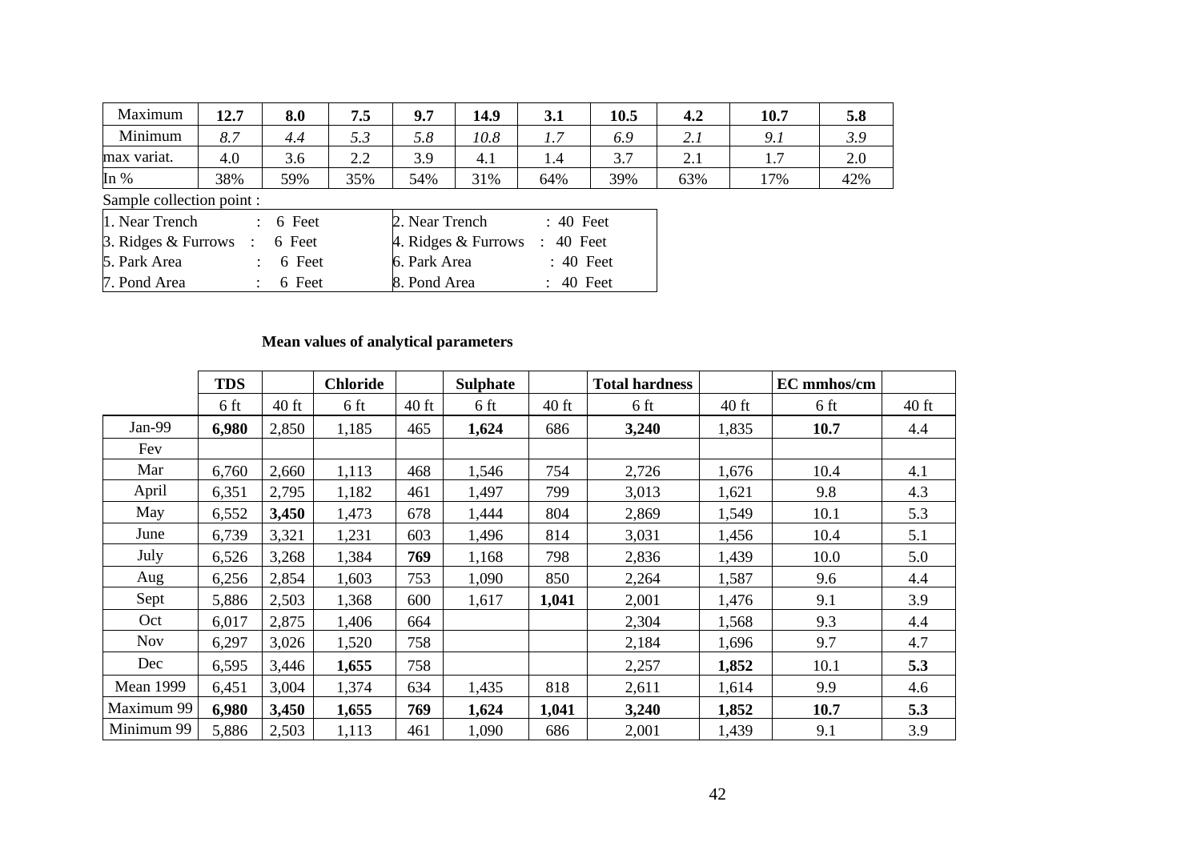| Maximum | **12.7** | **8.0** | **7.5** | **9.7** | **14.9** | **3.1** | **10.5** | **4.2** | **10.7** | **5.8** |
|---|---|---|---|---|---|---|---|---|---|---|
| Minimum | *8.7* | *4.4* | *5.3* | *5.8* | *10.8* | *1.7* | *6.9* | *2.1* | *9.1* | *3.9* |
| max variat. | 4.0 | 3.6 | 2.2 | 3.9 | 4.1 | 1.4 | 3.7 | 2.1 | 1.7 | 2.0 |
| In % | 38% | 59% | 35% | 54% | 31% | 64% | 39% | 63% | 17% | 42% |

Sample collection point :

| | |
|---|---|
| 1. Near Trench : 6 Feet | 2. Near Trench : 40 Feet |
| 3. Ridges & Furrows : 6 Feet | 4. Ridges & Furrows : 40 Feet |
| 5. Park Area : 6 Feet | 6. Park Area : 40 Feet |
| 7. Pond Area : 6 Feet | 8. Pond Area : 40 Feet |

**Mean values of analytical parameters**

| | **TDS** | | **Chloride** | | **Sulphate** | | **Total hardness** | | **EC mmhos/cm** | |
|---|---|---|---|---|---|---|---|---|---|---|
| | 6 ft | 40 ft | 6 ft | 40 ft | 6 ft | 40 ft | 6 ft | 40 ft | 6 ft | 40 ft |
| Jan-99 | **6,980** | 2,850 | 1,185 | 465 | **1,624** | 686 | **3,240** | 1,835 | **10.7** | 4.4 |
| Fev | | | | | | | | | | |
| Mar | 6,760 | 2,660 | 1,113 | 468 | 1,546 | 754 | 2,726 | 1,676 | 10.4 | 4.1 |
| April | 6,351 | 2,795 | 1,182 | 461 | 1,497 | 799 | 3,013 | 1,621 | 9.8 | 4.3 |
| May | 6,552 | **3,450** | 1,473 | 678 | 1,444 | 804 | 2,869 | 1,549 | 10.1 | 5.3 |
| June | 6,739 | 3,321 | 1,231 | 603 | 1,496 | 814 | 3,031 | 1,456 | 10.4 | 5.1 |
| July | 6,526 | 3,268 | 1,384 | **769** | 1,168 | 798 | 2,836 | 1,439 | 10.0 | 5.0 |
| Aug | 6,256 | 2,854 | 1,603 | 753 | 1,090 | 850 | 2,264 | 1,587 | 9.6 | 4.4 |
| Sept | 5,886 | 2,503 | 1,368 | 600 | 1,617 | **1,041** | 2,001 | 1,476 | 9.1 | 3.9 |
| Oct | 6,017 | 2,875 | 1,406 | 664 | | | 2,304 | 1,568 | 9.3 | 4.4 |
| Nov | 6,297 | 3,026 | 1,520 | 758 | | | 2,184 | 1,696 | 9.7 | 4.7 |
| Dec | 6,595 | 3,446 | **1,655** | 758 | | | 2,257 | **1,852** | 10.1 | **5.3** |
| Mean 1999 | 6,451 | 3,004 | 1,374 | 634 | 1,435 | 818 | 2,611 | 1,614 | 9.9 | 4.6 |
| Maximum 99 | **6,980** | **3,450** | **1,655** | **769** | **1,624** | **1,041** | **3,240** | **1,852** | **10.7** | **5.3** |
| Minimum 99 | 5,886 | 2,503 | 1,113 | 461 | 1,090 | 686 | 2,001 | 1,439 | 9.1 | 3.9 |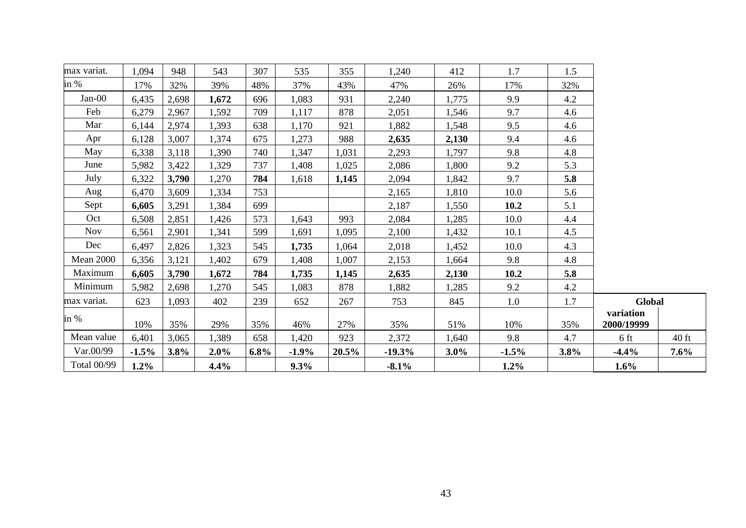| | | | | | | | | | | | | |
|---|---|---|---|---|---|---|---|---|---|---|---|---|
| max variat. | 1,094 | 948 | 543 | 307 | 535 | 355 | 1,240 | 412 | 1.7 | 1.5 | | |
| in % | 17% | 32% | 39% | 48% | 37% | 43% | 47% | 26% | 17% | 32% | | |
| Jan-00 | 6,435 | 2,698 | **1,672** | 696 | 1,083 | 931 | 2,240 | 1,775 | 9.9 | 4.2 | | |
| Feb | 6,279 | 2,967 | 1,592 | 709 | 1,117 | 878 | 2,051 | 1,546 | 9.7 | 4.6 | | |
| Mar | 6,144 | 2,974 | 1,393 | 638 | 1,170 | 921 | 1,882 | 1,548 | 9.5 | 4.6 | | |
| Apr | 6,128 | 3,007 | 1,374 | 675 | 1,273 | 988 | **2,635** | **2,130** | 9.4 | 4.6 | | |
| May | 6,338 | 3,118 | 1,390 | 740 | 1,347 | 1,031 | 2,293 | 1,797 | 9.8 | 4.8 | | |
| June | 5,982 | 3,422 | 1,329 | 737 | 1,408 | 1,025 | 2,086 | 1,800 | 9.2 | 5.3 | | |
| July | 6,322 | **3,790** | 1,270 | **784** | 1,618 | **1,145** | 2,094 | 1,842 | 9.7 | **5.8** | | |
| Aug | 6,470 | 3,609 | 1,334 | 753 | | | 2,165 | 1,810 | 10.0 | 5.6 | | |
| Sept | **6,605** | 3,291 | 1,384 | 699 | | | 2,187 | 1,550 | **10.2** | 5.1 | | |
| Oct | 6,508 | 2,851 | 1,426 | 573 | 1,643 | 993 | 2,084 | 1,285 | 10.0 | 4.4 | | |
| Nov | 6,561 | 2,901 | 1,341 | 599 | 1,691 | 1,095 | 2,100 | 1,432 | 10.1 | 4.5 | | |
| Dec | 6,497 | 2,826 | 1,323 | 545 | **1,735** | 1,064 | 2,018 | 1,452 | 10.0 | 4.3 | | |
| Mean 2000 | 6,356 | 3,121 | 1,402 | 679 | 1,408 | 1,007 | 2,153 | 1,664 | 9.8 | 4.8 | | |
| Maximum | **6,605** | **3,790** | **1,672** | **784** | **1,735** | **1,145** | **2,635** | **2,130** | **10.2** | **5.8** | | |
| Minimum | 5,982 | 2,698 | 1,270 | 545 | 1,083 | 878 | 1,882 | 1,285 | 9.2 | 4.2 | | |
| max variat. | 623 | 1,093 | 402 | 239 | 652 | 267 | 753 | 845 | 1.0 | 1.7 | **Global** | |
| in % | 10% | 35% | 29% | 35% | 46% | 27% | 35% | 51% | 10% | 35% | **variation 2000/19999** | |
| Mean value | 6,401 | 3,065 | 1,389 | 658 | 1,420 | 923 | 2,372 | 1,640 | 9.8 | 4.7 | 6 ft | 40 ft |
| Var.00/99 | **-1.5%** | **3.8%** | **2.0%** | **6.8%** | **-1.9%** | **20.5%** | **-19.3%** | **3.0%** | **-1.5%** | **3.8%** | **-4.4%** | **7.6%** |
| Total 00/99 | **1.2%** | | **4.4%** | | **9.3%** | | **-8.1%** | | **1.2%** | | **1.6%** | |